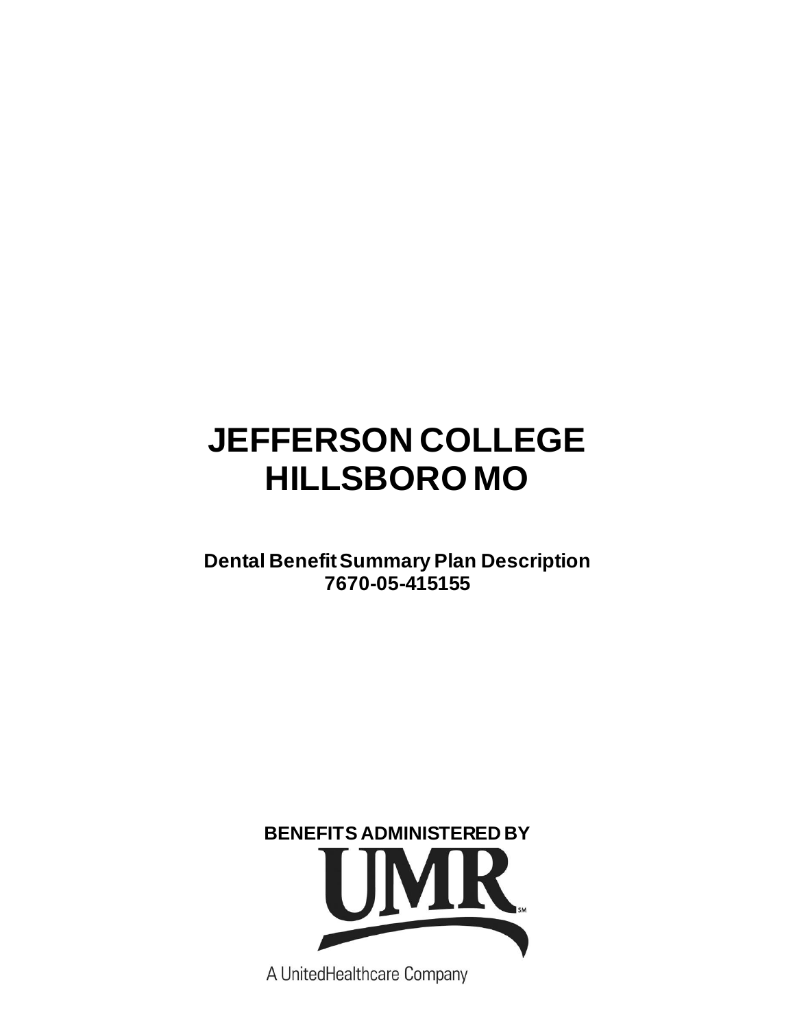# JEFFERSON COLLEGE
# HILLSBORO MO

**Dental Benefit Summary Plan Description**
**7670-05-415155**

**BENEFITS ADMINISTERED BY**

UMR

A UnitedHealthcare Company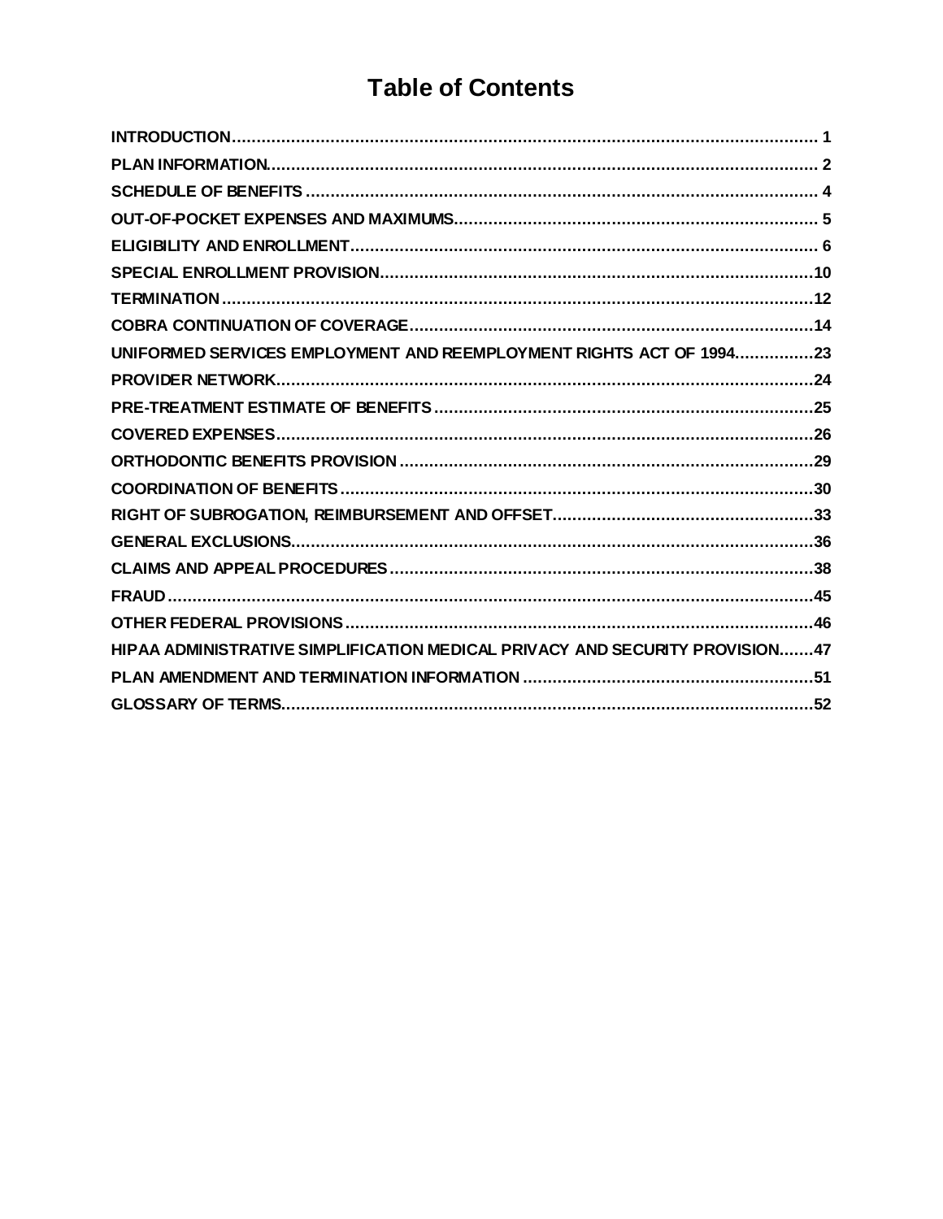# Table of Contents

**INTRODUCTION** .......... 1
**PLAN INFORMATION** .......... 2
**SCHEDULE OF BENEFITS** .......... 4
**OUT-OF-POCKET EXPENSES AND MAXIMUMS** .......... 5
**ELIGIBILITY AND ENROLLMENT** .......... 6
**SPECIAL ENROLLMENT PROVISION** .......... 10
**TERMINATION** .......... 12
**COBRA CONTINUATION OF COVERAGE** .......... 14
**UNIFORMED SERVICES EMPLOYMENT AND REEMPLOYMENT RIGHTS ACT OF 1994** .......... 23
**PROVIDER NETWORK** .......... 24
**PRE-TREATMENT ESTIMATE OF BENEFITS** .......... 25
**COVERED EXPENSES** .......... 26
**ORTHODONTIC BENEFITS PROVISION** .......... 29
**COORDINATION OF BENEFITS** .......... 30
**RIGHT OF SUBROGATION, REIMBURSEMENT AND OFFSET** .......... 33
**GENERAL EXCLUSIONS** .......... 36
**CLAIMS AND APPEAL PROCEDURES** .......... 38
**FRAUD** .......... 45
**OTHER FEDERAL PROVISIONS** .......... 46
**HIPAA ADMINISTRATIVE SIMPLIFICATION MEDICAL PRIVACY AND SECURITY PROVISION** .......... 47
**PLAN AMENDMENT AND TERMINATION INFORMATION** .......... 51
**GLOSSARY OF TERMS** .......... 52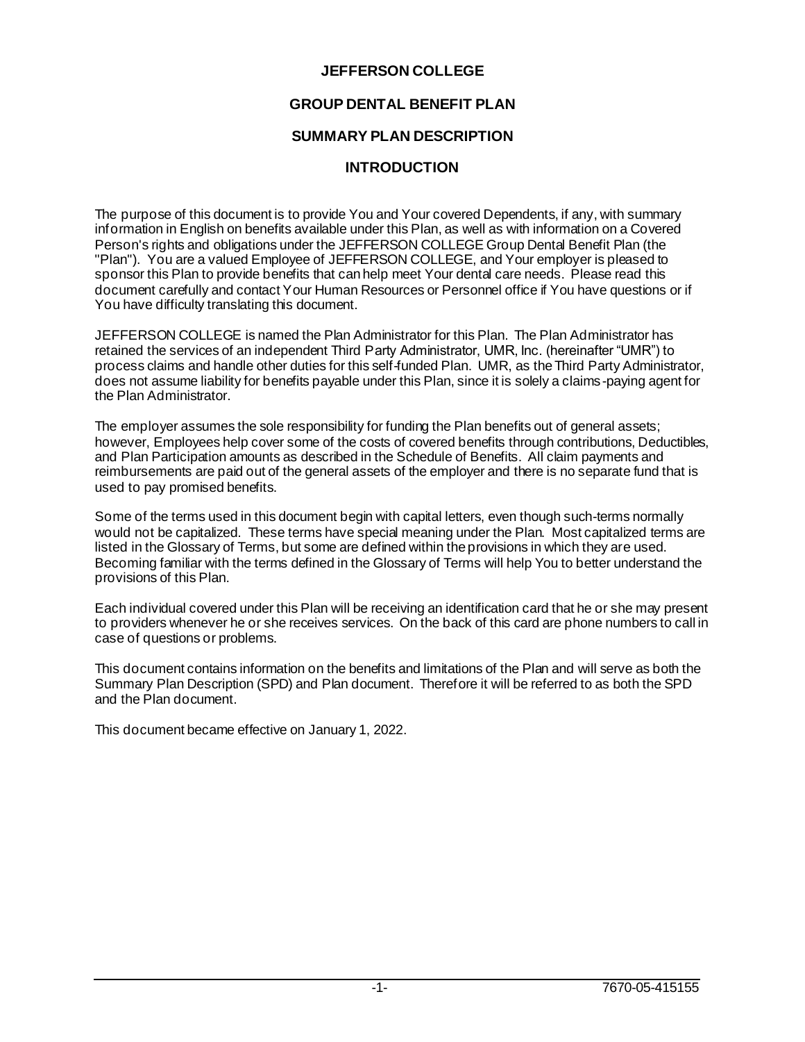# JEFFERSON COLLEGE

## GROUP DENTAL BENEFIT PLAN

## SUMMARY PLAN DESCRIPTION

## INTRODUCTION

The purpose of this document is to provide You and Your covered Dependents, if any, with summary information in English on benefits available under this Plan, as well as with information on a Covered Person's rights and obligations under the JEFFERSON COLLEGE Group Dental Benefit Plan (the "Plan"). You are a valued Employee of JEFFERSON COLLEGE, and Your employer is pleased to sponsor this Plan to provide benefits that can help meet Your dental care needs. Please read this document carefully and contact Your Human Resources or Personnel office if You have questions or if You have difficulty translating this document.

JEFFERSON COLLEGE is named the Plan Administrator for this Plan. The Plan Administrator has retained the services of an independent Third Party Administrator, UMR, Inc. (hereinafter "UMR") to process claims and handle other duties for this self-funded Plan. UMR, as the Third Party Administrator, does not assume liability for benefits payable under this Plan, since it is solely a claims-paying agent for the Plan Administrator.

The employer assumes the sole responsibility for funding the Plan benefits out of general assets; however, Employees help cover some of the costs of covered benefits through contributions, Deductibles, and Plan Participation amounts as described in the Schedule of Benefits. All claim payments and reimbursements are paid out of the general assets of the employer and there is no separate fund that is used to pay promised benefits.

Some of the terms used in this document begin with capital letters, even though such-terms normally would not be capitalized. These terms have special meaning under the Plan. Most capitalized terms are listed in the Glossary of Terms, but some are defined within the provisions in which they are used. Becoming familiar with the terms defined in the Glossary of Terms will help You to better understand the provisions of this Plan.

Each individual covered under this Plan will be receiving an identification card that he or she may present to providers whenever he or she receives services. On the back of this card are phone numbers to call in case of questions or problems.

This document contains information on the benefits and limitations of the Plan and will serve as both the Summary Plan Description (SPD) and Plan document. Therefore it will be referred to as both the SPD and the Plan document.

This document became effective on January 1, 2022.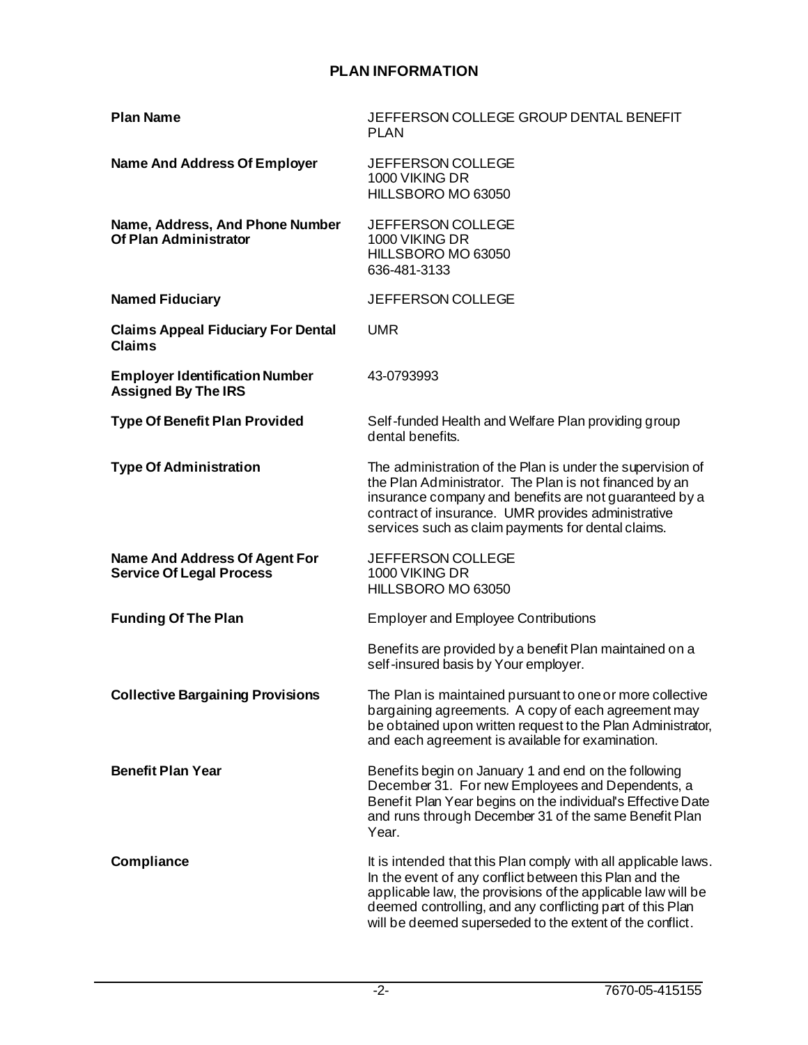## PLAN INFORMATION

| | |
|---|---|
| **Plan Name** | JEFFERSON COLLEGE GROUP DENTAL BENEFIT PLAN |
| **Name And Address Of Employer** | JEFFERSON COLLEGE<br>1000 VIKING DR<br>HILLSBORO MO 63050 |
| **Name, Address, And Phone Number Of Plan Administrator** | JEFFERSON COLLEGE<br>1000 VIKING DR<br>HILLSBORO MO 63050<br>636-481-3133 |
| **Named Fiduciary** | JEFFERSON COLLEGE |
| **Claims Appeal Fiduciary For Dental Claims** | UMR |
| **Employer Identification Number Assigned By The IRS** | 43-0793993 |
| **Type Of Benefit Plan Provided** | Self-funded Health and Welfare Plan providing group dental benefits. |
| **Type Of Administration** | The administration of the Plan is under the supervision of the Plan Administrator. The Plan is not financed by an insurance company and benefits are not guaranteed by a contract of insurance. UMR provides administrative services such as claim payments for dental claims. |
| **Name And Address Of Agent For Service Of Legal Process** | JEFFERSON COLLEGE<br>1000 VIKING DR<br>HILLSBORO MO 63050 |
| **Funding Of The Plan** | Employer and Employee Contributions<br><br>Benefits are provided by a benefit Plan maintained on a self-insured basis by Your employer. |
| **Collective Bargaining Provisions** | The Plan is maintained pursuant to one or more collective bargaining agreements. A copy of each agreement may be obtained upon written request to the Plan Administrator, and each agreement is available for examination. |
| **Benefit Plan Year** | Benefits begin on January 1 and end on the following December 31. For new Employees and Dependents, a Benefit Plan Year begins on the individual's Effective Date and runs through December 31 of the same Benefit Plan Year. |
| **Compliance** | It is intended that this Plan comply with all applicable laws. In the event of any conflict between this Plan and the applicable law, the provisions of the applicable law will be deemed controlling, and any conflicting part of this Plan will be deemed superseded to the extent of the conflict. |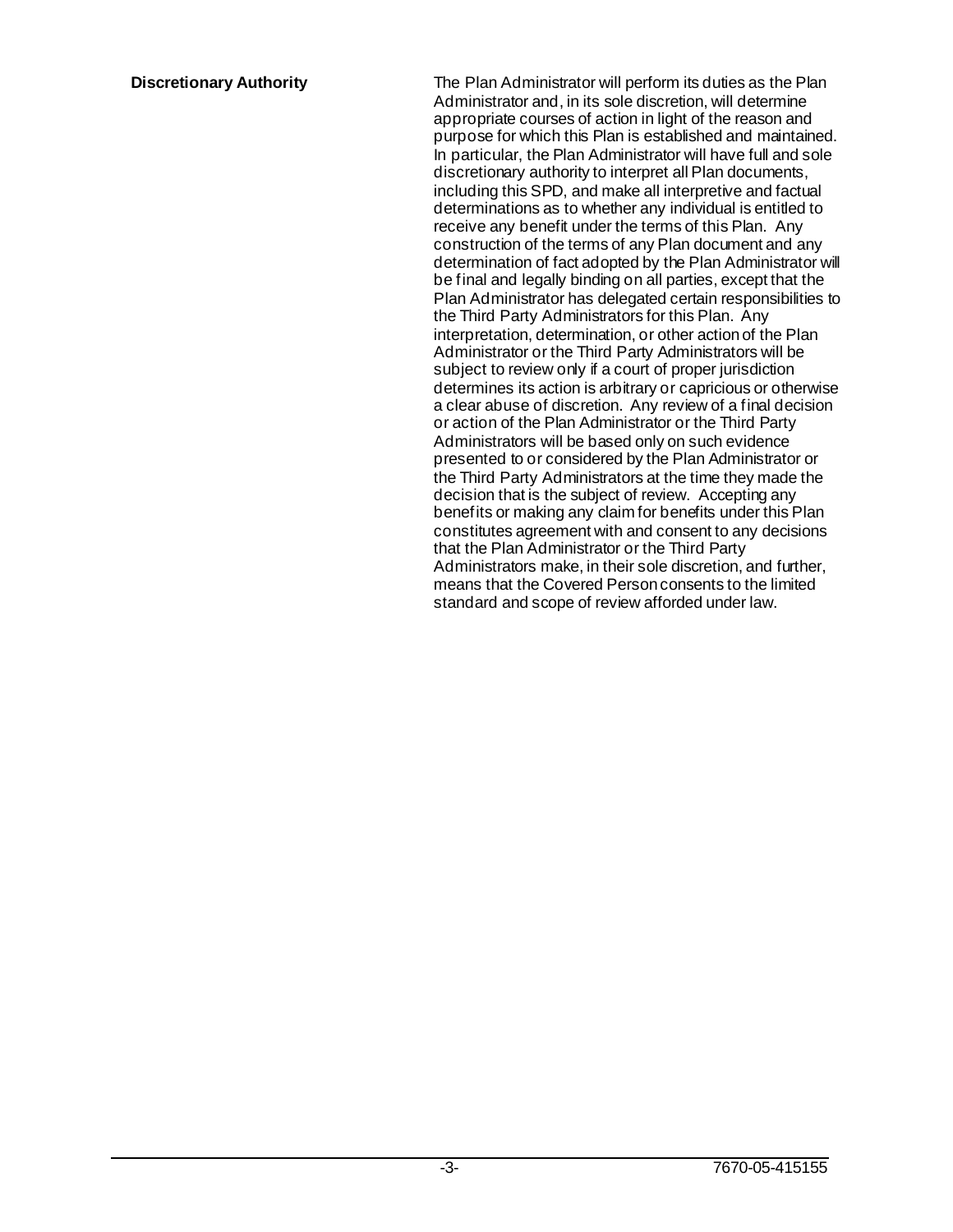**Discretionary Authority**

The Plan Administrator will perform its duties as the Plan Administrator and, in its sole discretion, will determine appropriate courses of action in light of the reason and purpose for which this Plan is established and maintained. In particular, the Plan Administrator will have full and sole discretionary authority to interpret all Plan documents, including this SPD, and make all interpretive and factual determinations as to whether any individual is entitled to receive any benefit under the terms of this Plan. Any construction of the terms of any Plan document and any determination of fact adopted by the Plan Administrator will be final and legally binding on all parties, except that the Plan Administrator has delegated certain responsibilities to the Third Party Administrators for this Plan. Any interpretation, determination, or other action of the Plan Administrator or the Third Party Administrators will be subject to review only if a court of proper jurisdiction determines its action is arbitrary or capricious or otherwise a clear abuse of discretion. Any review of a final decision or action of the Plan Administrator or the Third Party Administrators will be based only on such evidence presented to or considered by the Plan Administrator or the Third Party Administrators at the time they made the decision that is the subject of review. Accepting any benefits or making any claim for benefits under this Plan constitutes agreement with and consent to any decisions that the Plan Administrator or the Third Party Administrators make, in their sole discretion, and further, means that the Covered Person consents to the limited standard and scope of review afforded under law.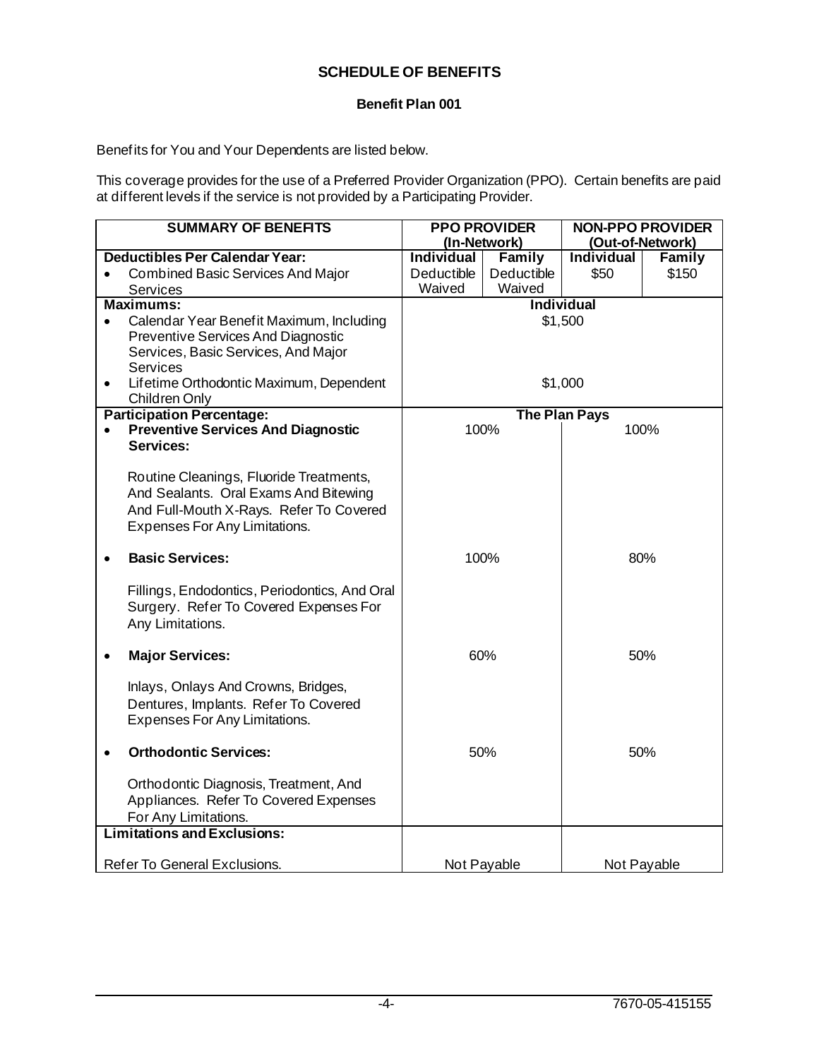# SCHEDULE OF BENEFITS

## Benefit Plan 001

Benefits for You and Your Dependents are listed below.

This coverage provides for the use of a Preferred Provider Organization (PPO). Certain benefits are paid at different levels if the service is not provided by a Participating Provider.

| SUMMARY OF BENEFITS | PPO PROVIDER (In-Network) | | NON-PPO PROVIDER (Out-of-Network) | |
|---|---|---|---|---|
| **Deductibles Per Calendar Year:** | **Individual** | **Family** | **Individual** | **Family** |
| • Combined Basic Services And Major Services | Deductible Waived | Deductible Waived | $50 | $150 |
| **Maximums:** | **Individual** | | | |
| • Calendar Year Benefit Maximum, Including Preventive Services And Diagnostic Services, Basic Services, And Major Services | $1,500 | | | |
| • Lifetime Orthodontic Maximum, Dependent Children Only | $1,000 | | | |
| **Participation Percentage:** | **The Plan Pays** | | | |
| • **Preventive Services And Diagnostic Services:** Routine Cleanings, Fluoride Treatments, And Sealants. Oral Exams And Bitewing And Full-Mouth X-Rays. Refer To Covered Expenses For Any Limitations. | 100% | | 100% | |
| • **Basic Services:** Fillings, Endodontics, Periodontics, And Oral Surgery. Refer To Covered Expenses For Any Limitations. | 100% | | 80% | |
| • **Major Services:** Inlays, Onlays And Crowns, Bridges, Dentures, Implants. Refer To Covered Expenses For Any Limitations. | 60% | | 50% | |
| • **Orthodontic Services:** Orthodontic Diagnosis, Treatment, And Appliances. Refer To Covered Expenses For Any Limitations. | 50% | | 50% | |
| **Limitations and Exclusions:** Refer To General Exclusions. | Not Payable | | Not Payable | |

7670-05-415155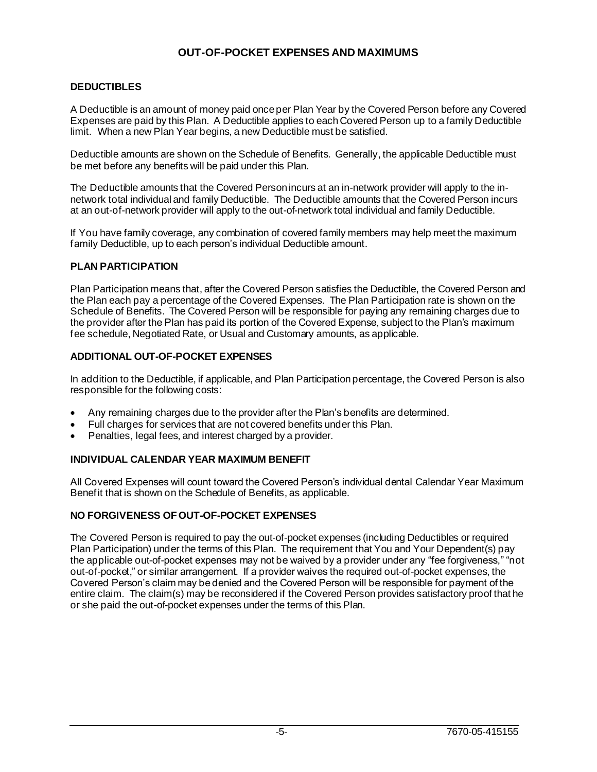# OUT-OF-POCKET EXPENSES AND MAXIMUMS

## DEDUCTIBLES

A Deductible is an amount of money paid once per Plan Year by the Covered Person before any Covered Expenses are paid by this Plan. A Deductible applies to each Covered Person up to a family Deductible limit. When a new Plan Year begins, a new Deductible must be satisfied.

Deductible amounts are shown on the Schedule of Benefits. Generally, the applicable Deductible must be met before any benefits will be paid under this Plan.

The Deductible amounts that the Covered Person incurs at an in-network provider will apply to the in-network total individual and family Deductible. The Deductible amounts that the Covered Person incurs at an out-of-network provider will apply to the out-of-network total individual and family Deductible.

If You have family coverage, any combination of covered family members may help meet the maximum family Deductible, up to each person's individual Deductible amount.

## PLAN PARTICIPATION

Plan Participation means that, after the Covered Person satisfies the Deductible, the Covered Person and the Plan each pay a percentage of the Covered Expenses. The Plan Participation rate is shown on the Schedule of Benefits. The Covered Person will be responsible for paying any remaining charges due to the provider after the Plan has paid its portion of the Covered Expense, subject to the Plan's maximum fee schedule, Negotiated Rate, or Usual and Customary amounts, as applicable.

## ADDITIONAL OUT-OF-POCKET EXPENSES

In addition to the Deductible, if applicable, and Plan Participation percentage, the Covered Person is also responsible for the following costs:

- Any remaining charges due to the provider after the Plan's benefits are determined.
- Full charges for services that are not covered benefits under this Plan.
- Penalties, legal fees, and interest charged by a provider.

## INDIVIDUAL CALENDAR YEAR MAXIMUM BENEFIT

All Covered Expenses will count toward the Covered Person's individual dental Calendar Year Maximum Benefit that is shown on the Schedule of Benefits, as applicable.

## NO FORGIVENESS OF OUT-OF-POCKET EXPENSES

The Covered Person is required to pay the out-of-pocket expenses (including Deductibles or required Plan Participation) under the terms of this Plan. The requirement that You and Your Dependent(s) pay the applicable out-of-pocket expenses may not be waived by a provider under any "fee forgiveness," "not out-of-pocket," or similar arrangement. If a provider waives the required out-of-pocket expenses, the Covered Person's claim may be denied and the Covered Person will be responsible for payment of the entire claim. The claim(s) may be reconsidered if the Covered Person provides satisfactory proof that he or she paid the out-of-pocket expenses under the terms of this Plan.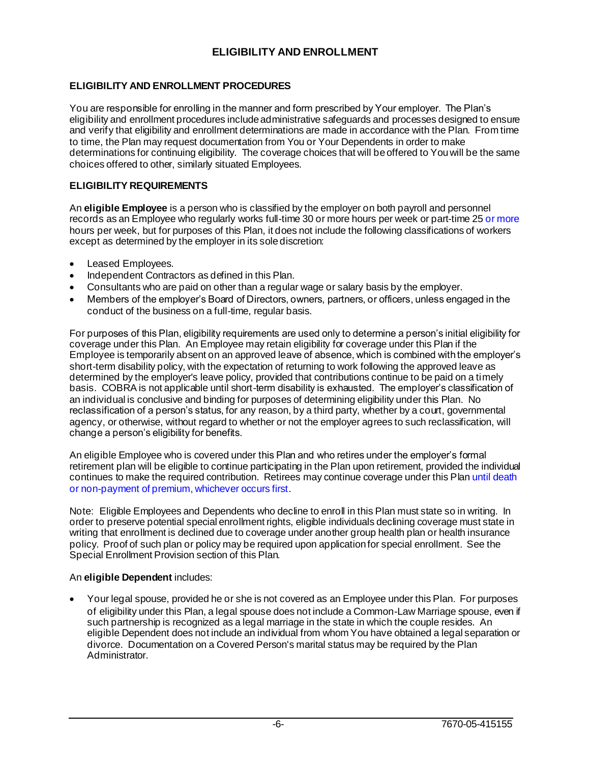# ELIGIBILITY AND ENROLLMENT

## ELIGIBILITY AND ENROLLMENT PROCEDURES

You are responsible for enrolling in the manner and form prescribed by Your employer. The Plan's eligibility and enrollment procedures include administrative safeguards and processes designed to ensure and verify that eligibility and enrollment determinations are made in accordance with the Plan. From time to time, the Plan may request documentation from You or Your Dependents in order to make determinations for continuing eligibility. The coverage choices that will be offered to You will be the same choices offered to other, similarly situated Employees.

## ELIGIBILITY REQUIREMENTS

An **eligible Employee** is a person who is classified by the employer on both payroll and personnel records as an Employee who regularly works full-time 30 or more hours per week or part-time 25 or more hours per week, but for purposes of this Plan, it does not include the following classifications of workers except as determined by the employer in its sole discretion:

- Leased Employees.
- Independent Contractors as defined in this Plan.
- Consultants who are paid on other than a regular wage or salary basis by the employer.
- Members of the employer's Board of Directors, owners, partners, or officers, unless engaged in the conduct of the business on a full-time, regular basis.

For purposes of this Plan, eligibility requirements are used only to determine a person's initial eligibility for coverage under this Plan. An Employee may retain eligibility for coverage under this Plan if the Employee is temporarily absent on an approved leave of absence, which is combined with the employer's short-term disability policy, with the expectation of returning to work following the approved leave as determined by the employer's leave policy, provided that contributions continue to be paid on a timely basis. COBRA is not applicable until short-term disability is exhausted. The employer's classification of an individual is conclusive and binding for purposes of determining eligibility under this Plan. No reclassification of a person's status, for any reason, by a third party, whether by a court, governmental agency, or otherwise, without regard to whether or not the employer agrees to such reclassification, will change a person's eligibility for benefits.

An eligible Employee who is covered under this Plan and who retires under the employer's formal retirement plan will be eligible to continue participating in the Plan upon retirement, provided the individual continues to make the required contribution. Retirees may continue coverage under this Plan until death or non-payment of premium, whichever occurs first.

Note: Eligible Employees and Dependents who decline to enroll in this Plan must state so in writing. In order to preserve potential special enrollment rights, eligible individuals declining coverage must state in writing that enrollment is declined due to coverage under another group health plan or health insurance policy. Proof of such plan or policy may be required upon application for special enrollment. See the Special Enrollment Provision section of this Plan.

An **eligible Dependent** includes:

- Your legal spouse, provided he or she is not covered as an Employee under this Plan. For purposes of eligibility under this Plan, a legal spouse does not include a Common-Law Marriage spouse, even if such partnership is recognized as a legal marriage in the state in which the couple resides. An eligible Dependent does not include an individual from whom You have obtained a legal separation or divorce. Documentation on a Covered Person's marital status may be required by the Plan Administrator.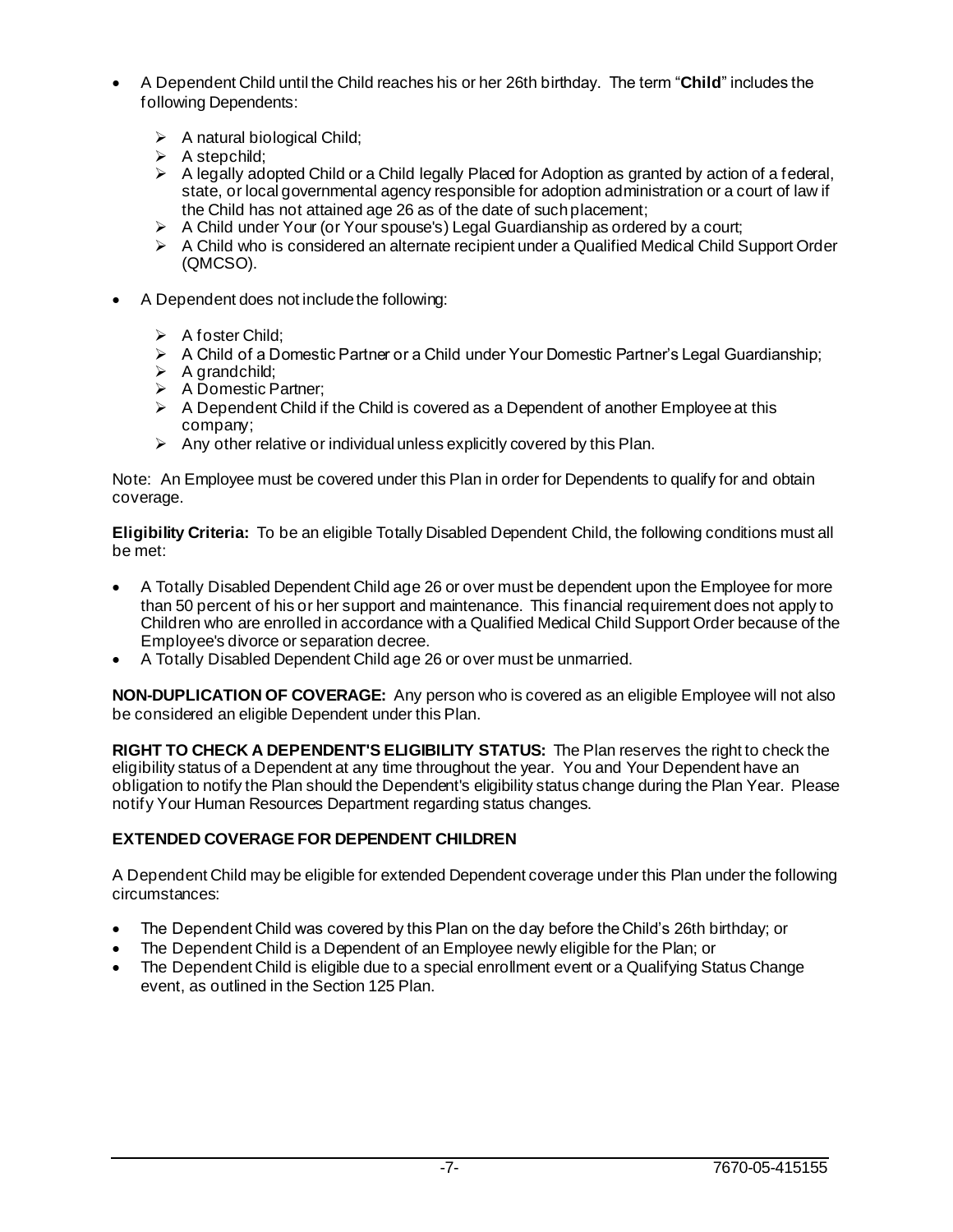- A Dependent Child until the Child reaches his or her 26th birthday. The term "**Child**" includes the following Dependents:
  - A natural biological Child;
  - A stepchild;
  - A legally adopted Child or a Child legally Placed for Adoption as granted by action of a federal, state, or local governmental agency responsible for adoption administration or a court of law if the Child has not attained age 26 as of the date of such placement;
  - A Child under Your (or Your spouse's) Legal Guardianship as ordered by a court;
  - A Child who is considered an alternate recipient under a Qualified Medical Child Support Order (QMCSO).
- A Dependent does not include the following:
  - A foster Child;
  - A Child of a Domestic Partner or a Child under Your Domestic Partner's Legal Guardianship;
  - A grandchild;
  - A Domestic Partner;
  - A Dependent Child if the Child is covered as a Dependent of another Employee at this company;
  - Any other relative or individual unless explicitly covered by this Plan.

Note: An Employee must be covered under this Plan in order for Dependents to qualify for and obtain coverage.

**Eligibility Criteria:** To be an eligible Totally Disabled Dependent Child, the following conditions must all be met:

- A Totally Disabled Dependent Child age 26 or over must be dependent upon the Employee for more than 50 percent of his or her support and maintenance. This financial requirement does not apply to Children who are enrolled in accordance with a Qualified Medical Child Support Order because of the Employee's divorce or separation decree.
- A Totally Disabled Dependent Child age 26 or over must be unmarried.

**NON-DUPLICATION OF COVERAGE:** Any person who is covered as an eligible Employee will not also be considered an eligible Dependent under this Plan.

**RIGHT TO CHECK A DEPENDENT'S ELIGIBILITY STATUS:** The Plan reserves the right to check the eligibility status of a Dependent at any time throughout the year. You and Your Dependent have an obligation to notify the Plan should the Dependent's eligibility status change during the Plan Year. Please notify Your Human Resources Department regarding status changes.

**EXTENDED COVERAGE FOR DEPENDENT CHILDREN**

A Dependent Child may be eligible for extended Dependent coverage under this Plan under the following circumstances:

- The Dependent Child was covered by this Plan on the day before the Child's 26th birthday; or
- The Dependent Child is a Dependent of an Employee newly eligible for the Plan; or
- The Dependent Child is eligible due to a special enrollment event or a Qualifying Status Change event, as outlined in the Section 125 Plan.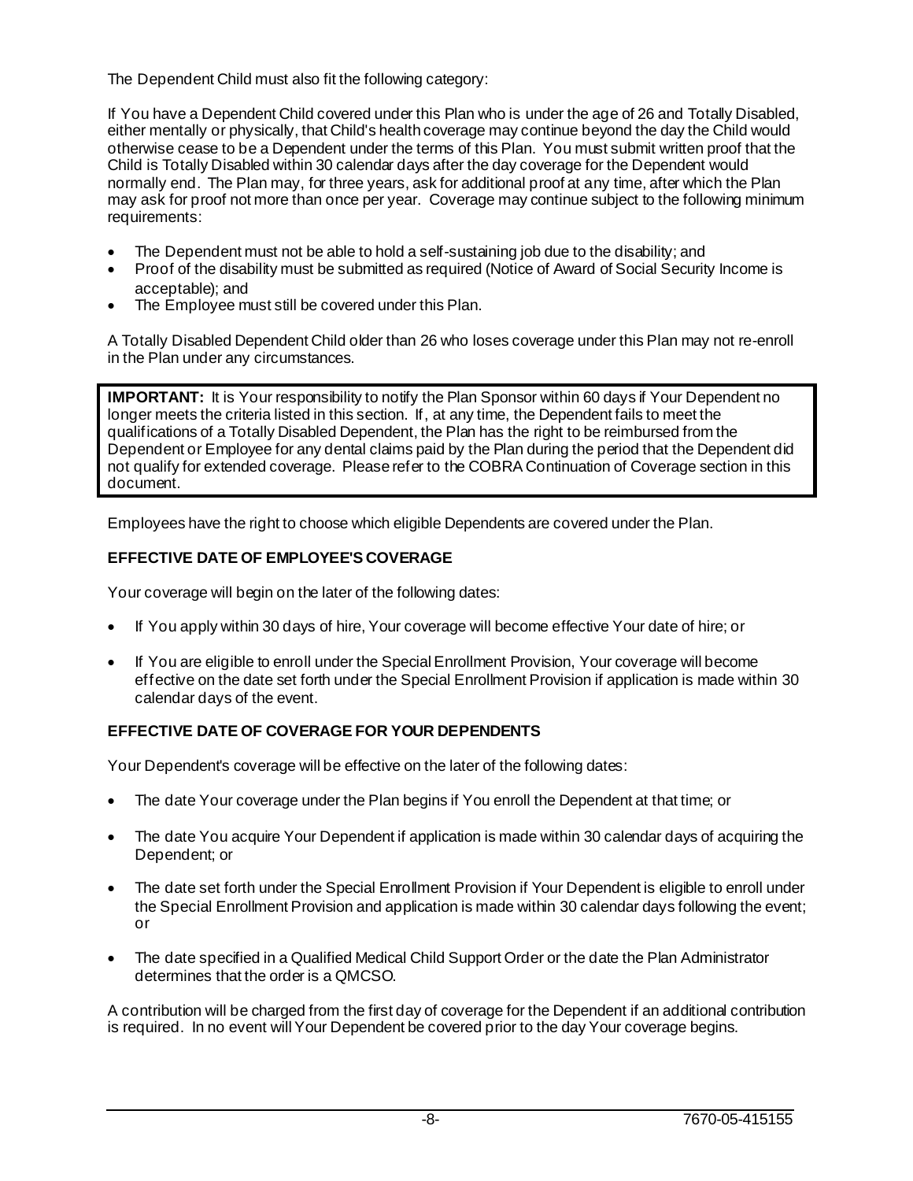The Dependent Child must also fit the following category:

If You have a Dependent Child covered under this Plan who is under the age of 26 and Totally Disabled, either mentally or physically, that Child's health coverage may continue beyond the day the Child would otherwise cease to be a Dependent under the terms of this Plan. You must submit written proof that the Child is Totally Disabled within 30 calendar days after the day coverage for the Dependent would normally end. The Plan may, for three years, ask for additional proof at any time, after which the Plan may ask for proof not more than once per year. Coverage may continue subject to the following minimum requirements:

- The Dependent must not be able to hold a self-sustaining job due to the disability; and
- Proof of the disability must be submitted as required (Notice of Award of Social Security Income is acceptable); and
- The Employee must still be covered under this Plan.

A Totally Disabled Dependent Child older than 26 who loses coverage under this Plan may not re-enroll in the Plan under any circumstances.

> **IMPORTANT:** It is Your responsibility to notify the Plan Sponsor within 60 days if Your Dependent no longer meets the criteria listed in this section. If, at any time, the Dependent fails to meet the qualifications of a Totally Disabled Dependent, the Plan has the right to be reimbursed from the Dependent or Employee for any dental claims paid by the Plan during the period that the Dependent did not qualify for extended coverage. Please refer to the COBRA Continuation of Coverage section in this document.

Employees have the right to choose which eligible Dependents are covered under the Plan.

## EFFECTIVE DATE OF EMPLOYEE'S COVERAGE

Your coverage will begin on the later of the following dates:

- If You apply within 30 days of hire, Your coverage will become effective Your date of hire; or
- If You are eligible to enroll under the Special Enrollment Provision, Your coverage will become effective on the date set forth under the Special Enrollment Provision if application is made within 30 calendar days of the event.

## EFFECTIVE DATE OF COVERAGE FOR YOUR DEPENDENTS

Your Dependent's coverage will be effective on the later of the following dates:

- The date Your coverage under the Plan begins if You enroll the Dependent at that time; or
- The date You acquire Your Dependent if application is made within 30 calendar days of acquiring the Dependent; or
- The date set forth under the Special Enrollment Provision if Your Dependent is eligible to enroll under the Special Enrollment Provision and application is made within 30 calendar days following the event; or
- The date specified in a Qualified Medical Child Support Order or the date the Plan Administrator determines that the order is a QMCSO.

A contribution will be charged from the first day of coverage for the Dependent if an additional contribution is required. In no event will Your Dependent be covered prior to the day Your coverage begins.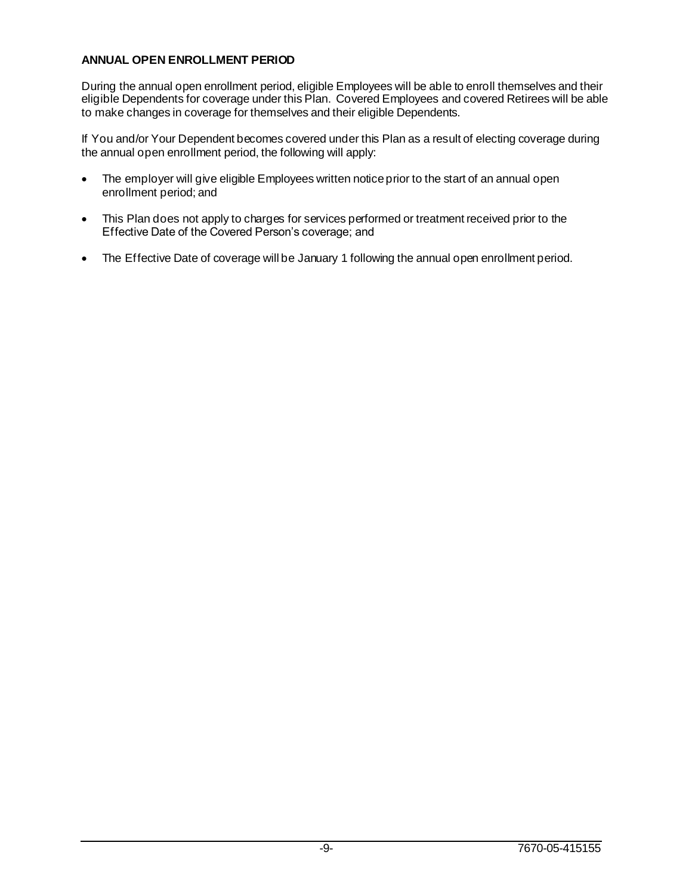## ANNUAL OPEN ENROLLMENT PERIOD

During the annual open enrollment period, eligible Employees will be able to enroll themselves and their eligible Dependents for coverage under this Plan. Covered Employees and covered Retirees will be able to make changes in coverage for themselves and their eligible Dependents.

If You and/or Your Dependent becomes covered under this Plan as a result of electing coverage during the annual open enrollment period, the following will apply:

- The employer will give eligible Employees written notice prior to the start of an annual open enrollment period; and
- This Plan does not apply to charges for services performed or treatment received prior to the Effective Date of the Covered Person's coverage; and
- The Effective Date of coverage will be January 1 following the annual open enrollment period.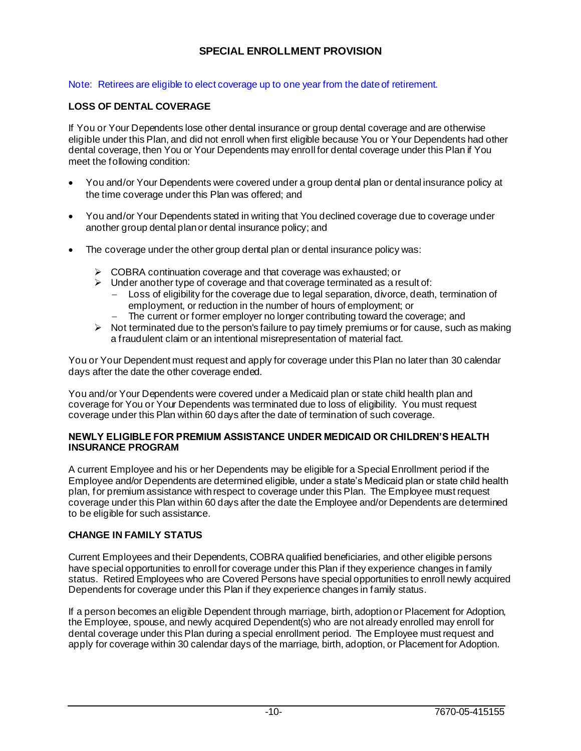## SPECIAL ENROLLMENT PROVISION

Note: Retirees are eligible to elect coverage up to one year from the date of retirement.

### LOSS OF DENTAL COVERAGE

If You or Your Dependents lose other dental insurance or group dental coverage and are otherwise eligible under this Plan, and did not enroll when first eligible because You or Your Dependents had other dental coverage, then You or Your Dependents may enroll for dental coverage under this Plan if You meet the following condition:

- You and/or Your Dependents were covered under a group dental plan or dental insurance policy at the time coverage under this Plan was offered; and
- You and/or Your Dependents stated in writing that You declined coverage due to coverage under another group dental plan or dental insurance policy; and
- The coverage under the other group dental plan or dental insurance policy was:
  - COBRA continuation coverage and that coverage was exhausted; or
  - Under another type of coverage and that coverage terminated as a result of:
    - Loss of eligibility for the coverage due to legal separation, divorce, death, termination of employment, or reduction in the number of hours of employment; or
    - The current or former employer no longer contributing toward the coverage; and
  - Not terminated due to the person's failure to pay timely premiums or for cause, such as making a fraudulent claim or an intentional misrepresentation of material fact.

You or Your Dependent must request and apply for coverage under this Plan no later than 30 calendar days after the date the other coverage ended.

You and/or Your Dependents were covered under a Medicaid plan or state child health plan and coverage for You or Your Dependents was terminated due to loss of eligibility. You must request coverage under this Plan within 60 days after the date of termination of such coverage.

#### NEWLY ELIGIBLE FOR PREMIUM ASSISTANCE UNDER MEDICAID OR CHILDREN'S HEALTH INSURANCE PROGRAM

A current Employee and his or her Dependents may be eligible for a Special Enrollment period if the Employee and/or Dependents are determined eligible, under a state's Medicaid plan or state child health plan, for premium assistance with respect to coverage under this Plan. The Employee must request coverage under this Plan within 60 days after the date the Employee and/or Dependents are determined to be eligible for such assistance.

### CHANGE IN FAMILY STATUS

Current Employees and their Dependents, COBRA qualified beneficiaries, and other eligible persons have special opportunities to enroll for coverage under this Plan if they experience changes in family status. Retired Employees who are Covered Persons have special opportunities to enroll newly acquired Dependents for coverage under this Plan if they experience changes in family status.

If a person becomes an eligible Dependent through marriage, birth, adoption or Placement for Adoption, the Employee, spouse, and newly acquired Dependent(s) who are not already enrolled may enroll for dental coverage under this Plan during a special enrollment period. The Employee must request and apply for coverage within 30 calendar days of the marriage, birth, adoption, or Placement for Adoption.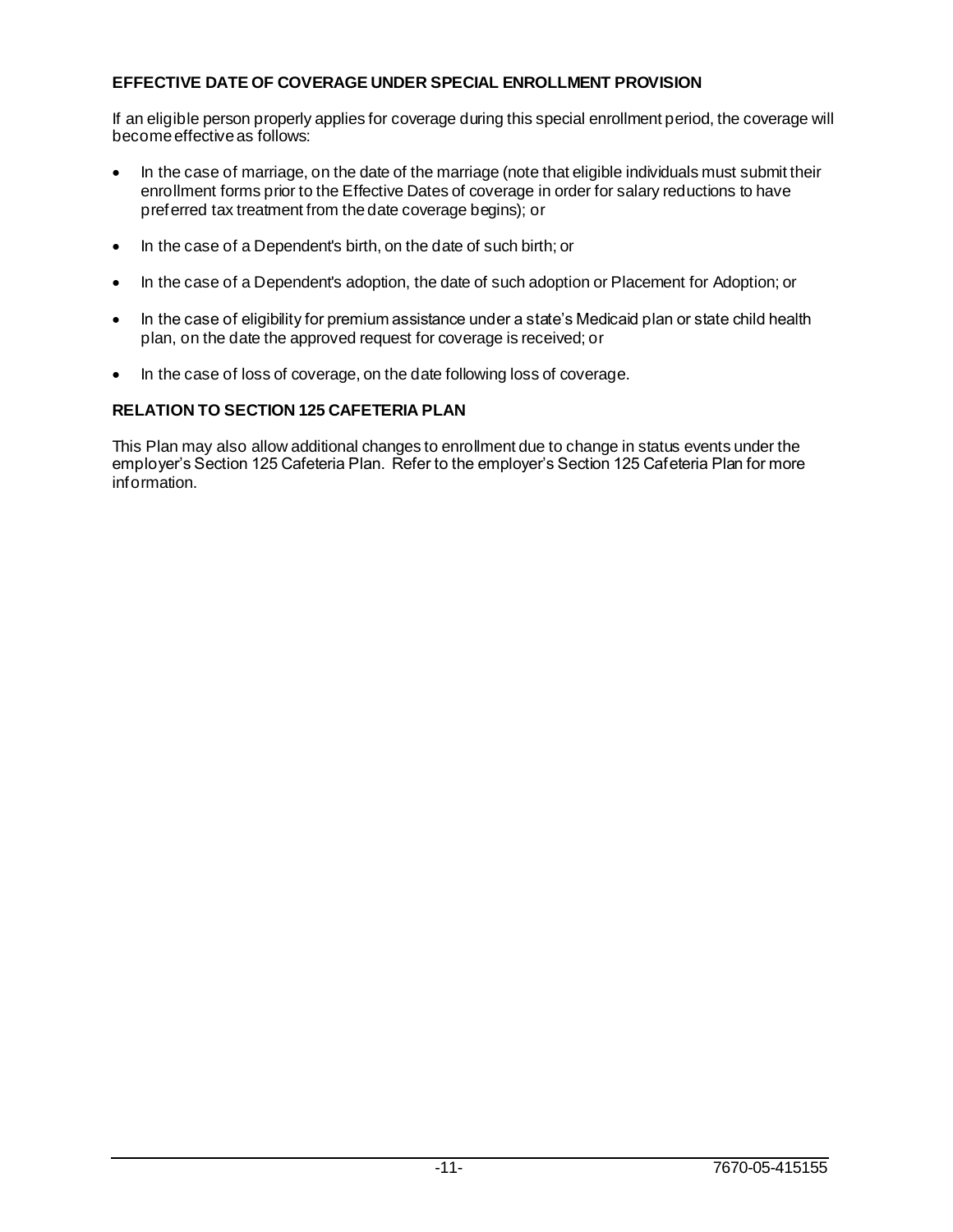### EFFECTIVE DATE OF COVERAGE UNDER SPECIAL ENROLLMENT PROVISION

If an eligible person properly applies for coverage during this special enrollment period, the coverage will become effective as follows:

- In the case of marriage, on the date of the marriage (note that eligible individuals must submit their enrollment forms prior to the Effective Dates of coverage in order for salary reductions to have preferred tax treatment from the date coverage begins); or
- In the case of a Dependent's birth, on the date of such birth; or
- In the case of a Dependent's adoption, the date of such adoption or Placement for Adoption; or
- In the case of eligibility for premium assistance under a state's Medicaid plan or state child health plan, on the date the approved request for coverage is received; or
- In the case of loss of coverage, on the date following loss of coverage.

### RELATION TO SECTION 125 CAFETERIA PLAN

This Plan may also allow additional changes to enrollment due to change in status events under the employer's Section 125 Cafeteria Plan. Refer to the employer's Section 125 Cafeteria Plan for more information.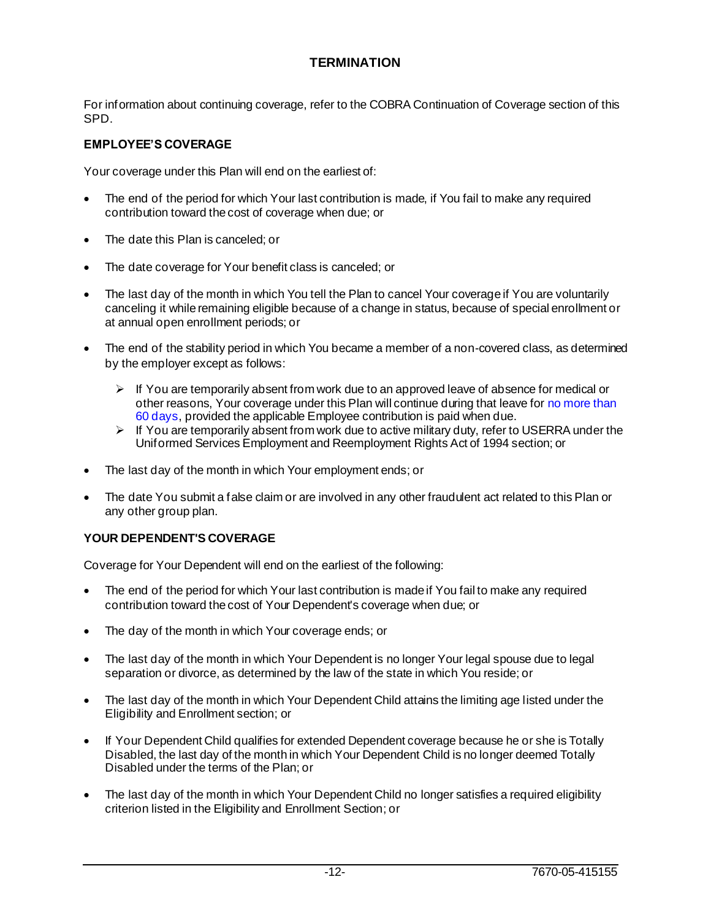## TERMINATION

For information about continuing coverage, refer to the COBRA Continuation of Coverage section of this SPD.

### EMPLOYEE'S COVERAGE

Your coverage under this Plan will end on the earliest of:

- The end of the period for which Your last contribution is made, if You fail to make any required contribution toward the cost of coverage when due; or
- The date this Plan is canceled; or
- The date coverage for Your benefit class is canceled; or
- The last day of the month in which You tell the Plan to cancel Your coverage if You are voluntarily canceling it while remaining eligible because of a change in status, because of special enrollment or at annual open enrollment periods; or
- The end of the stability period in which You became a member of a non-covered class, as determined by the employer except as follows:
  - If You are temporarily absent from work due to an approved leave of absence for medical or other reasons, Your coverage under this Plan will continue during that leave for no more than 60 days, provided the applicable Employee contribution is paid when due.
  - If You are temporarily absent from work due to active military duty, refer to USERRA under the Uniformed Services Employment and Reemployment Rights Act of 1994 section; or
- The last day of the month in which Your employment ends; or
- The date You submit a false claim or are involved in any other fraudulent act related to this Plan or any other group plan.

### YOUR DEPENDENT'S COVERAGE

Coverage for Your Dependent will end on the earliest of the following:

- The end of the period for which Your last contribution is made if You fail to make any required contribution toward the cost of Your Dependent's coverage when due; or
- The day of the month in which Your coverage ends; or
- The last day of the month in which Your Dependent is no longer Your legal spouse due to legal separation or divorce, as determined by the law of the state in which You reside; or
- The last day of the month in which Your Dependent Child attains the limiting age listed under the Eligibility and Enrollment section; or
- If Your Dependent Child qualifies for extended Dependent coverage because he or she is Totally Disabled, the last day of the month in which Your Dependent Child is no longer deemed Totally Disabled under the terms of the Plan; or
- The last day of the month in which Your Dependent Child no longer satisfies a required eligibility criterion listed in the Eligibility and Enrollment Section; or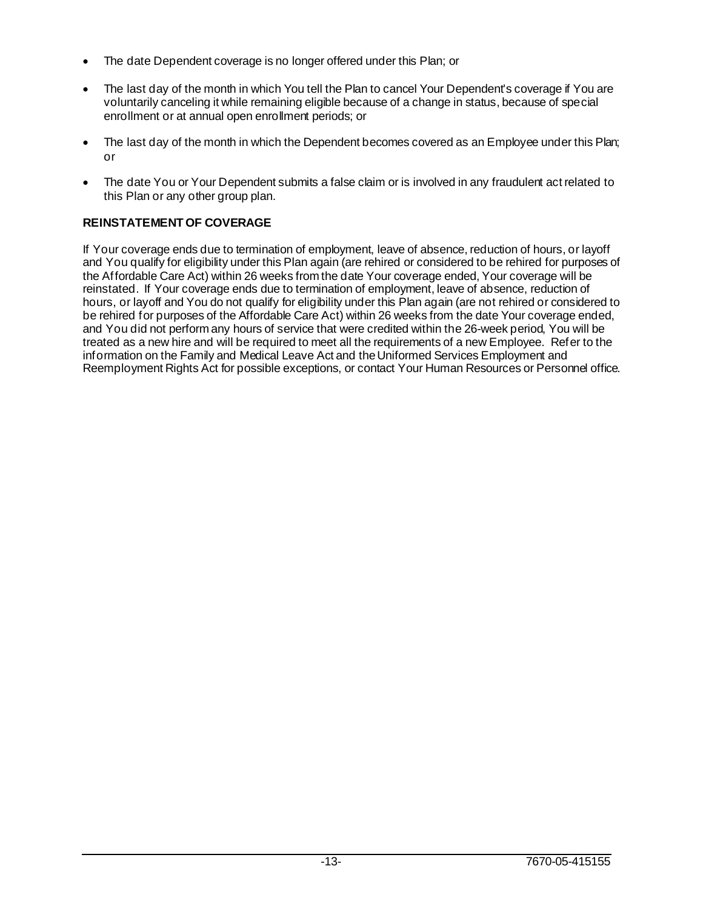- The date Dependent coverage is no longer offered under this Plan; or
- The last day of the month in which You tell the Plan to cancel Your Dependent's coverage if You are voluntarily canceling it while remaining eligible because of a change in status, because of special enrollment or at annual open enrollment periods; or
- The last day of the month in which the Dependent becomes covered as an Employee under this Plan; or
- The date You or Your Dependent submits a false claim or is involved in any fraudulent act related to this Plan or any other group plan.

**REINSTATEMENT OF COVERAGE**

If Your coverage ends due to termination of employment, leave of absence, reduction of hours, or layoff and You qualify for eligibility under this Plan again (are rehired or considered to be rehired for purposes of the Affordable Care Act) within 26 weeks from the date Your coverage ended, Your coverage will be reinstated. If Your coverage ends due to termination of employment, leave of absence, reduction of hours, or layoff and You do not qualify for eligibility under this Plan again (are not rehired or considered to be rehired for purposes of the Affordable Care Act) within 26 weeks from the date Your coverage ended, and You did not perform any hours of service that were credited within the 26-week period, You will be treated as a new hire and will be required to meet all the requirements of a new Employee. Refer to the information on the Family and Medical Leave Act and the Uniformed Services Employment and Reemployment Rights Act for possible exceptions, or contact Your Human Resources or Personnel office.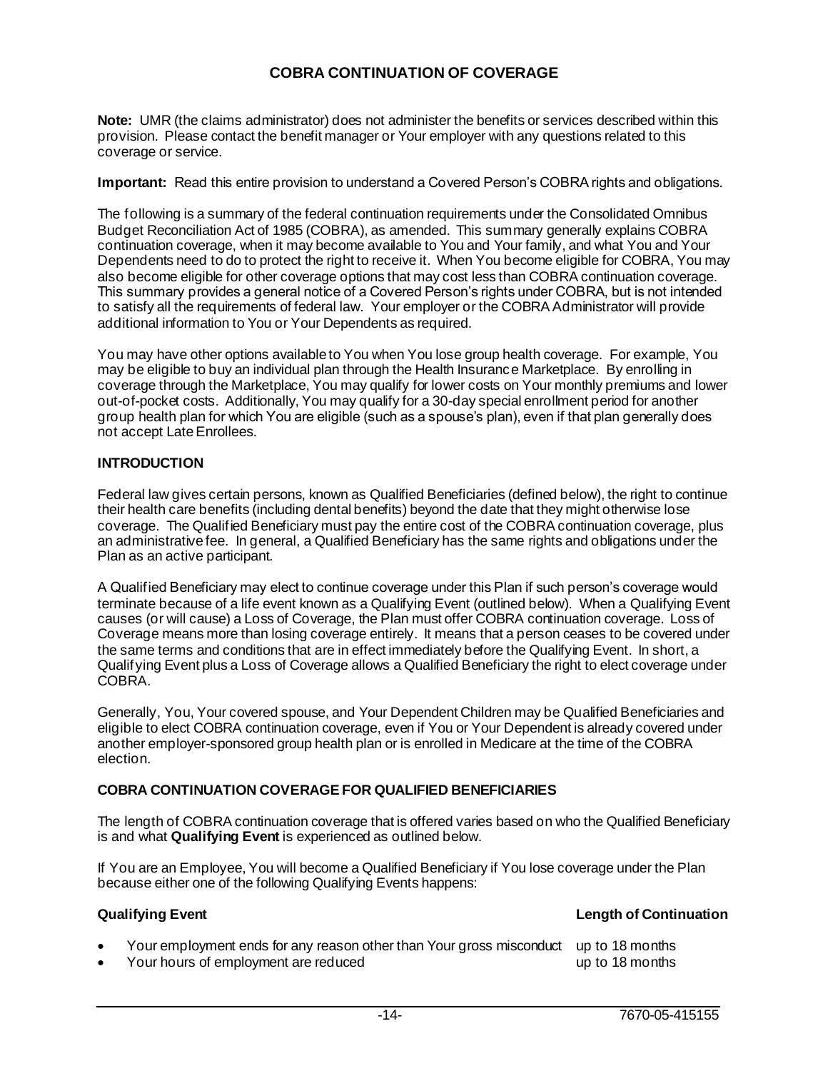## COBRA CONTINUATION OF COVERAGE

**Note:** UMR (the claims administrator) does not administer the benefits or services described within this provision. Please contact the benefit manager or Your employer with any questions related to this coverage or service.

**Important:** Read this entire provision to understand a Covered Person's COBRA rights and obligations.

The following is a summary of the federal continuation requirements under the Consolidated Omnibus Budget Reconciliation Act of 1985 (COBRA), as amended. This summary generally explains COBRA continuation coverage, when it may become available to You and Your family, and what You and Your Dependents need to do to protect the right to receive it. When You become eligible for COBRA, You may also become eligible for other coverage options that may cost less than COBRA continuation coverage. This summary provides a general notice of a Covered Person's rights under COBRA, but is not intended to satisfy all the requirements of federal law. Your employer or the COBRA Administrator will provide additional information to You or Your Dependents as required.

You may have other options available to You when You lose group health coverage. For example, You may be eligible to buy an individual plan through the Health Insurance Marketplace. By enrolling in coverage through the Marketplace, You may qualify for lower costs on Your monthly premiums and lower out-of-pocket costs. Additionally, You may qualify for a 30-day special enrollment period for another group health plan for which You are eligible (such as a spouse's plan), even if that plan generally does not accept Late Enrollees.

### INTRODUCTION

Federal law gives certain persons, known as Qualified Beneficiaries (defined below), the right to continue their health care benefits (including dental benefits) beyond the date that they might otherwise lose coverage. The Qualified Beneficiary must pay the entire cost of the COBRA continuation coverage, plus an administrative fee. In general, a Qualified Beneficiary has the same rights and obligations under the Plan as an active participant.

A Qualified Beneficiary may elect to continue coverage under this Plan if such person's coverage would terminate because of a life event known as a Qualifying Event (outlined below). When a Qualifying Event causes (or will cause) a Loss of Coverage, the Plan must offer COBRA continuation coverage. Loss of Coverage means more than losing coverage entirely. It means that a person ceases to be covered under the same terms and conditions that are in effect immediately before the Qualifying Event. In short, a Qualifying Event plus a Loss of Coverage allows a Qualified Beneficiary the right to elect coverage under COBRA.

Generally, You, Your covered spouse, and Your Dependent Children may be Qualified Beneficiaries and eligible to elect COBRA continuation coverage, even if You or Your Dependent is already covered under another employer-sponsored group health plan or is enrolled in Medicare at the time of the COBRA election.

### COBRA CONTINUATION COVERAGE FOR QUALIFIED BENEFICIARIES

The length of COBRA continuation coverage that is offered varies based on who the Qualified Beneficiary is and what **Qualifying Event** is experienced as outlined below.

If You are an Employee, You will become a Qualified Beneficiary if You lose coverage under the Plan because either one of the following Qualifying Events happens:

| Qualifying Event | Length of Continuation |
| --- | --- |
| • Your employment ends for any reason other than Your gross misconduct | up to 18 months |
| • Your hours of employment are reduced | up to 18 months |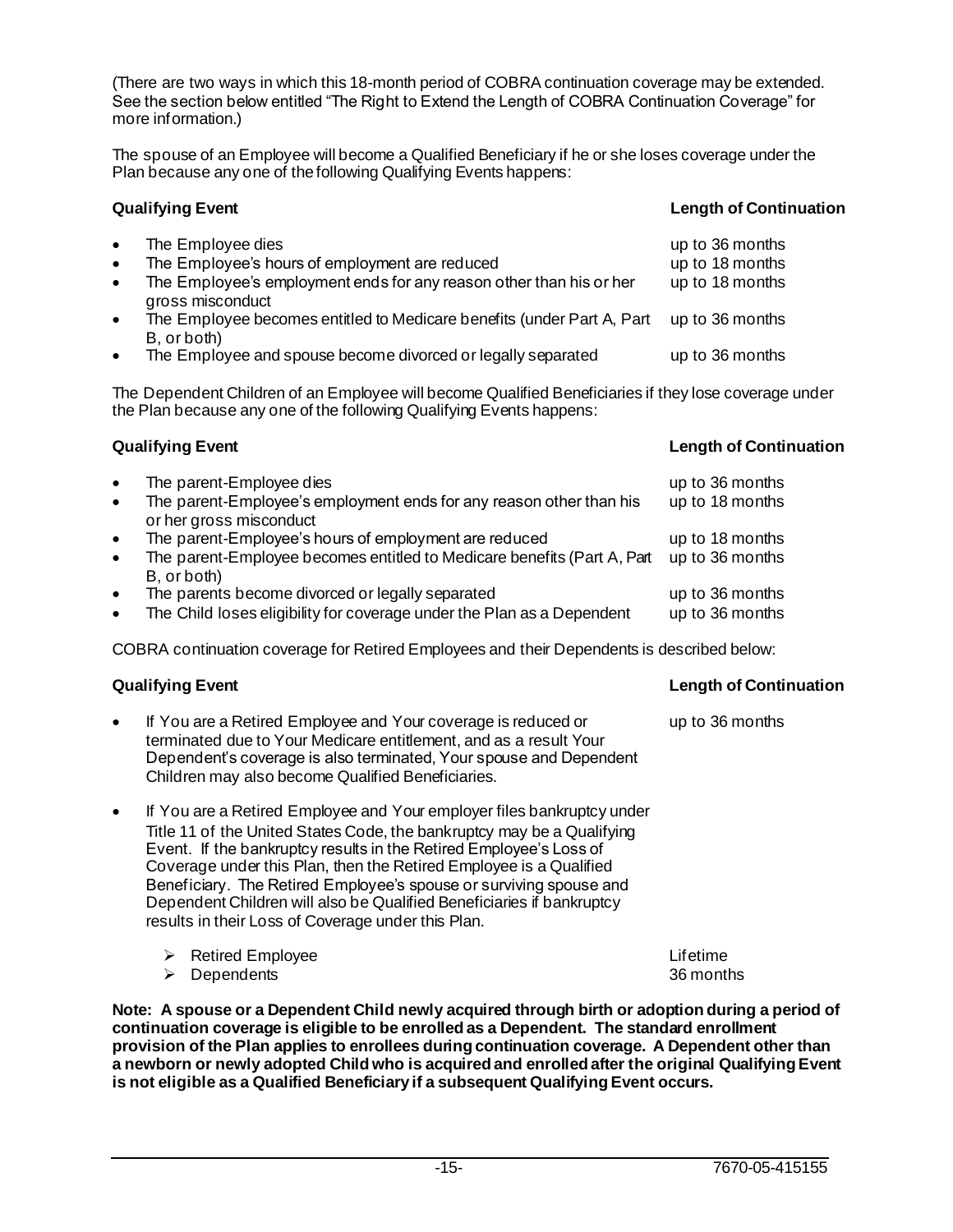(There are two ways in which this 18-month period of COBRA continuation coverage may be extended. See the section below entitled "The Right to Extend the Length of COBRA Continuation Coverage" for more information.)

The spouse of an Employee will become a Qualified Beneficiary if he or she loses coverage under the Plan because any one of the following Qualifying Events happens:

| Qualifying Event | Length of Continuation |
|---|---|
| • The Employee dies | up to 36 months |
| • The Employee's hours of employment are reduced | up to 18 months |
| • The Employee's employment ends for any reason other than his or her gross misconduct | up to 18 months |
| • The Employee becomes entitled to Medicare benefits (under Part A, Part B, or both) | up to 36 months |
| • The Employee and spouse become divorced or legally separated | up to 36 months |

The Dependent Children of an Employee will become Qualified Beneficiaries if they lose coverage under the Plan because any one of the following Qualifying Events happens:

| Qualifying Event | Length of Continuation |
|---|---|
| • The parent-Employee dies | up to 36 months |
| • The parent-Employee's employment ends for any reason other than his or her gross misconduct | up to 18 months |
| • The parent-Employee's hours of employment are reduced | up to 18 months |
| • The parent-Employee becomes entitled to Medicare benefits (Part A, Part B, or both) | up to 36 months |
| • The parents become divorced or legally separated | up to 36 months |
| • The Child loses eligibility for coverage under the Plan as a Dependent | up to 36 months |

COBRA continuation coverage for Retired Employees and their Dependents is described below:

| Qualifying Event | Length of Continuation |
|---|---|
| • If You are a Retired Employee and Your coverage is reduced or terminated due to Your Medicare entitlement, and as a result Your Dependent's coverage is also terminated, Your spouse and Dependent Children may also become Qualified Beneficiaries. | up to 36 months |
| • If You are a Retired Employee and Your employer files bankruptcy under Title 11 of the United States Code, the bankruptcy may be a Qualifying Event. If the bankruptcy results in the Retired Employee's Loss of Coverage under this Plan, then the Retired Employee is a Qualified Beneficiary. The Retired Employee's spouse or surviving spouse and Dependent Children will also be Qualified Beneficiaries if bankruptcy results in their Loss of Coverage under this Plan. | |
| ➢ Retired Employee | Lifetime |
| ➢ Dependents | 36 months |

**Note: A spouse or a Dependent Child newly acquired through birth or adoption during a period of continuation coverage is eligible to be enrolled as a Dependent. The standard enrollment provision of the Plan applies to enrollees during continuation coverage. A Dependent other than a newborn or newly adopted Child who is acquired and enrolled after the original Qualifying Event is not eligible as a Qualified Beneficiary if a subsequent Qualifying Event occurs.**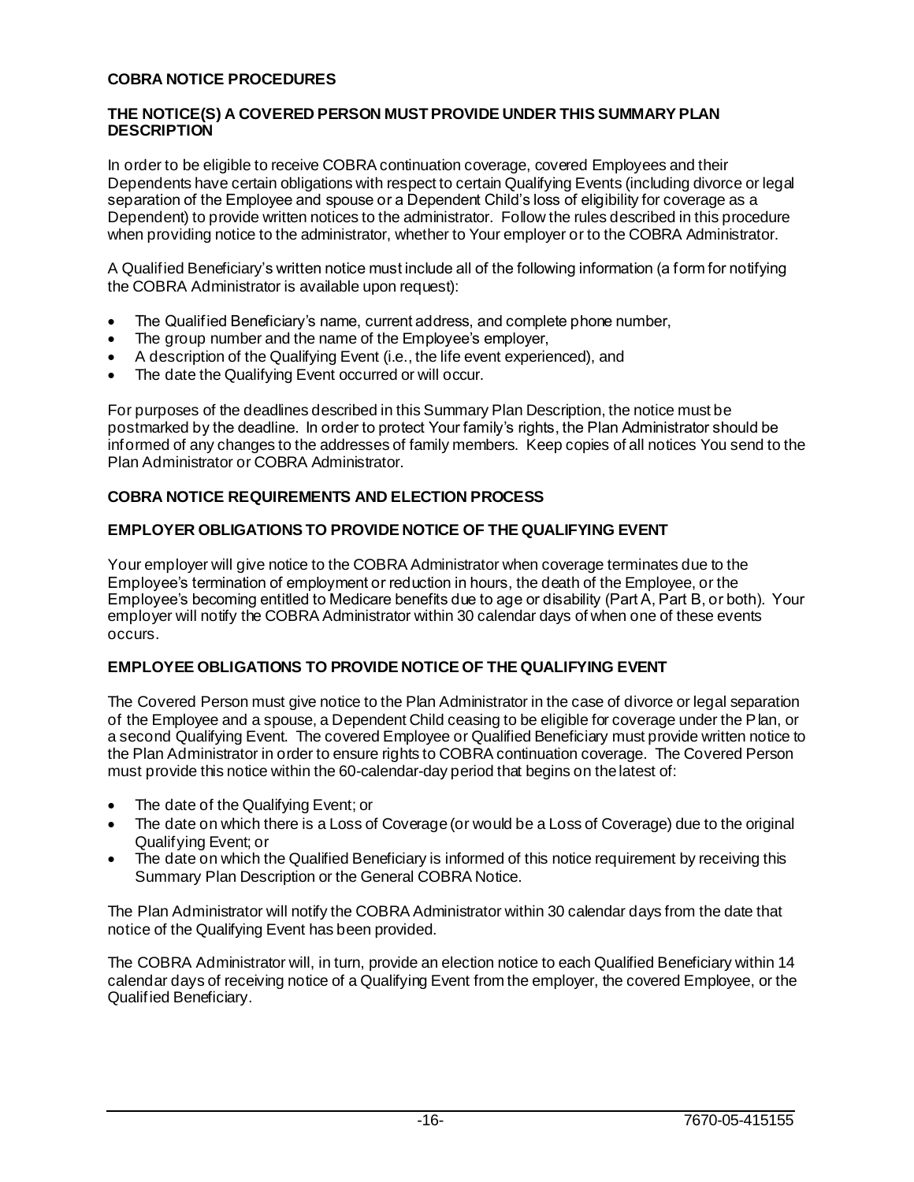## COBRA NOTICE PROCEDURES

### THE NOTICE(S) A COVERED PERSON MUST PROVIDE UNDER THIS SUMMARY PLAN DESCRIPTION

In order to be eligible to receive COBRA continuation coverage, covered Employees and their Dependents have certain obligations with respect to certain Qualifying Events (including divorce or legal separation of the Employee and spouse or a Dependent Child's loss of eligibility for coverage as a Dependent) to provide written notices to the administrator. Follow the rules described in this procedure when providing notice to the administrator, whether to Your employer or to the COBRA Administrator.

A Qualified Beneficiary's written notice must include all of the following information (a form for notifying the COBRA Administrator is available upon request):

- The Qualified Beneficiary's name, current address, and complete phone number,
- The group number and the name of the Employee's employer,
- A description of the Qualifying Event (i.e., the life event experienced), and
- The date the Qualifying Event occurred or will occur.

For purposes of the deadlines described in this Summary Plan Description, the notice must be postmarked by the deadline. In order to protect Your family's rights, the Plan Administrator should be informed of any changes to the addresses of family members. Keep copies of all notices You send to the Plan Administrator or COBRA Administrator.

## COBRA NOTICE REQUIREMENTS AND ELECTION PROCESS

### EMPLOYER OBLIGATIONS TO PROVIDE NOTICE OF THE QUALIFYING EVENT

Your employer will give notice to the COBRA Administrator when coverage terminates due to the Employee's termination of employment or reduction in hours, the death of the Employee, or the Employee's becoming entitled to Medicare benefits due to age or disability (Part A, Part B, or both). Your employer will notify the COBRA Administrator within 30 calendar days of when one of these events occurs.

### EMPLOYEE OBLIGATIONS TO PROVIDE NOTICE OF THE QUALIFYING EVENT

The Covered Person must give notice to the Plan Administrator in the case of divorce or legal separation of the Employee and a spouse, a Dependent Child ceasing to be eligible for coverage under the Plan, or a second Qualifying Event. The covered Employee or Qualified Beneficiary must provide written notice to the Plan Administrator in order to ensure rights to COBRA continuation coverage. The Covered Person must provide this notice within the 60-calendar-day period that begins on the latest of:

- The date of the Qualifying Event; or
- The date on which there is a Loss of Coverage (or would be a Loss of Coverage) due to the original Qualifying Event; or
- The date on which the Qualified Beneficiary is informed of this notice requirement by receiving this Summary Plan Description or the General COBRA Notice.

The Plan Administrator will notify the COBRA Administrator within 30 calendar days from the date that notice of the Qualifying Event has been provided.

The COBRA Administrator will, in turn, provide an election notice to each Qualified Beneficiary within 14 calendar days of receiving notice of a Qualifying Event from the employer, the covered Employee, or the Qualified Beneficiary.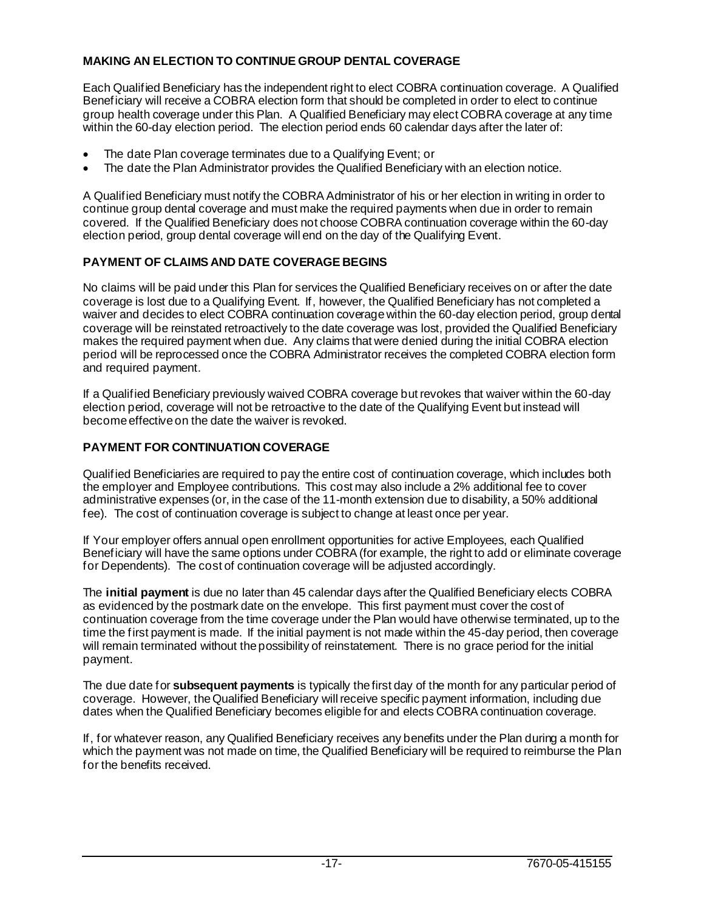## MAKING AN ELECTION TO CONTINUE GROUP DENTAL COVERAGE

Each Qualified Beneficiary has the independent right to elect COBRA continuation coverage. A Qualified Beneficiary will receive a COBRA election form that should be completed in order to elect to continue group health coverage under this Plan. A Qualified Beneficiary may elect COBRA coverage at any time within the 60-day election period. The election period ends 60 calendar days after the later of:

- The date Plan coverage terminates due to a Qualifying Event; or
- The date the Plan Administrator provides the Qualified Beneficiary with an election notice.

A Qualified Beneficiary must notify the COBRA Administrator of his or her election in writing in order to continue group dental coverage and must make the required payments when due in order to remain covered. If the Qualified Beneficiary does not choose COBRA continuation coverage within the 60-day election period, group dental coverage will end on the day of the Qualifying Event.

## PAYMENT OF CLAIMS AND DATE COVERAGE BEGINS

No claims will be paid under this Plan for services the Qualified Beneficiary receives on or after the date coverage is lost due to a Qualifying Event. If, however, the Qualified Beneficiary has not completed a waiver and decides to elect COBRA continuation coverage within the 60-day election period, group dental coverage will be reinstated retroactively to the date coverage was lost, provided the Qualified Beneficiary makes the required payment when due. Any claims that were denied during the initial COBRA election period will be reprocessed once the COBRA Administrator receives the completed COBRA election form and required payment.

If a Qualified Beneficiary previously waived COBRA coverage but revokes that waiver within the 60-day election period, coverage will not be retroactive to the date of the Qualifying Event but instead will become effective on the date the waiver is revoked.

## PAYMENT FOR CONTINUATION COVERAGE

Qualified Beneficiaries are required to pay the entire cost of continuation coverage, which includes both the employer and Employee contributions. This cost may also include a 2% additional fee to cover administrative expenses (or, in the case of the 11-month extension due to disability, a 50% additional fee). The cost of continuation coverage is subject to change at least once per year.

If Your employer offers annual open enrollment opportunities for active Employees, each Qualified Beneficiary will have the same options under COBRA (for example, the right to add or eliminate coverage for Dependents). The cost of continuation coverage will be adjusted accordingly.

The **initial payment** is due no later than 45 calendar days after the Qualified Beneficiary elects COBRA as evidenced by the postmark date on the envelope. This first payment must cover the cost of continuation coverage from the time coverage under the Plan would have otherwise terminated, up to the time the first payment is made. If the initial payment is not made within the 45-day period, then coverage will remain terminated without the possibility of reinstatement. There is no grace period for the initial payment.

The due date for **subsequent payments** is typically the first day of the month for any particular period of coverage. However, the Qualified Beneficiary will receive specific payment information, including due dates when the Qualified Beneficiary becomes eligible for and elects COBRA continuation coverage.

If, for whatever reason, any Qualified Beneficiary receives any benefits under the Plan during a month for which the payment was not made on time, the Qualified Beneficiary will be required to reimburse the Plan for the benefits received.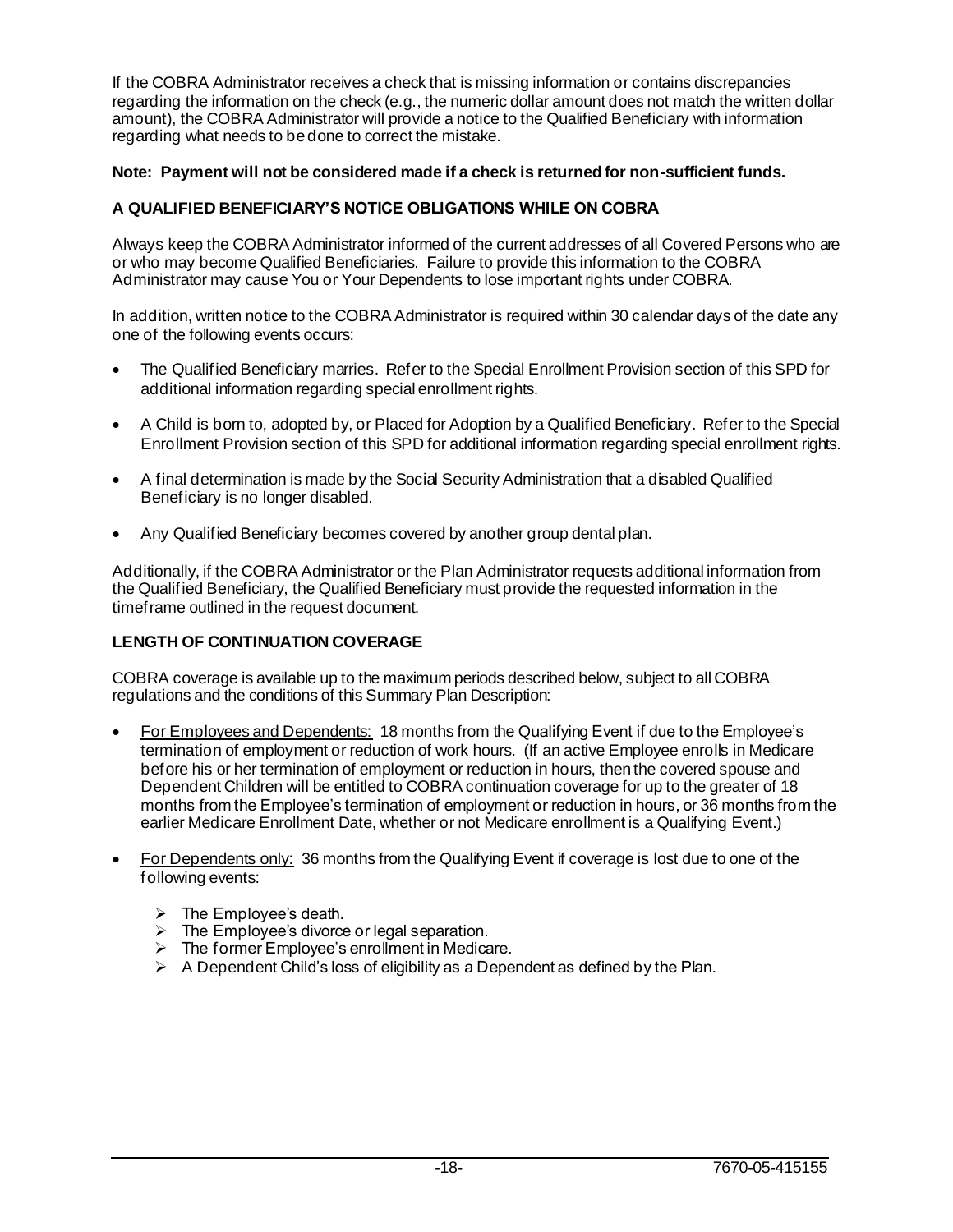If the COBRA Administrator receives a check that is missing information or contains discrepancies regarding the information on the check (e.g., the numeric dollar amount does not match the written dollar amount), the COBRA Administrator will provide a notice to the Qualified Beneficiary with information regarding what needs to be done to correct the mistake.

**Note: Payment will not be considered made if a check is returned for non-sufficient funds.**

### A QUALIFIED BENEFICIARY'S NOTICE OBLIGATIONS WHILE ON COBRA

Always keep the COBRA Administrator informed of the current addresses of all Covered Persons who are or who may become Qualified Beneficiaries. Failure to provide this information to the COBRA Administrator may cause You or Your Dependents to lose important rights under COBRA.

In addition, written notice to the COBRA Administrator is required within 30 calendar days of the date any one of the following events occurs:

- The Qualified Beneficiary marries. Refer to the Special Enrollment Provision section of this SPD for additional information regarding special enrollment rights.
- A Child is born to, adopted by, or Placed for Adoption by a Qualified Beneficiary. Refer to the Special Enrollment Provision section of this SPD for additional information regarding special enrollment rights.
- A final determination is made by the Social Security Administration that a disabled Qualified Beneficiary is no longer disabled.
- Any Qualified Beneficiary becomes covered by another group dental plan.

Additionally, if the COBRA Administrator or the Plan Administrator requests additional information from the Qualified Beneficiary, the Qualified Beneficiary must provide the requested information in the timeframe outlined in the request document.

### LENGTH OF CONTINUATION COVERAGE

COBRA coverage is available up to the maximum periods described below, subject to all COBRA regulations and the conditions of this Summary Plan Description:

- For Employees and Dependents: 18 months from the Qualifying Event if due to the Employee's termination of employment or reduction of work hours. (If an active Employee enrolls in Medicare before his or her termination of employment or reduction in hours, then the covered spouse and Dependent Children will be entitled to COBRA continuation coverage for up to the greater of 18 months from the Employee's termination of employment or reduction in hours, or 36 months from the earlier Medicare Enrollment Date, whether or not Medicare enrollment is a Qualifying Event.)
- For Dependents only: 36 months from the Qualifying Event if coverage is lost due to one of the following events:
  - The Employee's death.
  - The Employee's divorce or legal separation.
  - The former Employee's enrollment in Medicare.
  - A Dependent Child's loss of eligibility as a Dependent as defined by the Plan.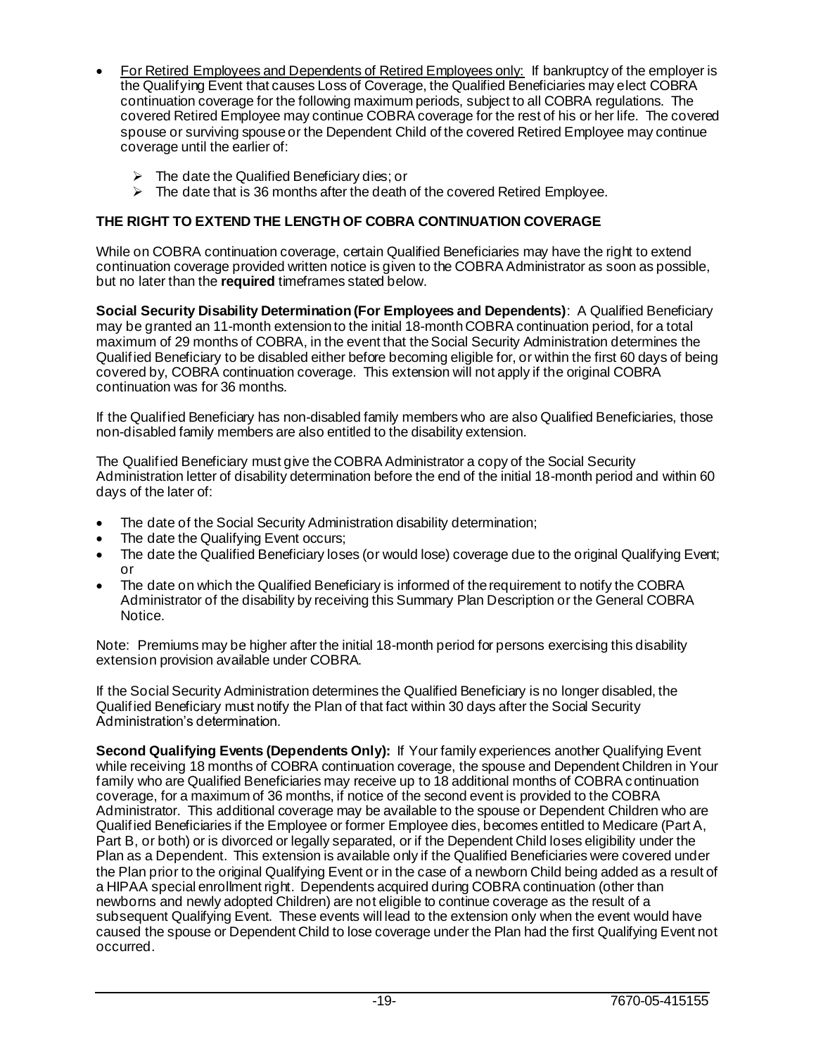- For Retired Employees and Dependents of Retired Employees only: If bankruptcy of the employer is the Qualifying Event that causes Loss of Coverage, the Qualified Beneficiaries may elect COBRA continuation coverage for the following maximum periods, subject to all COBRA regulations. The covered Retired Employee may continue COBRA coverage for the rest of his or her life. The covered spouse or surviving spouse or the Dependent Child of the covered Retired Employee may continue coverage until the earlier of:
  - The date the Qualified Beneficiary dies; or
  - The date that is 36 months after the death of the covered Retired Employee.

**THE RIGHT TO EXTEND THE LENGTH OF COBRA CONTINUATION COVERAGE**

While on COBRA continuation coverage, certain Qualified Beneficiaries may have the right to extend continuation coverage provided written notice is given to the COBRA Administrator as soon as possible, but no later than the **required** timeframes stated below.

**Social Security Disability Determination (For Employees and Dependents)**: A Qualified Beneficiary may be granted an 11-month extension to the initial 18-month COBRA continuation period, for a total maximum of 29 months of COBRA, in the event that the Social Security Administration determines the Qualified Beneficiary to be disabled either before becoming eligible for, or within the first 60 days of being covered by, COBRA continuation coverage. This extension will not apply if the original COBRA continuation was for 36 months.

If the Qualified Beneficiary has non-disabled family members who are also Qualified Beneficiaries, those non-disabled family members are also entitled to the disability extension.

The Qualified Beneficiary must give the COBRA Administrator a copy of the Social Security Administration letter of disability determination before the end of the initial 18-month period and within 60 days of the later of:

- The date of the Social Security Administration disability determination;
- The date the Qualifying Event occurs;
- The date the Qualified Beneficiary loses (or would lose) coverage due to the original Qualifying Event; or
- The date on which the Qualified Beneficiary is informed of the requirement to notify the COBRA Administrator of the disability by receiving this Summary Plan Description or the General COBRA Notice.

Note: Premiums may be higher after the initial 18-month period for persons exercising this disability extension provision available under COBRA.

If the Social Security Administration determines the Qualified Beneficiary is no longer disabled, the Qualified Beneficiary must notify the Plan of that fact within 30 days after the Social Security Administration's determination.

**Second Qualifying Events (Dependents Only):** If Your family experiences another Qualifying Event while receiving 18 months of COBRA continuation coverage, the spouse and Dependent Children in Your family who are Qualified Beneficiaries may receive up to 18 additional months of COBRA continuation coverage, for a maximum of 36 months, if notice of the second event is provided to the COBRA Administrator. This additional coverage may be available to the spouse or Dependent Children who are Qualified Beneficiaries if the Employee or former Employee dies, becomes entitled to Medicare (Part A, Part B, or both) or is divorced or legally separated, or if the Dependent Child loses eligibility under the Plan as a Dependent. This extension is available only if the Qualified Beneficiaries were covered under the Plan prior to the original Qualifying Event or in the case of a newborn Child being added as a result of a HIPAA special enrollment right. Dependents acquired during COBRA continuation (other than newborns and newly adopted Children) are not eligible to continue coverage as the result of a subsequent Qualifying Event. These events will lead to the extension only when the event would have caused the spouse or Dependent Child to lose coverage under the Plan had the first Qualifying Event not occurred.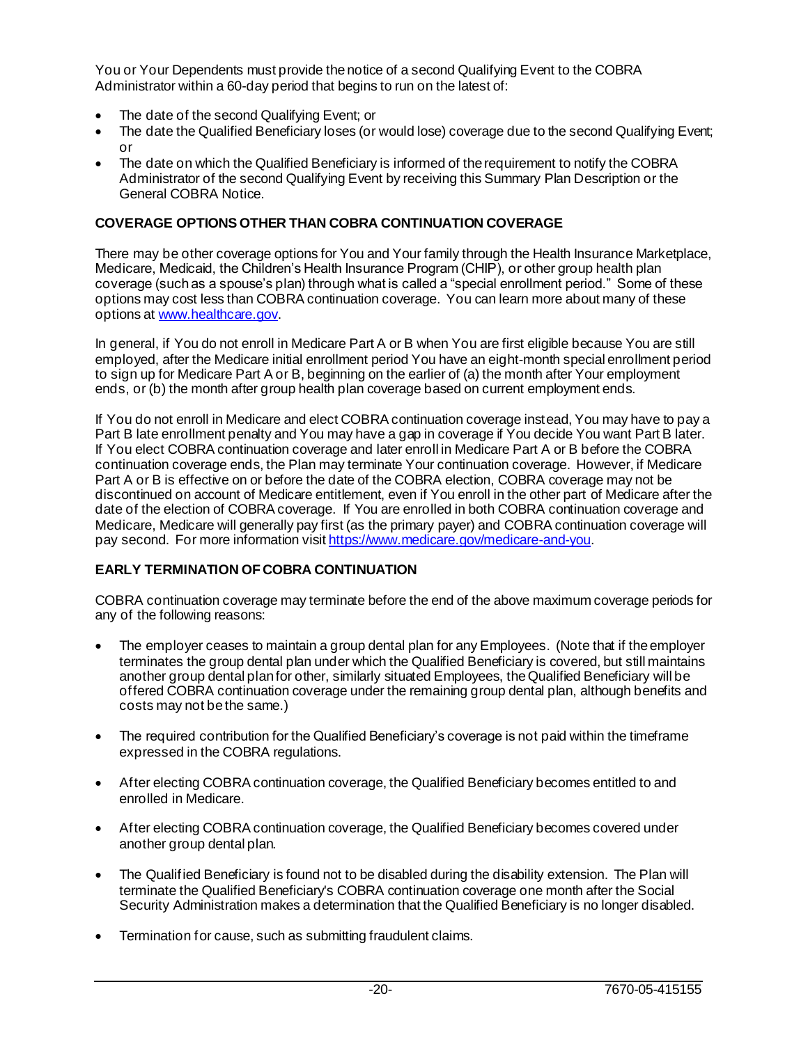You or Your Dependents must provide the notice of a second Qualifying Event to the COBRA Administrator within a 60-day period that begins to run on the latest of:

- The date of the second Qualifying Event; or
- The date the Qualified Beneficiary loses (or would lose) coverage due to the second Qualifying Event; or
- The date on which the Qualified Beneficiary is informed of the requirement to notify the COBRA Administrator of the second Qualifying Event by receiving this Summary Plan Description or the General COBRA Notice.

### COVERAGE OPTIONS OTHER THAN COBRA CONTINUATION COVERAGE

There may be other coverage options for You and Your family through the Health Insurance Marketplace, Medicare, Medicaid, the Children's Health Insurance Program (CHIP), or other group health plan coverage (such as a spouse's plan) through what is called a "special enrollment period." Some of these options may cost less than COBRA continuation coverage. You can learn more about many of these options at [www.healthcare.gov](http://www.healthcare.gov).

In general, if You do not enroll in Medicare Part A or B when You are first eligible because You are still employed, after the Medicare initial enrollment period You have an eight-month special enrollment period to sign up for Medicare Part A or B, beginning on the earlier of (a) the month after Your employment ends, or (b) the month after group health plan coverage based on current employment ends.

If You do not enroll in Medicare and elect COBRA continuation coverage instead, You may have to pay a Part B late enrollment penalty and You may have a gap in coverage if You decide You want Part B later. If You elect COBRA continuation coverage and later enroll in Medicare Part A or B before the COBRA continuation coverage ends, the Plan may terminate Your continuation coverage. However, if Medicare Part A or B is effective on or before the date of the COBRA election, COBRA coverage may not be discontinued on account of Medicare entitlement, even if You enroll in the other part of Medicare after the date of the election of COBRA coverage. If You are enrolled in both COBRA continuation coverage and Medicare, Medicare will generally pay first (as the primary payer) and COBRA continuation coverage will pay second. For more information visit [https://www.medicare.gov/medicare-and-you](https://www.medicare.gov/medicare-and-you).

### EARLY TERMINATION OF COBRA CONTINUATION

COBRA continuation coverage may terminate before the end of the above maximum coverage periods for any of the following reasons:

- The employer ceases to maintain a group dental plan for any Employees. (Note that if the employer terminates the group dental plan under which the Qualified Beneficiary is covered, but still maintains another group dental plan for other, similarly situated Employees, the Qualified Beneficiary will be offered COBRA continuation coverage under the remaining group dental plan, although benefits and costs may not be the same.)

- The required contribution for the Qualified Beneficiary's coverage is not paid within the timeframe expressed in the COBRA regulations.

- After electing COBRA continuation coverage, the Qualified Beneficiary becomes entitled to and enrolled in Medicare.

- After electing COBRA continuation coverage, the Qualified Beneficiary becomes covered under another group dental plan.

- The Qualified Beneficiary is found not to be disabled during the disability extension. The Plan will terminate the Qualified Beneficiary's COBRA continuation coverage one month after the Social Security Administration makes a determination that the Qualified Beneficiary is no longer disabled.

- Termination for cause, such as submitting fraudulent claims.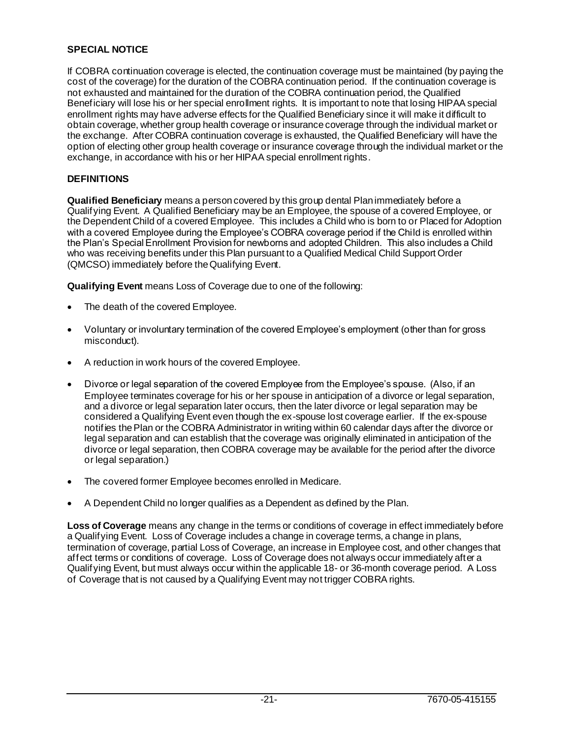### SPECIAL NOTICE

If COBRA continuation coverage is elected, the continuation coverage must be maintained (by paying the cost of the coverage) for the duration of the COBRA continuation period. If the continuation coverage is not exhausted and maintained for the duration of the COBRA continuation period, the Qualified Beneficiary will lose his or her special enrollment rights. It is important to note that losing HIPAA special enrollment rights may have adverse effects for the Qualified Beneficiary since it will make it difficult to obtain coverage, whether group health coverage or insurance coverage through the individual market or the exchange. After COBRA continuation coverage is exhausted, the Qualified Beneficiary will have the option of electing other group health coverage or insurance coverage through the individual market or the exchange, in accordance with his or her HIPAA special enrollment rights.

### DEFINITIONS

**Qualified Beneficiary** means a person covered by this group dental Plan immediately before a Qualifying Event. A Qualified Beneficiary may be an Employee, the spouse of a covered Employee, or the Dependent Child of a covered Employee. This includes a Child who is born to or Placed for Adoption with a covered Employee during the Employee's COBRA coverage period if the Child is enrolled within the Plan's Special Enrollment Provision for newborns and adopted Children. This also includes a Child who was receiving benefits under this Plan pursuant to a Qualified Medical Child Support Order (QMCSO) immediately before the Qualifying Event.

**Qualifying Event** means Loss of Coverage due to one of the following:

- The death of the covered Employee.
- Voluntary or involuntary termination of the covered Employee's employment (other than for gross misconduct).
- A reduction in work hours of the covered Employee.
- Divorce or legal separation of the covered Employee from the Employee's spouse. (Also, if an Employee terminates coverage for his or her spouse in anticipation of a divorce or legal separation, and a divorce or legal separation later occurs, then the later divorce or legal separation may be considered a Qualifying Event even though the ex-spouse lost coverage earlier. If the ex-spouse notifies the Plan or the COBRA Administrator in writing within 60 calendar days after the divorce or legal separation and can establish that the coverage was originally eliminated in anticipation of the divorce or legal separation, then COBRA coverage may be available for the period after the divorce or legal separation.)
- The covered former Employee becomes enrolled in Medicare.
- A Dependent Child no longer qualifies as a Dependent as defined by the Plan.

**Loss of Coverage** means any change in the terms or conditions of coverage in effect immediately before a Qualifying Event. Loss of Coverage includes a change in coverage terms, a change in plans, termination of coverage, partial Loss of Coverage, an increase in Employee cost, and other changes that affect terms or conditions of coverage. Loss of Coverage does not always occur immediately after a Qualifying Event, but must always occur within the applicable 18- or 36-month coverage period. A Loss of Coverage that is not caused by a Qualifying Event may not trigger COBRA rights.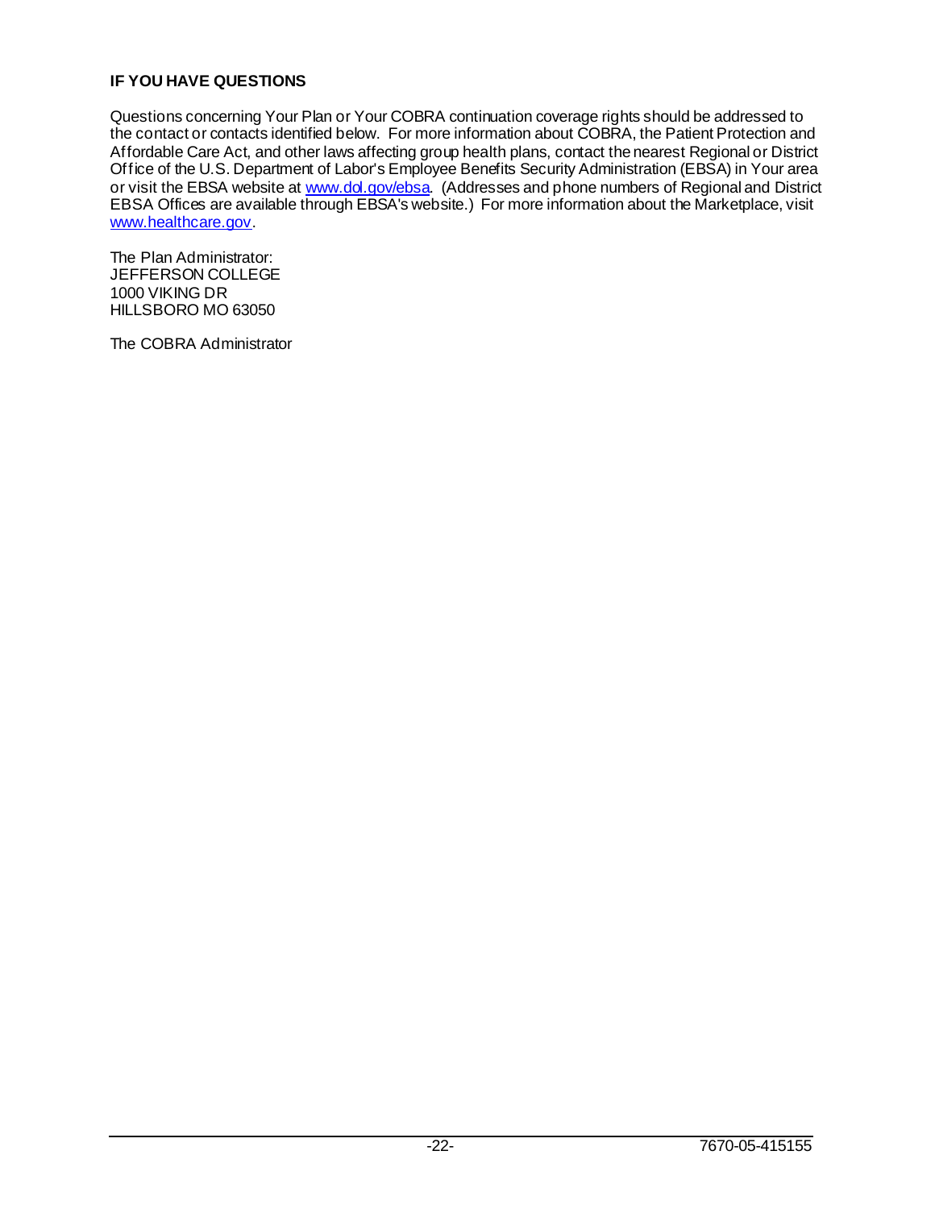## IF YOU HAVE QUESTIONS

Questions concerning Your Plan or Your COBRA continuation coverage rights should be addressed to the contact or contacts identified below. For more information about COBRA, the Patient Protection and Affordable Care Act, and other laws affecting group health plans, contact the nearest Regional or District Office of the U.S. Department of Labor's Employee Benefits Security Administration (EBSA) in Your area or visit the EBSA website at www.dol.gov/ebsa. (Addresses and phone numbers of Regional and District EBSA Offices are available through EBSA's website.) For more information about the Marketplace, visit www.healthcare.gov.

The Plan Administrator:
JEFFERSON COLLEGE
1000 VIKING DR
HILLSBORO MO 63050

The COBRA Administrator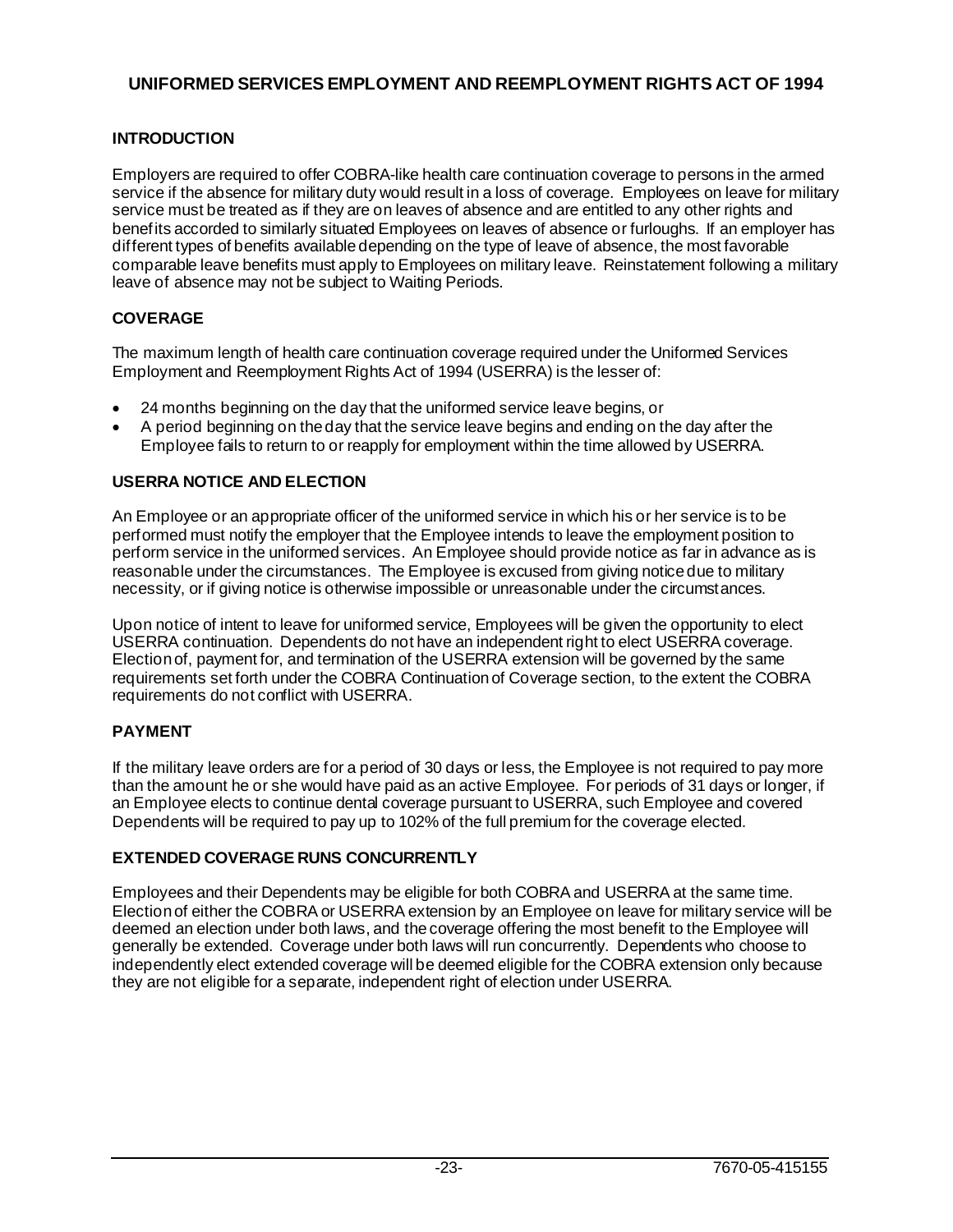# UNIFORMED SERVICES EMPLOYMENT AND REEMPLOYMENT RIGHTS ACT OF 1994

## INTRODUCTION

Employers are required to offer COBRA-like health care continuation coverage to persons in the armed service if the absence for military duty would result in a loss of coverage. Employees on leave for military service must be treated as if they are on leaves of absence and are entitled to any other rights and benefits accorded to similarly situated Employees on leaves of absence or furloughs. If an employer has different types of benefits available depending on the type of leave of absence, the most favorable comparable leave benefits must apply to Employees on military leave. Reinstatement following a military leave of absence may not be subject to Waiting Periods.

## COVERAGE

The maximum length of health care continuation coverage required under the Uniformed Services Employment and Reemployment Rights Act of 1994 (USERRA) is the lesser of:

- 24 months beginning on the day that the uniformed service leave begins, or
- A period beginning on the day that the service leave begins and ending on the day after the Employee fails to return to or reapply for employment within the time allowed by USERRA.

## USERRA NOTICE AND ELECTION

An Employee or an appropriate officer of the uniformed service in which his or her service is to be performed must notify the employer that the Employee intends to leave the employment position to perform service in the uniformed services. An Employee should provide notice as far in advance as is reasonable under the circumstances. The Employee is excused from giving notice due to military necessity, or if giving notice is otherwise impossible or unreasonable under the circumstances.

Upon notice of intent to leave for uniformed service, Employees will be given the opportunity to elect USERRA continuation. Dependents do not have an independent right to elect USERRA coverage. Election of, payment for, and termination of the USERRA extension will be governed by the same requirements set forth under the COBRA Continuation of Coverage section, to the extent the COBRA requirements do not conflict with USERRA.

## PAYMENT

If the military leave orders are for a period of 30 days or less, the Employee is not required to pay more than the amount he or she would have paid as an active Employee. For periods of 31 days or longer, if an Employee elects to continue dental coverage pursuant to USERRA, such Employee and covered Dependents will be required to pay up to 102% of the full premium for the coverage elected.

## EXTENDED COVERAGE RUNS CONCURRENTLY

Employees and their Dependents may be eligible for both COBRA and USERRA at the same time. Election of either the COBRA or USERRA extension by an Employee on leave for military service will be deemed an election under both laws, and the coverage offering the most benefit to the Employee will generally be extended. Coverage under both laws will run concurrently. Dependents who choose to independently elect extended coverage will be deemed eligible for the COBRA extension only because they are not eligible for a separate, independent right of election under USERRA.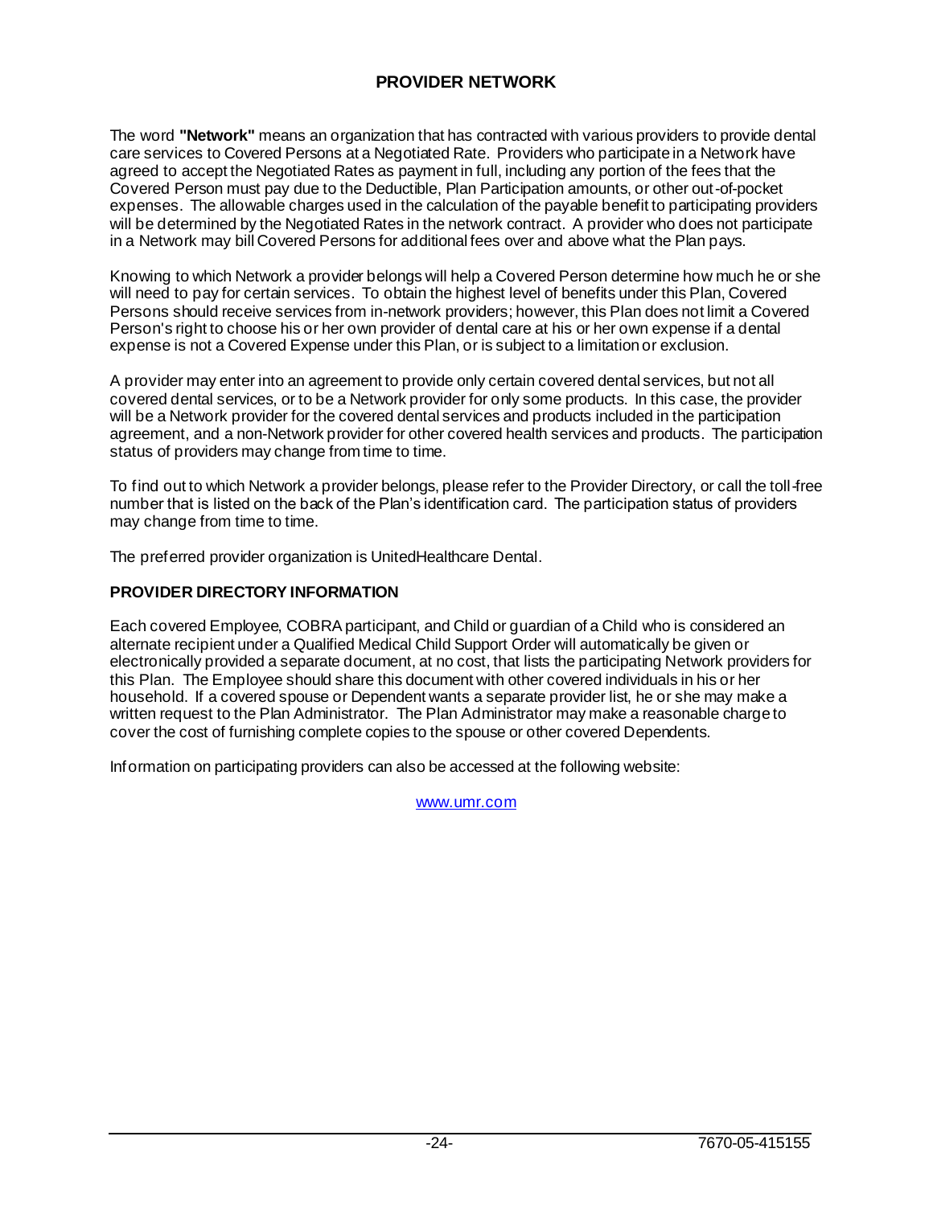## PROVIDER NETWORK

The word **"Network"** means an organization that has contracted with various providers to provide dental care services to Covered Persons at a Negotiated Rate. Providers who participate in a Network have agreed to accept the Negotiated Rates as payment in full, including any portion of the fees that the Covered Person must pay due to the Deductible, Plan Participation amounts, or other out-of-pocket expenses. The allowable charges used in the calculation of the payable benefit to participating providers will be determined by the Negotiated Rates in the network contract. A provider who does not participate in a Network may bill Covered Persons for additional fees over and above what the Plan pays.

Knowing to which Network a provider belongs will help a Covered Person determine how much he or she will need to pay for certain services. To obtain the highest level of benefits under this Plan, Covered Persons should receive services from in-network providers; however, this Plan does not limit a Covered Person's right to choose his or her own provider of dental care at his or her own expense if a dental expense is not a Covered Expense under this Plan, or is subject to a limitation or exclusion.

A provider may enter into an agreement to provide only certain covered dental services, but not all covered dental services, or to be a Network provider for only some products. In this case, the provider will be a Network provider for the covered dental services and products included in the participation agreement, and a non-Network provider for other covered health services and products. The participation status of providers may change from time to time.

To find out to which Network a provider belongs, please refer to the Provider Directory, or call the toll-free number that is listed on the back of the Plan's identification card. The participation status of providers may change from time to time.

The preferred provider organization is UnitedHealthcare Dental.

### PROVIDER DIRECTORY INFORMATION

Each covered Employee, COBRA participant, and Child or guardian of a Child who is considered an alternate recipient under a Qualified Medical Child Support Order will automatically be given or electronically provided a separate document, at no cost, that lists the participating Network providers for this Plan. The Employee should share this document with other covered individuals in his or her household. If a covered spouse or Dependent wants a separate provider list, he or she may make a written request to the Plan Administrator. The Plan Administrator may make a reasonable charge to cover the cost of furnishing complete copies to the spouse or other covered Dependents.

Information on participating providers can also be accessed at the following website:

www.umr.com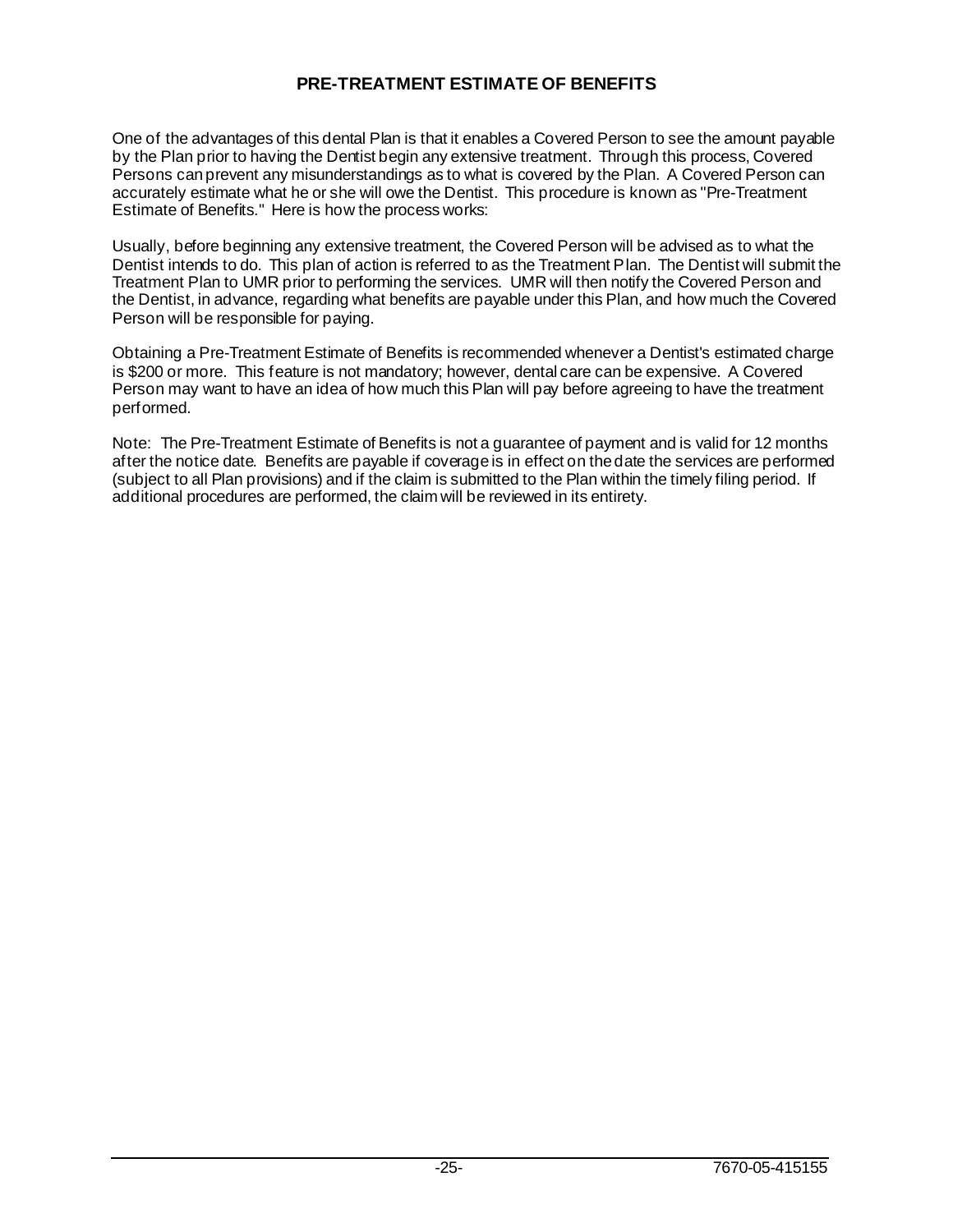## PRE-TREATMENT ESTIMATE OF BENEFITS

One of the advantages of this dental Plan is that it enables a Covered Person to see the amount payable by the Plan prior to having the Dentist begin any extensive treatment. Through this process, Covered Persons can prevent any misunderstandings as to what is covered by the Plan. A Covered Person can accurately estimate what he or she will owe the Dentist. This procedure is known as "Pre-Treatment Estimate of Benefits." Here is how the process works:

Usually, before beginning any extensive treatment, the Covered Person will be advised as to what the Dentist intends to do. This plan of action is referred to as the Treatment Plan. The Dentist will submit the Treatment Plan to UMR prior to performing the services. UMR will then notify the Covered Person and the Dentist, in advance, regarding what benefits are payable under this Plan, and how much the Covered Person will be responsible for paying.

Obtaining a Pre-Treatment Estimate of Benefits is recommended whenever a Dentist's estimated charge is $200 or more. This feature is not mandatory; however, dental care can be expensive. A Covered Person may want to have an idea of how much this Plan will pay before agreeing to have the treatment performed.

Note: The Pre-Treatment Estimate of Benefits is not a guarantee of payment and is valid for 12 months after the notice date. Benefits are payable if coverage is in effect on the date the services are performed (subject to all Plan provisions) and if the claim is submitted to the Plan within the timely filing period. If additional procedures are performed, the claim will be reviewed in its entirety.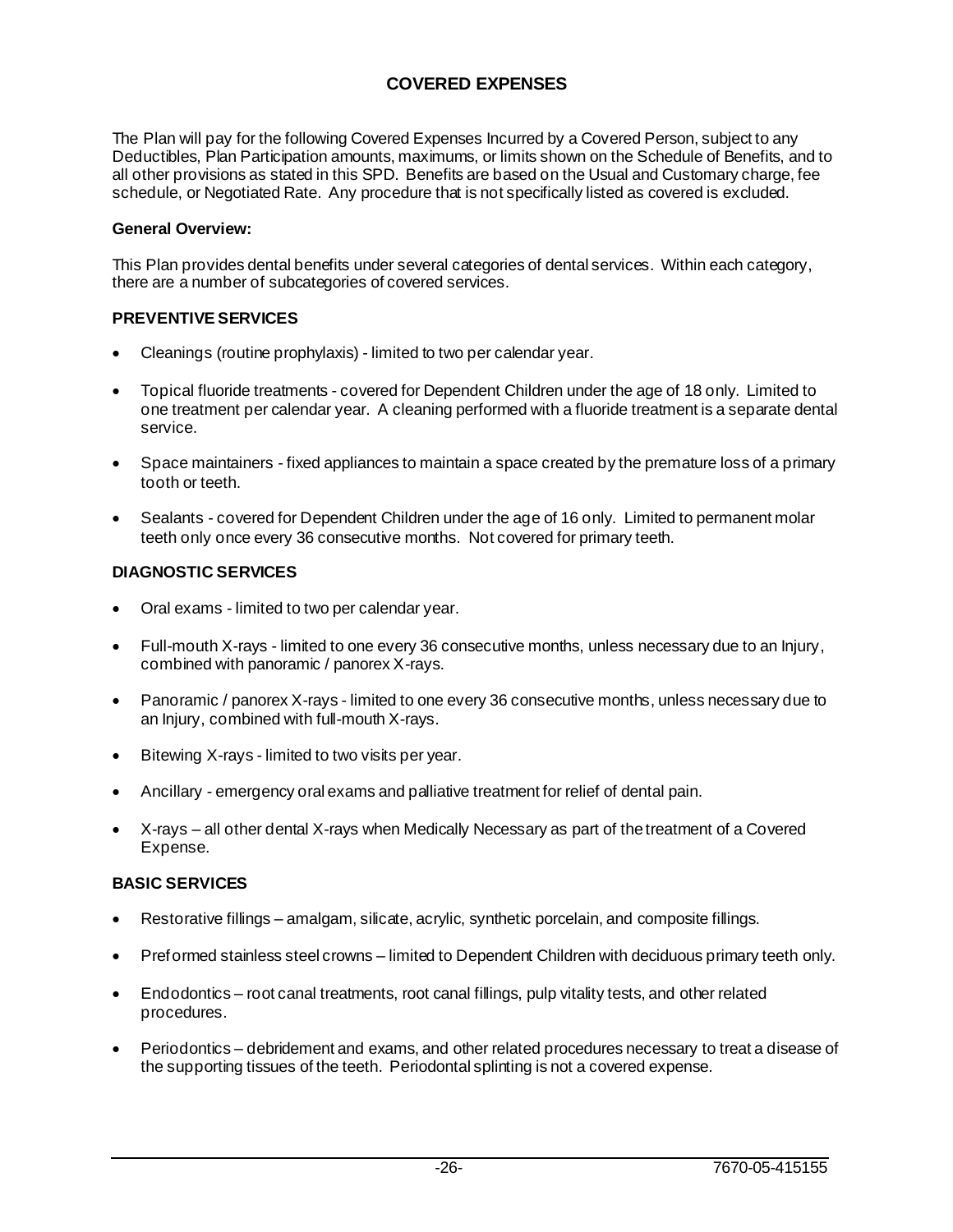# COVERED EXPENSES

The Plan will pay for the following Covered Expenses Incurred by a Covered Person, subject to any Deductibles, Plan Participation amounts, maximums, or limits shown on the Schedule of Benefits, and to all other provisions as stated in this SPD. Benefits are based on the Usual and Customary charge, fee schedule, or Negotiated Rate. Any procedure that is not specifically listed as covered is excluded.

**General Overview:**

This Plan provides dental benefits under several categories of dental services. Within each category, there are a number of subcategories of covered services.

### PREVENTIVE SERVICES

- Cleanings (routine prophylaxis) - limited to two per calendar year.
- Topical fluoride treatments - covered for Dependent Children under the age of 18 only. Limited to one treatment per calendar year. A cleaning performed with a fluoride treatment is a separate dental service.
- Space maintainers - fixed appliances to maintain a space created by the premature loss of a primary tooth or teeth.
- Sealants - covered for Dependent Children under the age of 16 only. Limited to permanent molar teeth only once every 36 consecutive months. Not covered for primary teeth.

### DIAGNOSTIC SERVICES

- Oral exams - limited to two per calendar year.
- Full-mouth X-rays - limited to one every 36 consecutive months, unless necessary due to an Injury, combined with panoramic / panorex X-rays.
- Panoramic / panorex X-rays - limited to one every 36 consecutive months, unless necessary due to an Injury, combined with full-mouth X-rays.
- Bitewing X-rays - limited to two visits per year.
- Ancillary - emergency oral exams and palliative treatment for relief of dental pain.
- X-rays – all other dental X-rays when Medically Necessary as part of the treatment of a Covered Expense.

### BASIC SERVICES

- Restorative fillings – amalgam, silicate, acrylic, synthetic porcelain, and composite fillings.
- Preformed stainless steel crowns – limited to Dependent Children with deciduous primary teeth only.
- Endodontics – root canal treatments, root canal fillings, pulp vitality tests, and other related procedures.
- Periodontics – debridement and exams, and other related procedures necessary to treat a disease of the supporting tissues of the teeth. Periodontal splinting is not a covered expense.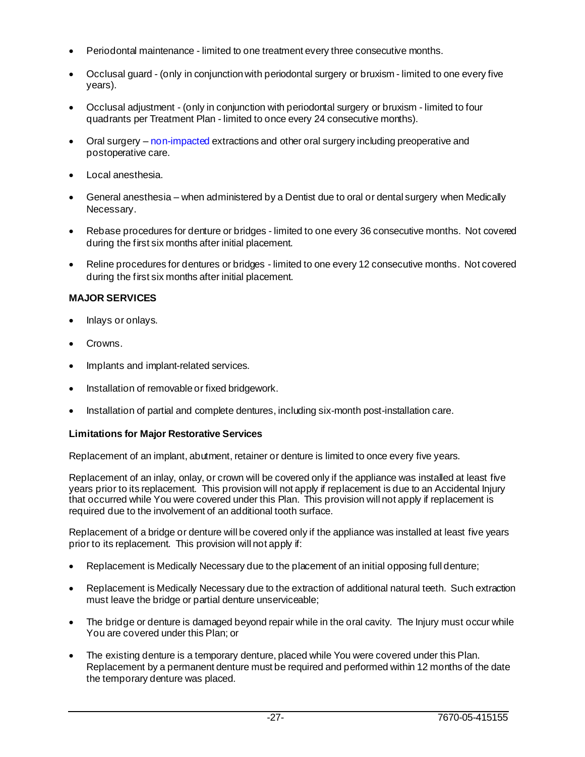- Periodontal maintenance - limited to one treatment every three consecutive months.
- Occlusal guard - (only in conjunction with periodontal surgery or bruxism - limited to one every five years).
- Occlusal adjustment - (only in conjunction with periodontal surgery or bruxism - limited to four quadrants per Treatment Plan - limited to once every 24 consecutive months).
- Oral surgery – non-impacted extractions and other oral surgery including preoperative and postoperative care.
- Local anesthesia.
- General anesthesia – when administered by a Dentist due to oral or dental surgery when Medically Necessary.
- Rebase procedures for denture or bridges - limited to one every 36 consecutive months. Not covered during the first six months after initial placement.
- Reline procedures for dentures or bridges - limited to one every 12 consecutive months. Not covered during the first six months after initial placement.

**MAJOR SERVICES**

- Inlays or onlays.
- Crowns.
- Implants and implant-related services.
- Installation of removable or fixed bridgework.
- Installation of partial and complete dentures, including six-month post-installation care.

**Limitations for Major Restorative Services**

Replacement of an implant, abutment, retainer or denture is limited to once every five years.

Replacement of an inlay, onlay, or crown will be covered only if the appliance was installed at least five years prior to its replacement. This provision will not apply if replacement is due to an Accidental Injury that occurred while You were covered under this Plan. This provision will not apply if replacement is required due to the involvement of an additional tooth surface.

Replacement of a bridge or denture will be covered only if the appliance was installed at least five years prior to its replacement. This provision will not apply if:

- Replacement is Medically Necessary due to the placement of an initial opposing full denture;
- Replacement is Medically Necessary due to the extraction of additional natural teeth. Such extraction must leave the bridge or partial denture unserviceable;
- The bridge or denture is damaged beyond repair while in the oral cavity. The Injury must occur while You are covered under this Plan; or
- The existing denture is a temporary denture, placed while You were covered under this Plan. Replacement by a permanent denture must be required and performed within 12 months of the date the temporary denture was placed.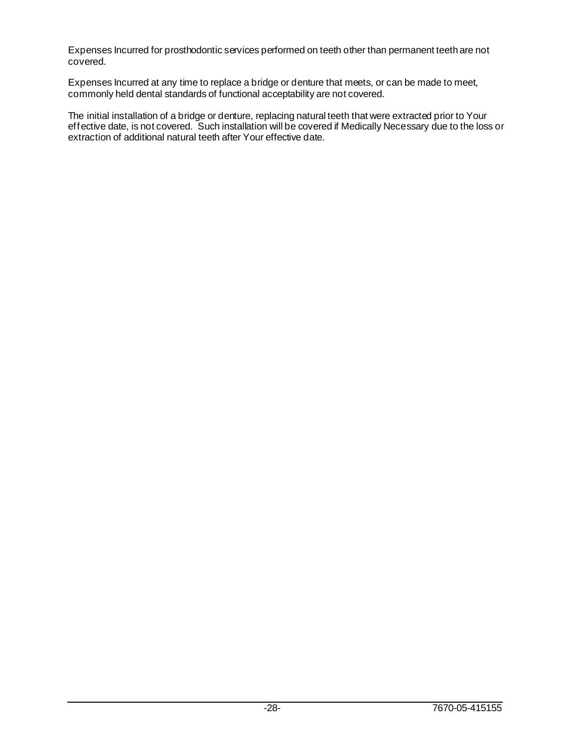Expenses Incurred for prosthodontic services performed on teeth other than permanent teeth are not covered.

Expenses Incurred at any time to replace a bridge or denture that meets, or can be made to meet, commonly held dental standards of functional acceptability are not covered.

The initial installation of a bridge or denture, replacing natural teeth that were extracted prior to Your effective date, is not covered. Such installation will be covered if Medically Necessary due to the loss or extraction of additional natural teeth after Your effective date.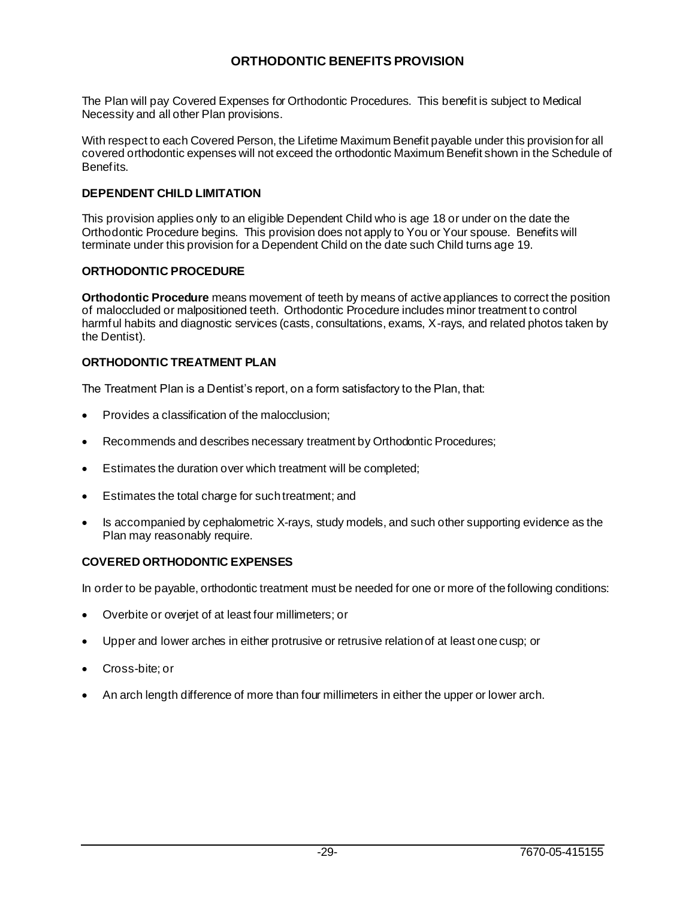# ORTHODONTIC BENEFITS PROVISION

The Plan will pay Covered Expenses for Orthodontic Procedures. This benefit is subject to Medical Necessity and all other Plan provisions.

With respect to each Covered Person, the Lifetime Maximum Benefit payable under this provision for all covered orthodontic expenses will not exceed the orthodontic Maximum Benefit shown in the Schedule of Benefits.

## DEPENDENT CHILD LIMITATION

This provision applies only to an eligible Dependent Child who is age 18 or under on the date the Orthodontic Procedure begins. This provision does not apply to You or Your spouse. Benefits will terminate under this provision for a Dependent Child on the date such Child turns age 19.

## ORTHODONTIC PROCEDURE

**Orthodontic Procedure** means movement of teeth by means of active appliances to correct the position of maloccluded or malpositioned teeth. Orthodontic Procedure includes minor treatment to control harmful habits and diagnostic services (casts, consultations, exams, X-rays, and related photos taken by the Dentist).

## ORTHODONTIC TREATMENT PLAN

The Treatment Plan is a Dentist's report, on a form satisfactory to the Plan, that:

- Provides a classification of the malocclusion;
- Recommends and describes necessary treatment by Orthodontic Procedures;
- Estimates the duration over which treatment will be completed;
- Estimates the total charge for such treatment; and
- Is accompanied by cephalometric X-rays, study models, and such other supporting evidence as the Plan may reasonably require.

## COVERED ORTHODONTIC EXPENSES

In order to be payable, orthodontic treatment must be needed for one or more of the following conditions:

- Overbite or overjet of at least four millimeters; or
- Upper and lower arches in either protrusive or retrusive relation of at least one cusp; or
- Cross-bite; or
- An arch length difference of more than four millimeters in either the upper or lower arch.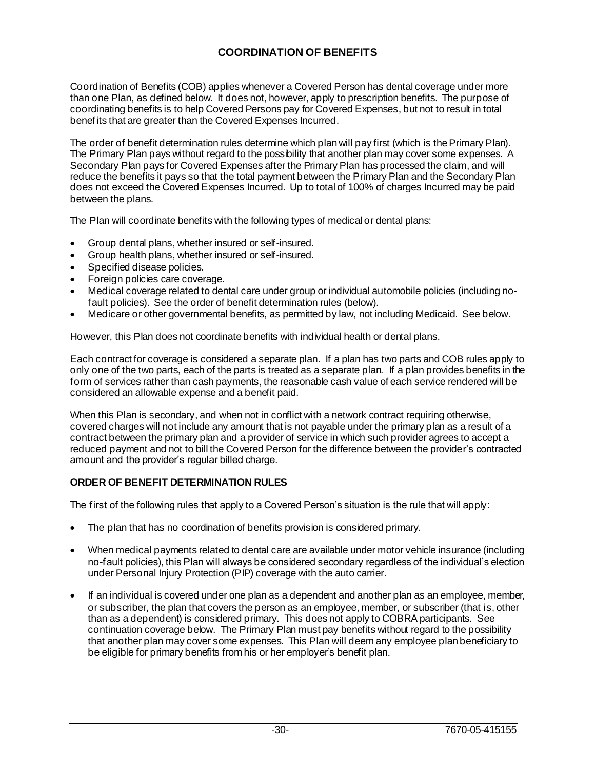## COORDINATION OF BENEFITS

Coordination of Benefits (COB) applies whenever a Covered Person has dental coverage under more than one Plan, as defined below. It does not, however, apply to prescription benefits. The purpose of coordinating benefits is to help Covered Persons pay for Covered Expenses, but not to result in total benefits that are greater than the Covered Expenses Incurred.

The order of benefit determination rules determine which plan will pay first (which is the Primary Plan). The Primary Plan pays without regard to the possibility that another plan may cover some expenses. A Secondary Plan pays for Covered Expenses after the Primary Plan has processed the claim, and will reduce the benefits it pays so that the total payment between the Primary Plan and the Secondary Plan does not exceed the Covered Expenses Incurred. Up to total of 100% of charges Incurred may be paid between the plans.

The Plan will coordinate benefits with the following types of medical or dental plans:

- Group dental plans, whether insured or self-insured.
- Group health plans, whether insured or self-insured.
- Specified disease policies.
- Foreign policies care coverage.
- Medical coverage related to dental care under group or individual automobile policies (including no-fault policies). See the order of benefit determination rules (below).
- Medicare or other governmental benefits, as permitted by law, not including Medicaid. See below.

However, this Plan does not coordinate benefits with individual health or dental plans.

Each contract for coverage is considered a separate plan. If a plan has two parts and COB rules apply to only one of the two parts, each of the parts is treated as a separate plan. If a plan provides benefits in the form of services rather than cash payments, the reasonable cash value of each service rendered will be considered an allowable expense and a benefit paid.

When this Plan is secondary, and when not in conflict with a network contract requiring otherwise, covered charges will not include any amount that is not payable under the primary plan as a result of a contract between the primary plan and a provider of service in which such provider agrees to accept a reduced payment and not to bill the Covered Person for the difference between the provider's contracted amount and the provider's regular billed charge.

### ORDER OF BENEFIT DETERMINATION RULES

The first of the following rules that apply to a Covered Person's situation is the rule that will apply:

- The plan that has no coordination of benefits provision is considered primary.
- When medical payments related to dental care are available under motor vehicle insurance (including no-fault policies), this Plan will always be considered secondary regardless of the individual's election under Personal Injury Protection (PIP) coverage with the auto carrier.
- If an individual is covered under one plan as a dependent and another plan as an employee, member, or subscriber, the plan that covers the person as an employee, member, or subscriber (that is, other than as a dependent) is considered primary. This does not apply to COBRA participants. See continuation coverage below. The Primary Plan must pay benefits without regard to the possibility that another plan may cover some expenses. This Plan will deem any employee plan beneficiary to be eligible for primary benefits from his or her employer's benefit plan.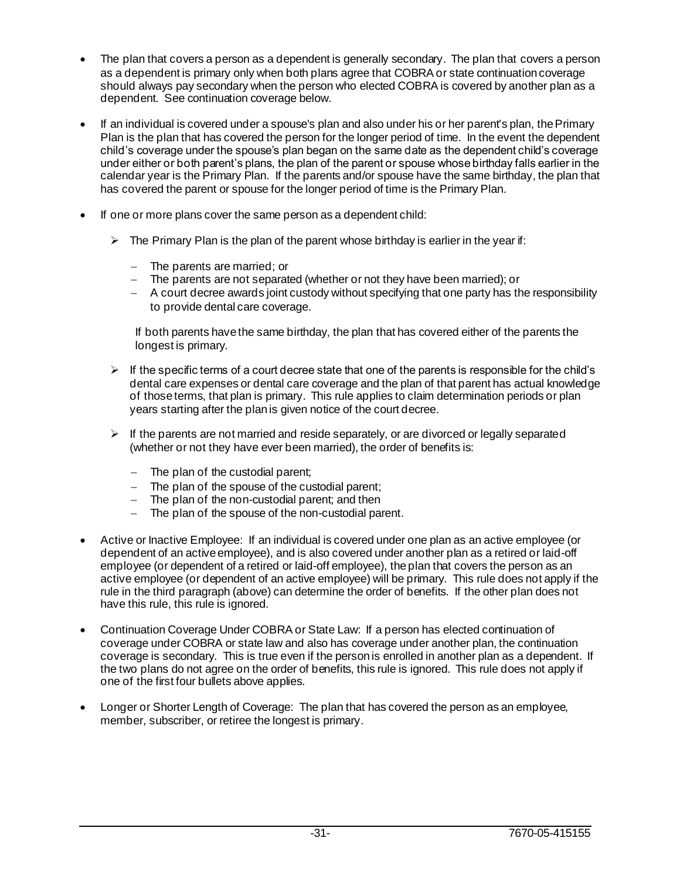- The plan that covers a person as a dependent is generally secondary. The plan that covers a person as a dependent is primary only when both plans agree that COBRA or state continuation coverage should always pay secondary when the person who elected COBRA is covered by another plan as a dependent. See continuation coverage below.

- If an individual is covered under a spouse's plan and also under his or her parent's plan, the Primary Plan is the plan that has covered the person for the longer period of time. In the event the dependent child's coverage under the spouse's plan began on the same date as the dependent child's coverage under either or both parent's plans, the plan of the parent or spouse whose birthday falls earlier in the calendar year is the Primary Plan. If the parents and/or spouse have the same birthday, the plan that has covered the parent or spouse for the longer period of time is the Primary Plan.

- If one or more plans cover the same person as a dependent child:

  - The Primary Plan is the plan of the parent whose birthday is earlier in the year if:

    - The parents are married; or
    - The parents are not separated (whether or not they have been married); or
    - A court decree awards joint custody without specifying that one party has the responsibility to provide dental care coverage.

    If both parents have the same birthday, the plan that has covered either of the parents the longest is primary.

  - If the specific terms of a court decree state that one of the parents is responsible for the child's dental care expenses or dental care coverage and the plan of that parent has actual knowledge of those terms, that plan is primary. This rule applies to claim determination periods or plan years starting after the plan is given notice of the court decree.

  - If the parents are not married and reside separately, or are divorced or legally separated (whether or not they have ever been married), the order of benefits is:

    - The plan of the custodial parent;
    - The plan of the spouse of the custodial parent;
    - The plan of the non-custodial parent; and then
    - The plan of the spouse of the non-custodial parent.

- Active or Inactive Employee: If an individual is covered under one plan as an active employee (or dependent of an active employee), and is also covered under another plan as a retired or laid-off employee (or dependent of a retired or laid-off employee), the plan that covers the person as an active employee (or dependent of an active employee) will be primary. This rule does not apply if the rule in the third paragraph (above) can determine the order of benefits. If the other plan does not have this rule, this rule is ignored.

- Continuation Coverage Under COBRA or State Law: If a person has elected continuation of coverage under COBRA or state law and also has coverage under another plan, the continuation coverage is secondary. This is true even if the person is enrolled in another plan as a dependent. If the two plans do not agree on the order of benefits, this rule is ignored. This rule does not apply if one of the first four bullets above applies.

- Longer or Shorter Length of Coverage: The plan that has covered the person as an employee, member, subscriber, or retiree the longest is primary.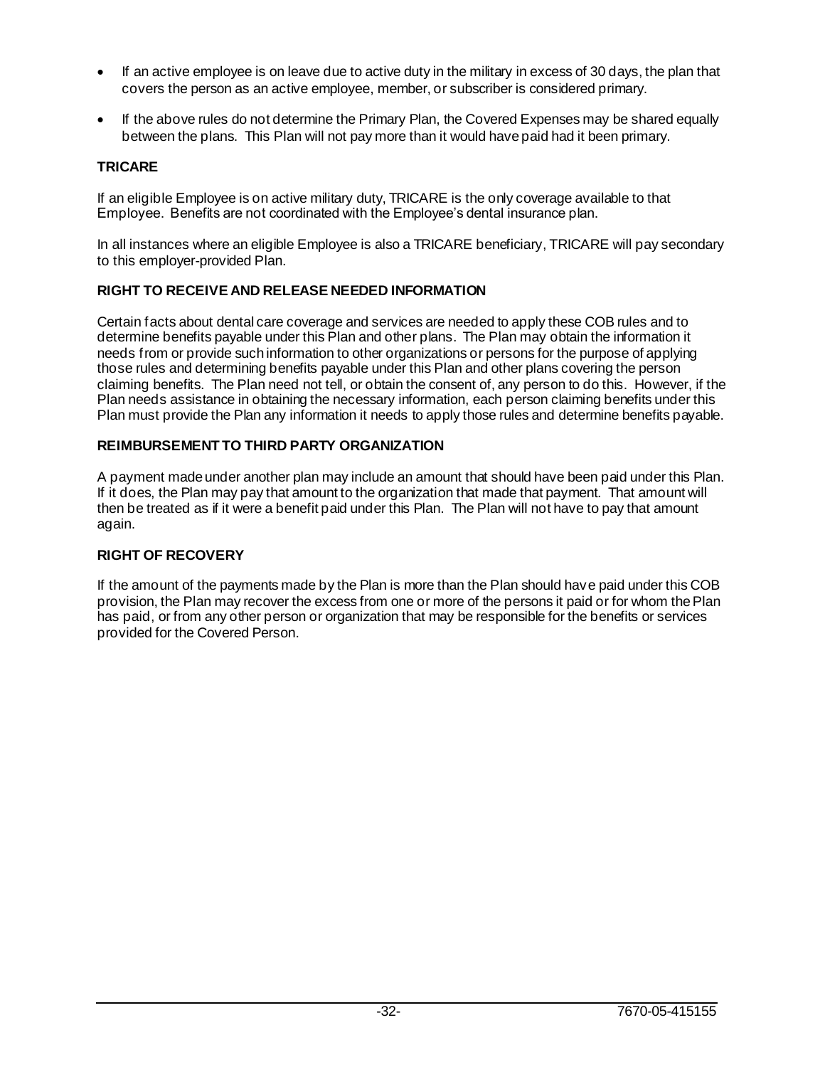- If an active employee is on leave due to active duty in the military in excess of 30 days, the plan that covers the person as an active employee, member, or subscriber is considered primary.
- If the above rules do not determine the Primary Plan, the Covered Expenses may be shared equally between the plans. This Plan will not pay more than it would have paid had it been primary.

**TRICARE**

If an eligible Employee is on active military duty, TRICARE is the only coverage available to that Employee. Benefits are not coordinated with the Employee's dental insurance plan.

In all instances where an eligible Employee is also a TRICARE beneficiary, TRICARE will pay secondary to this employer-provided Plan.

**RIGHT TO RECEIVE AND RELEASE NEEDED INFORMATION**

Certain facts about dental care coverage and services are needed to apply these COB rules and to determine benefits payable under this Plan and other plans. The Plan may obtain the information it needs from or provide such information to other organizations or persons for the purpose of applying those rules and determining benefits payable under this Plan and other plans covering the person claiming benefits. The Plan need not tell, or obtain the consent of, any person to do this. However, if the Plan needs assistance in obtaining the necessary information, each person claiming benefits under this Plan must provide the Plan any information it needs to apply those rules and determine benefits payable.

**REIMBURSEMENT TO THIRD PARTY ORGANIZATION**

A payment made under another plan may include an amount that should have been paid under this Plan. If it does, the Plan may pay that amount to the organization that made that payment. That amount will then be treated as if it were a benefit paid under this Plan. The Plan will not have to pay that amount again.

**RIGHT OF RECOVERY**

If the amount of the payments made by the Plan is more than the Plan should have paid under this COB provision, the Plan may recover the excess from one or more of the persons it paid or for whom the Plan has paid, or from any other person or organization that may be responsible for the benefits or services provided for the Covered Person.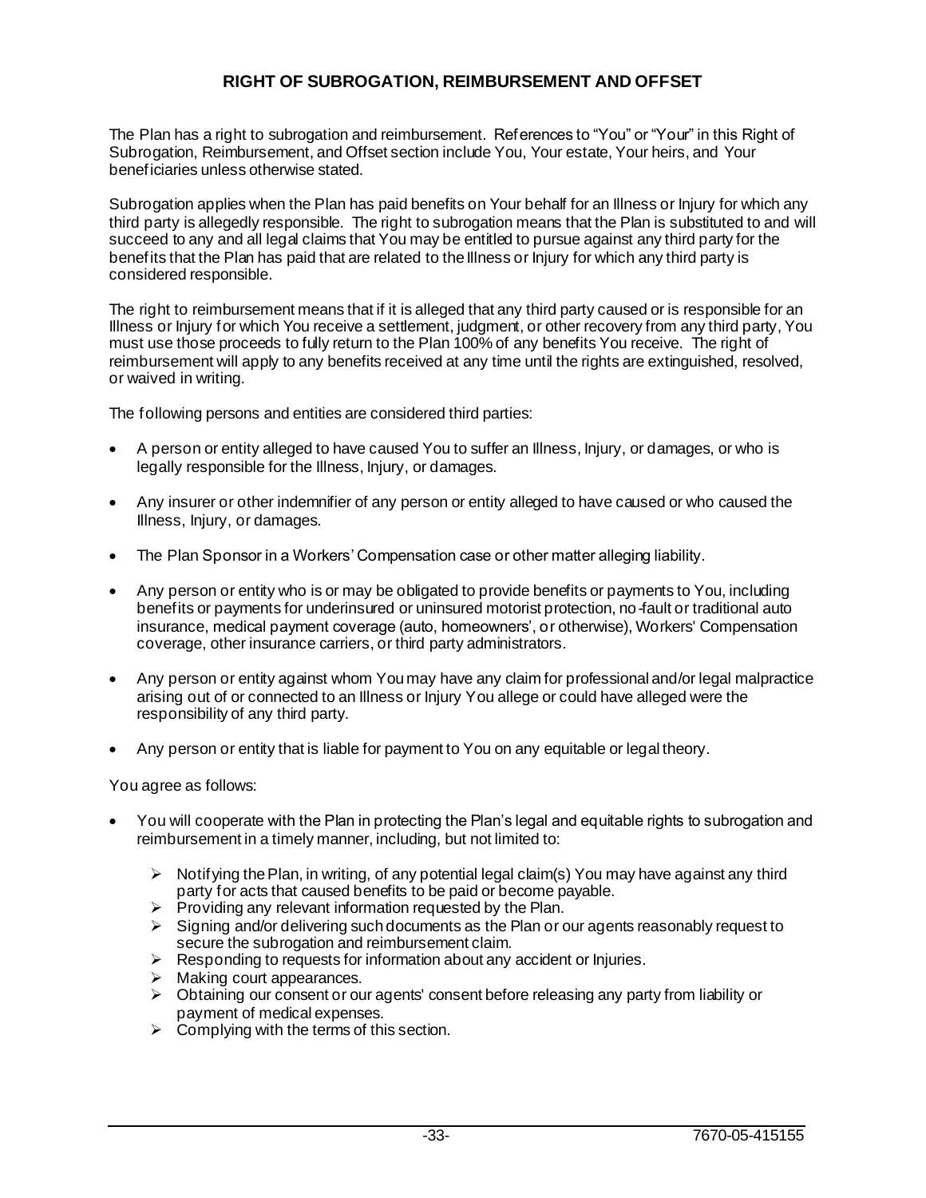## RIGHT OF SUBROGATION, REIMBURSEMENT AND OFFSET

The Plan has a right to subrogation and reimbursement. References to "You" or "Your" in this Right of Subrogation, Reimbursement, and Offset section include You, Your estate, Your heirs, and Your beneficiaries unless otherwise stated.

Subrogation applies when the Plan has paid benefits on Your behalf for an Illness or Injury for which any third party is allegedly responsible. The right to subrogation means that the Plan is substituted to and will succeed to any and all legal claims that You may be entitled to pursue against any third party for the benefits that the Plan has paid that are related to the Illness or Injury for which any third party is considered responsible.

The right to reimbursement means that if it is alleged that any third party caused or is responsible for an Illness or Injury for which You receive a settlement, judgment, or other recovery from any third party, You must use those proceeds to fully return to the Plan 100% of any benefits You receive. The right of reimbursement will apply to any benefits received at any time until the rights are extinguished, resolved, or waived in writing.

The following persons and entities are considered third parties:

- A person or entity alleged to have caused You to suffer an Illness, Injury, or damages, or who is legally responsible for the Illness, Injury, or damages.
- Any insurer or other indemnifier of any person or entity alleged to have caused or who caused the Illness, Injury, or damages.
- The Plan Sponsor in a Workers' Compensation case or other matter alleging liability.
- Any person or entity who is or may be obligated to provide benefits or payments to You, including benefits or payments for underinsured or uninsured motorist protection, no-fault or traditional auto insurance, medical payment coverage (auto, homeowners', or otherwise), Workers' Compensation coverage, other insurance carriers, or third party administrators.
- Any person or entity against whom You may have any claim for professional and/or legal malpractice arising out of or connected to an Illness or Injury You allege or could have alleged were the responsibility of any third party.
- Any person or entity that is liable for payment to You on any equitable or legal theory.

You agree as follows:

- You will cooperate with the Plan in protecting the Plan's legal and equitable rights to subrogation and reimbursement in a timely manner, including, but not limited to:
  - Notifying the Plan, in writing, of any potential legal claim(s) You may have against any third party for acts that caused benefits to be paid or become payable.
  - Providing any relevant information requested by the Plan.
  - Signing and/or delivering such documents as the Plan or our agents reasonably request to secure the subrogation and reimbursement claim.
  - Responding to requests for information about any accident or Injuries.
  - Making court appearances.
  - Obtaining our consent or our agents' consent before releasing any party from liability or payment of medical expenses.
  - Complying with the terms of this section.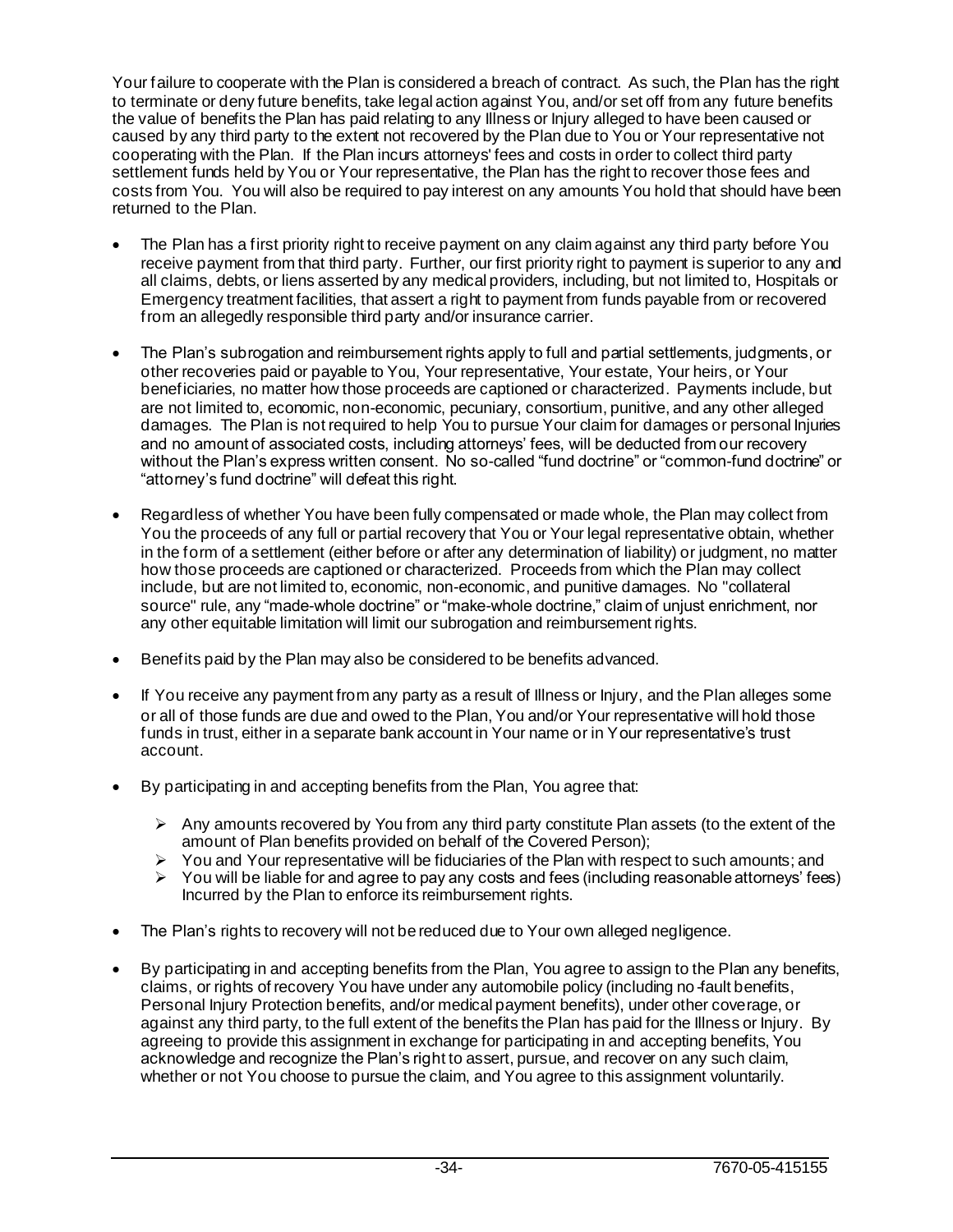Your failure to cooperate with the Plan is considered a breach of contract. As such, the Plan has the right to terminate or deny future benefits, take legal action against You, and/or set off from any future benefits the value of benefits the Plan has paid relating to any Illness or Injury alleged to have been caused or caused by any third party to the extent not recovered by the Plan due to You or Your representative not cooperating with the Plan. If the Plan incurs attorneys' fees and costs in order to collect third party settlement funds held by You or Your representative, the Plan has the right to recover those fees and costs from You. You will also be required to pay interest on any amounts You hold that should have been returned to the Plan.

- The Plan has a first priority right to receive payment on any claim against any third party before You receive payment from that third party. Further, our first priority right to payment is superior to any and all claims, debts, or liens asserted by any medical providers, including, but not limited to, Hospitals or Emergency treatment facilities, that assert a right to payment from funds payable from or recovered from an allegedly responsible third party and/or insurance carrier.
- The Plan's subrogation and reimbursement rights apply to full and partial settlements, judgments, or other recoveries paid or payable to You, Your representative, Your estate, Your heirs, or Your beneficiaries, no matter how those proceeds are captioned or characterized. Payments include, but are not limited to, economic, non-economic, pecuniary, consortium, punitive, and any other alleged damages. The Plan is not required to help You to pursue Your claim for damages or personal Injuries and no amount of associated costs, including attorneys' fees, will be deducted from our recovery without the Plan's express written consent. No so-called "fund doctrine" or "common-fund doctrine" or "attorney's fund doctrine" will defeat this right.
- Regardless of whether You have been fully compensated or made whole, the Plan may collect from You the proceeds of any full or partial recovery that You or Your legal representative obtain, whether in the form of a settlement (either before or after any determination of liability) or judgment, no matter how those proceeds are captioned or characterized. Proceeds from which the Plan may collect include, but are not limited to, economic, non-economic, and punitive damages. No "collateral source" rule, any "made-whole doctrine" or "make-whole doctrine," claim of unjust enrichment, nor any other equitable limitation will limit our subrogation and reimbursement rights.
- Benefits paid by the Plan may also be considered to be benefits advanced.
- If You receive any payment from any party as a result of Illness or Injury, and the Plan alleges some or all of those funds are due and owed to the Plan, You and/or Your representative will hold those funds in trust, either in a separate bank account in Your name or in Your representative's trust account.
- By participating in and accepting benefits from the Plan, You agree that:
  - Any amounts recovered by You from any third party constitute Plan assets (to the extent of the amount of Plan benefits provided on behalf of the Covered Person);
  - You and Your representative will be fiduciaries of the Plan with respect to such amounts; and
  - You will be liable for and agree to pay any costs and fees (including reasonable attorneys' fees) Incurred by the Plan to enforce its reimbursement rights.
- The Plan's rights to recovery will not be reduced due to Your own alleged negligence.
- By participating in and accepting benefits from the Plan, You agree to assign to the Plan any benefits, claims, or rights of recovery You have under any automobile policy (including no-fault benefits, Personal Injury Protection benefits, and/or medical payment benefits), under other coverage, or against any third party, to the full extent of the benefits the Plan has paid for the Illness or Injury. By agreeing to provide this assignment in exchange for participating in and accepting benefits, You acknowledge and recognize the Plan's right to assert, pursue, and recover on any such claim, whether or not You choose to pursue the claim, and You agree to this assignment voluntarily.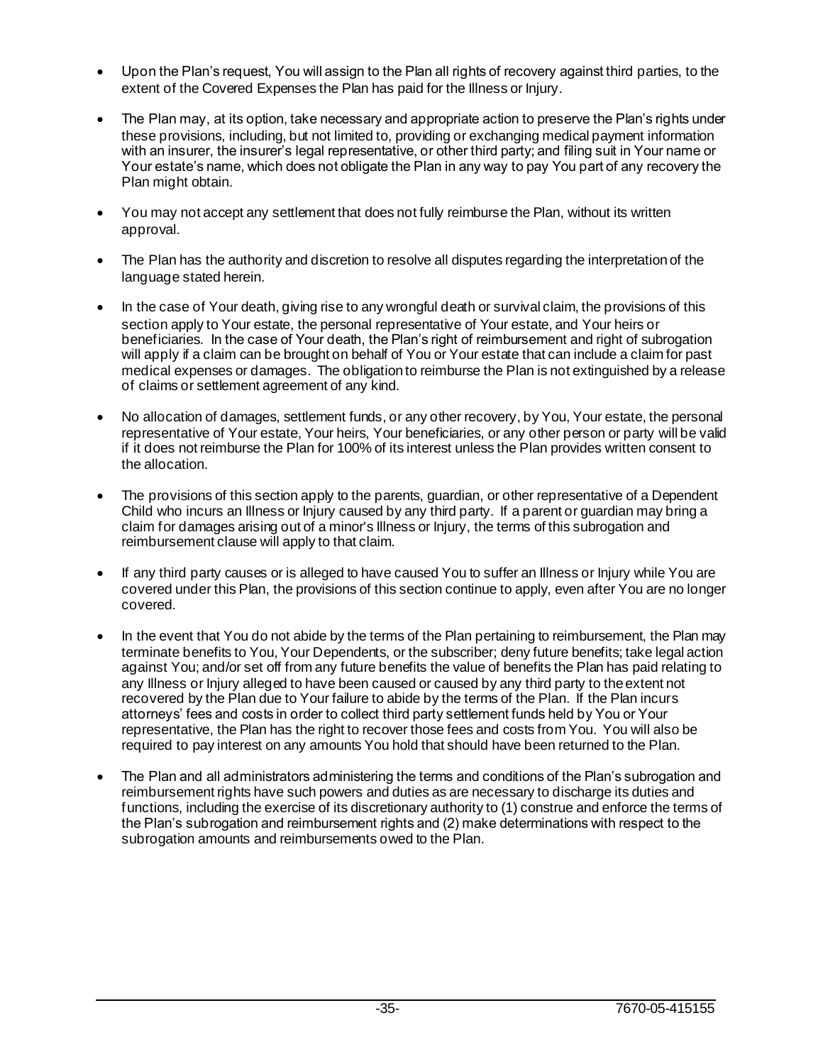- Upon the Plan's request, You will assign to the Plan all rights of recovery against third parties, to the extent of the Covered Expenses the Plan has paid for the Illness or Injury.
- The Plan may, at its option, take necessary and appropriate action to preserve the Plan's rights under these provisions, including, but not limited to, providing or exchanging medical payment information with an insurer, the insurer's legal representative, or other third party; and filing suit in Your name or Your estate's name, which does not obligate the Plan in any way to pay You part of any recovery the Plan might obtain.
- You may not accept any settlement that does not fully reimburse the Plan, without its written approval.
- The Plan has the authority and discretion to resolve all disputes regarding the interpretation of the language stated herein.
- In the case of Your death, giving rise to any wrongful death or survival claim, the provisions of this section apply to Your estate, the personal representative of Your estate, and Your heirs or beneficiaries. In the case of Your death, the Plan's right of reimbursement and right of subrogation will apply if a claim can be brought on behalf of You or Your estate that can include a claim for past medical expenses or damages. The obligation to reimburse the Plan is not extinguished by a release of claims or settlement agreement of any kind.
- No allocation of damages, settlement funds, or any other recovery, by You, Your estate, the personal representative of Your estate, Your heirs, Your beneficiaries, or any other person or party will be valid if it does not reimburse the Plan for 100% of its interest unless the Plan provides written consent to the allocation.
- The provisions of this section apply to the parents, guardian, or other representative of a Dependent Child who incurs an Illness or Injury caused by any third party. If a parent or guardian may bring a claim for damages arising out of a minor's Illness or Injury, the terms of this subrogation and reimbursement clause will apply to that claim.
- If any third party causes or is alleged to have caused You to suffer an Illness or Injury while You are covered under this Plan, the provisions of this section continue to apply, even after You are no longer covered.
- In the event that You do not abide by the terms of the Plan pertaining to reimbursement, the Plan may terminate benefits to You, Your Dependents, or the subscriber; deny future benefits; take legal action against You; and/or set off from any future benefits the value of benefits the Plan has paid relating to any Illness or Injury alleged to have been caused or caused by any third party to the extent not recovered by the Plan due to Your failure to abide by the terms of the Plan. If the Plan incurs attorneys' fees and costs in order to collect third party settlement funds held by You or Your representative, the Plan has the right to recover those fees and costs from You. You will also be required to pay interest on any amounts You hold that should have been returned to the Plan.
- The Plan and all administrators administering the terms and conditions of the Plan's subrogation and reimbursement rights have such powers and duties as are necessary to discharge its duties and functions, including the exercise of its discretionary authority to (1) construe and enforce the terms of the Plan's subrogation and reimbursement rights and (2) make determinations with respect to the subrogation amounts and reimbursements owed to the Plan.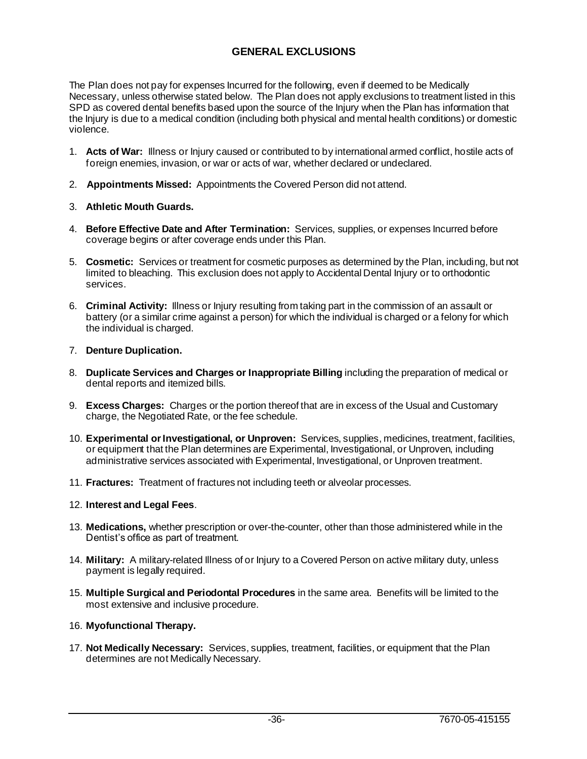## GENERAL EXCLUSIONS

The Plan does not pay for expenses Incurred for the following, even if deemed to be Medically Necessary, unless otherwise stated below. The Plan does not apply exclusions to treatment listed in this SPD as covered dental benefits based upon the source of the Injury when the Plan has information that the Injury is due to a medical condition (including both physical and mental health conditions) or domestic violence.

1. **Acts of War:** Illness or Injury caused or contributed to by international armed conflict, hostile acts of foreign enemies, invasion, or war or acts of war, whether declared or undeclared.
2. **Appointments Missed:** Appointments the Covered Person did not attend.
3. **Athletic Mouth Guards.**
4. **Before Effective Date and After Termination:** Services, supplies, or expenses Incurred before coverage begins or after coverage ends under this Plan.
5. **Cosmetic:** Services or treatment for cosmetic purposes as determined by the Plan, including, but not limited to bleaching. This exclusion does not apply to Accidental Dental Injury or to orthodontic services.
6. **Criminal Activity:** Illness or Injury resulting from taking part in the commission of an assault or battery (or a similar crime against a person) for which the individual is charged or a felony for which the individual is charged.
7. **Denture Duplication.**
8. **Duplicate Services and Charges or Inappropriate Billing** including the preparation of medical or dental reports and itemized bills.
9. **Excess Charges:** Charges or the portion thereof that are in excess of the Usual and Customary charge, the Negotiated Rate, or the fee schedule.
10. **Experimental or Investigational, or Unproven:** Services, supplies, medicines, treatment, facilities, or equipment that the Plan determines are Experimental, Investigational, or Unproven, including administrative services associated with Experimental, Investigational, or Unproven treatment.
11. **Fractures:** Treatment of fractures not including teeth or alveolar processes.
12. **Interest and Legal Fees**.
13. **Medications,** whether prescription or over-the-counter, other than those administered while in the Dentist's office as part of treatment.
14. **Military:** A military-related Illness of or Injury to a Covered Person on active military duty, unless payment is legally required.
15. **Multiple Surgical and Periodontal Procedures** in the same area. Benefits will be limited to the most extensive and inclusive procedure.
16. **Myofunctional Therapy.**
17. **Not Medically Necessary:** Services, supplies, treatment, facilities, or equipment that the Plan determines are not Medically Necessary.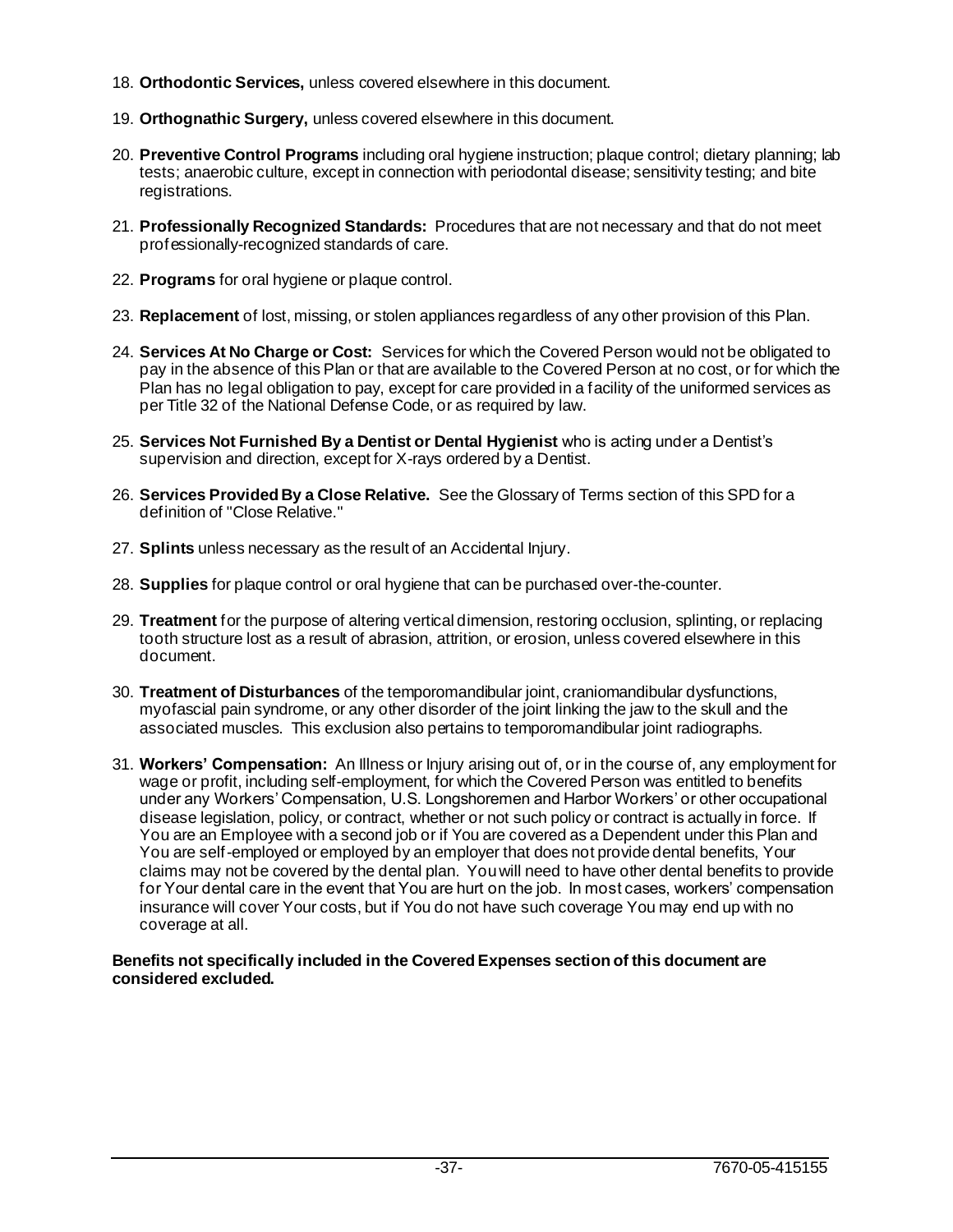18. **Orthodontic Services,** unless covered elsewhere in this document.

19. **Orthognathic Surgery,** unless covered elsewhere in this document.

20. **Preventive Control Programs** including oral hygiene instruction; plaque control; dietary planning; lab tests; anaerobic culture, except in connection with periodontal disease; sensitivity testing; and bite registrations.

21. **Professionally Recognized Standards:** Procedures that are not necessary and that do not meet professionally-recognized standards of care.

22. **Programs** for oral hygiene or plaque control.

23. **Replacement** of lost, missing, or stolen appliances regardless of any other provision of this Plan.

24. **Services At No Charge or Cost:** Services for which the Covered Person would not be obligated to pay in the absence of this Plan or that are available to the Covered Person at no cost, or for which the Plan has no legal obligation to pay, except for care provided in a facility of the uniformed services as per Title 32 of the National Defense Code, or as required by law.

25. **Services Not Furnished By a Dentist or Dental Hygienist** who is acting under a Dentist's supervision and direction, except for X-rays ordered by a Dentist.

26. **Services Provided By a Close Relative.** See the Glossary of Terms section of this SPD for a definition of "Close Relative."

27. **Splints** unless necessary as the result of an Accidental Injury.

28. **Supplies** for plaque control or oral hygiene that can be purchased over-the-counter.

29. **Treatment** for the purpose of altering vertical dimension, restoring occlusion, splinting, or replacing tooth structure lost as a result of abrasion, attrition, or erosion, unless covered elsewhere in this document.

30. **Treatment of Disturbances** of the temporomandibular joint, craniomandibular dysfunctions, myofascial pain syndrome, or any other disorder of the joint linking the jaw to the skull and the associated muscles. This exclusion also pertains to temporomandibular joint radiographs.

31. **Workers' Compensation:** An Illness or Injury arising out of, or in the course of, any employment for wage or profit, including self-employment, for which the Covered Person was entitled to benefits under any Workers' Compensation, U.S. Longshoremen and Harbor Workers' or other occupational disease legislation, policy, or contract, whether or not such policy or contract is actually in force. If You are an Employee with a second job or if You are covered as a Dependent under this Plan and You are self-employed or employed by an employer that does not provide dental benefits, Your claims may not be covered by the dental plan. You will need to have other dental benefits to provide for Your dental care in the event that You are hurt on the job. In most cases, workers' compensation insurance will cover Your costs, but if You do not have such coverage You may end up with no coverage at all.

**Benefits not specifically included in the Covered Expenses section of this document are considered excluded.**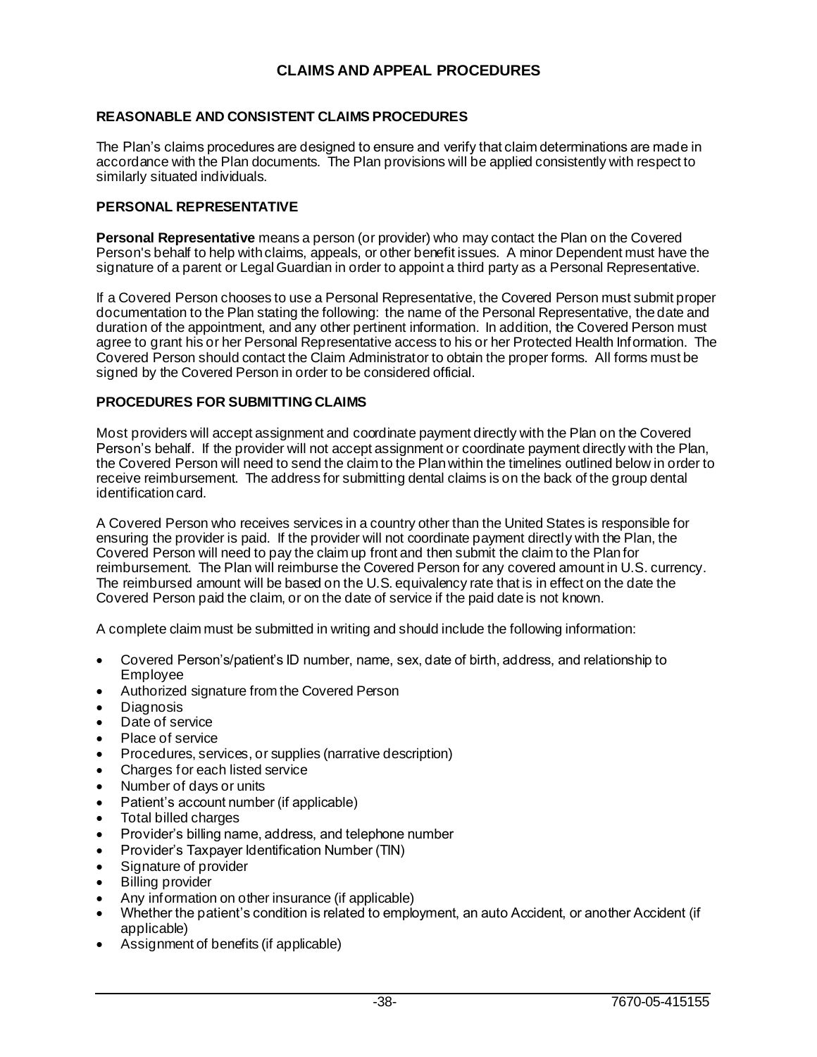# CLAIMS AND APPEAL PROCEDURES

## REASONABLE AND CONSISTENT CLAIMS PROCEDURES

The Plan's claims procedures are designed to ensure and verify that claim determinations are made in accordance with the Plan documents. The Plan provisions will be applied consistently with respect to similarly situated individuals.

## PERSONAL REPRESENTATIVE

**Personal Representative** means a person (or provider) who may contact the Plan on the Covered Person's behalf to help with claims, appeals, or other benefit issues. A minor Dependent must have the signature of a parent or Legal Guardian in order to appoint a third party as a Personal Representative.

If a Covered Person chooses to use a Personal Representative, the Covered Person must submit proper documentation to the Plan stating the following: the name of the Personal Representative, the date and duration of the appointment, and any other pertinent information. In addition, the Covered Person must agree to grant his or her Personal Representative access to his or her Protected Health Information. The Covered Person should contact the Claim Administrator to obtain the proper forms. All forms must be signed by the Covered Person in order to be considered official.

## PROCEDURES FOR SUBMITTING CLAIMS

Most providers will accept assignment and coordinate payment directly with the Plan on the Covered Person's behalf. If the provider will not accept assignment or coordinate payment directly with the Plan, the Covered Person will need to send the claim to the Plan within the timelines outlined below in order to receive reimbursement. The address for submitting dental claims is on the back of the group dental identification card.

A Covered Person who receives services in a country other than the United States is responsible for ensuring the provider is paid. If the provider will not coordinate payment directly with the Plan, the Covered Person will need to pay the claim up front and then submit the claim to the Plan for reimbursement. The Plan will reimburse the Covered Person for any covered amount in U.S. currency. The reimbursed amount will be based on the U.S. equivalency rate that is in effect on the date the Covered Person paid the claim, or on the date of service if the paid date is not known.

A complete claim must be submitted in writing and should include the following information:

- Covered Person's/patient's ID number, name, sex, date of birth, address, and relationship to Employee
- Authorized signature from the Covered Person
- Diagnosis
- Date of service
- Place of service
- Procedures, services, or supplies (narrative description)
- Charges for each listed service
- Number of days or units
- Patient's account number (if applicable)
- Total billed charges
- Provider's billing name, address, and telephone number
- Provider's Taxpayer Identification Number (TIN)
- Signature of provider
- Billing provider
- Any information on other insurance (if applicable)
- Whether the patient's condition is related to employment, an auto Accident, or another Accident (if applicable)
- Assignment of benefits (if applicable)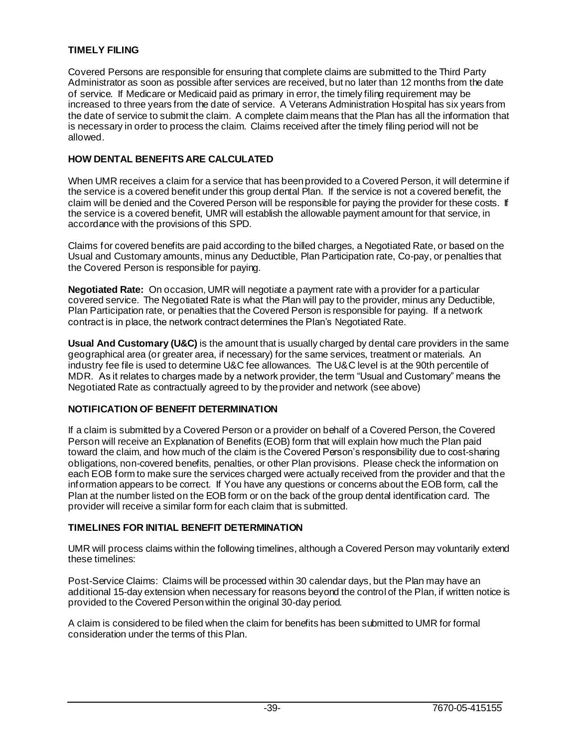## TIMELY FILING

Covered Persons are responsible for ensuring that complete claims are submitted to the Third Party Administrator as soon as possible after services are received, but no later than 12 months from the date of service. If Medicare or Medicaid paid as primary in error, the timely filing requirement may be increased to three years from the date of service. A Veterans Administration Hospital has six years from the date of service to submit the claim. A complete claim means that the Plan has all the information that is necessary in order to process the claim. Claims received after the timely filing period will not be allowed.

## HOW DENTAL BENEFITS ARE CALCULATED

When UMR receives a claim for a service that has been provided to a Covered Person, it will determine if the service is a covered benefit under this group dental Plan. If the service is not a covered benefit, the claim will be denied and the Covered Person will be responsible for paying the provider for these costs. If the service is a covered benefit, UMR will establish the allowable payment amount for that service, in accordance with the provisions of this SPD.

Claims for covered benefits are paid according to the billed charges, a Negotiated Rate, or based on the Usual and Customary amounts, minus any Deductible, Plan Participation rate, Co-pay, or penalties that the Covered Person is responsible for paying.

**Negotiated Rate:** On occasion, UMR will negotiate a payment rate with a provider for a particular covered service. The Negotiated Rate is what the Plan will pay to the provider, minus any Deductible, Plan Participation rate, or penalties that the Covered Person is responsible for paying. If a network contract is in place, the network contract determines the Plan's Negotiated Rate.

**Usual And Customary (U&C)** is the amount that is usually charged by dental care providers in the same geographical area (or greater area, if necessary) for the same services, treatment or materials. An industry fee file is used to determine U&C fee allowances. The U&C level is at the 90th percentile of MDR. As it relates to charges made by a network provider, the term "Usual and Customary" means the Negotiated Rate as contractually agreed to by the provider and network (see above)

## NOTIFICATION OF BENEFIT DETERMINATION

If a claim is submitted by a Covered Person or a provider on behalf of a Covered Person, the Covered Person will receive an Explanation of Benefits (EOB) form that will explain how much the Plan paid toward the claim, and how much of the claim is the Covered Person's responsibility due to cost-sharing obligations, non-covered benefits, penalties, or other Plan provisions. Please check the information on each EOB form to make sure the services charged were actually received from the provider and that the information appears to be correct. If You have any questions or concerns about the EOB form, call the Plan at the number listed on the EOB form or on the back of the group dental identification card. The provider will receive a similar form for each claim that is submitted.

## TIMELINES FOR INITIAL BENEFIT DETERMINATION

UMR will process claims within the following timelines, although a Covered Person may voluntarily extend these timelines:

Post-Service Claims: Claims will be processed within 30 calendar days, but the Plan may have an additional 15-day extension when necessary for reasons beyond the control of the Plan, if written notice is provided to the Covered Person within the original 30-day period.

A claim is considered to be filed when the claim for benefits has been submitted to UMR for formal consideration under the terms of this Plan.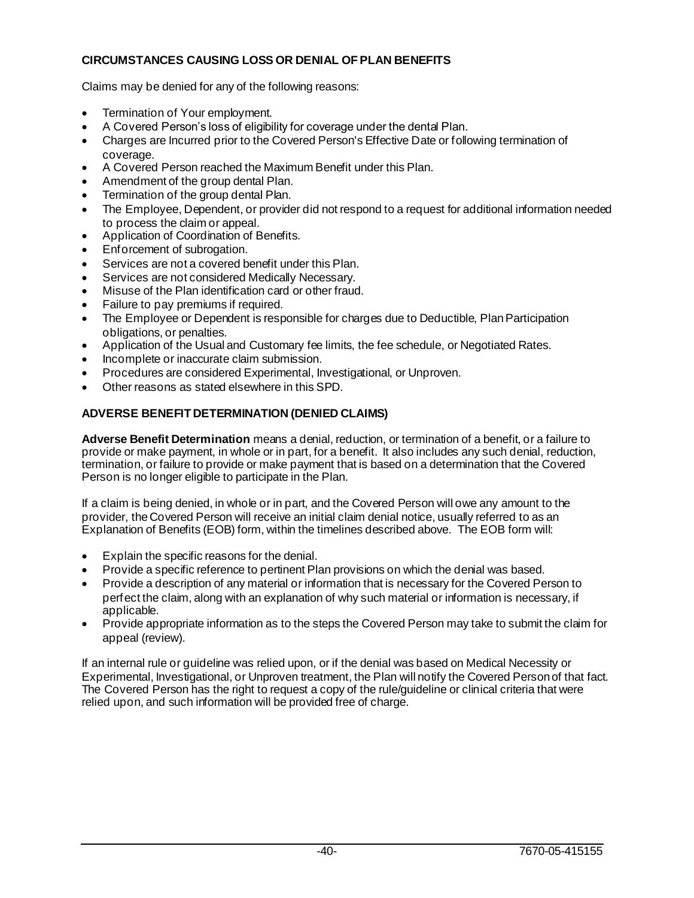### CIRCUMSTANCES CAUSING LOSS OR DENIAL OF PLAN BENEFITS

Claims may be denied for any of the following reasons:

- Termination of Your employment.
- A Covered Person's loss of eligibility for coverage under the dental Plan.
- Charges are Incurred prior to the Covered Person's Effective Date or following termination of coverage.
- A Covered Person reached the Maximum Benefit under this Plan.
- Amendment of the group dental Plan.
- Termination of the group dental Plan.
- The Employee, Dependent, or provider did not respond to a request for additional information needed to process the claim or appeal.
- Application of Coordination of Benefits.
- Enforcement of subrogation.
- Services are not a covered benefit under this Plan.
- Services are not considered Medically Necessary.
- Misuse of the Plan identification card or other fraud.
- Failure to pay premiums if required.
- The Employee or Dependent is responsible for charges due to Deductible, Plan Participation obligations, or penalties.
- Application of the Usual and Customary fee limits, the fee schedule, or Negotiated Rates.
- Incomplete or inaccurate claim submission.
- Procedures are considered Experimental, Investigational, or Unproven.
- Other reasons as stated elsewhere in this SPD.

### ADVERSE BENEFIT DETERMINATION (DENIED CLAIMS)

**Adverse Benefit Determination** means a denial, reduction, or termination of a benefit, or a failure to provide or make payment, in whole or in part, for a benefit. It also includes any such denial, reduction, termination, or failure to provide or make payment that is based on a determination that the Covered Person is no longer eligible to participate in the Plan.

If a claim is being denied, in whole or in part, and the Covered Person will owe any amount to the provider, the Covered Person will receive an initial claim denial notice, usually referred to as an Explanation of Benefits (EOB) form, within the timelines described above. The EOB form will:

- Explain the specific reasons for the denial.
- Provide a specific reference to pertinent Plan provisions on which the denial was based.
- Provide a description of any material or information that is necessary for the Covered Person to perfect the claim, along with an explanation of why such material or information is necessary, if applicable.
- Provide appropriate information as to the steps the Covered Person may take to submit the claim for appeal (review).

If an internal rule or guideline was relied upon, or if the denial was based on Medical Necessity or Experimental, Investigational, or Unproven treatment, the Plan will notify the Covered Person of that fact. The Covered Person has the right to request a copy of the rule/guideline or clinical criteria that were relied upon, and such information will be provided free of charge.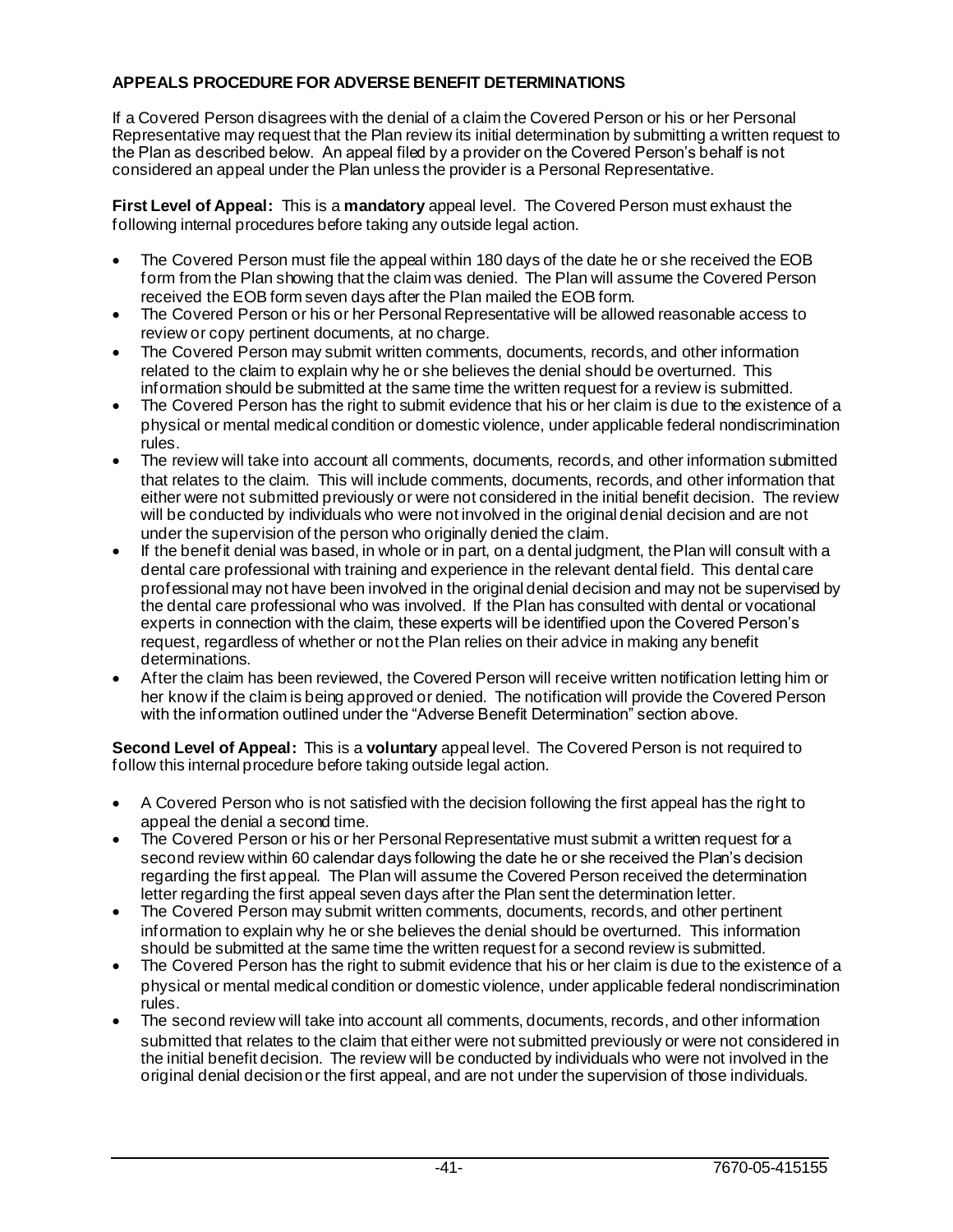## APPEALS PROCEDURE FOR ADVERSE BENEFIT DETERMINATIONS

If a Covered Person disagrees with the denial of a claim the Covered Person or his or her Personal Representative may request that the Plan review its initial determination by submitting a written request to the Plan as described below. An appeal filed by a provider on the Covered Person's behalf is not considered an appeal under the Plan unless the provider is a Personal Representative.

**First Level of Appeal:** This is a **mandatory** appeal level. The Covered Person must exhaust the following internal procedures before taking any outside legal action.

- The Covered Person must file the appeal within 180 days of the date he or she received the EOB form from the Plan showing that the claim was denied. The Plan will assume the Covered Person received the EOB form seven days after the Plan mailed the EOB form.
- The Covered Person or his or her Personal Representative will be allowed reasonable access to review or copy pertinent documents, at no charge.
- The Covered Person may submit written comments, documents, records, and other information related to the claim to explain why he or she believes the denial should be overturned. This information should be submitted at the same time the written request for a review is submitted.
- The Covered Person has the right to submit evidence that his or her claim is due to the existence of a physical or mental medical condition or domestic violence, under applicable federal nondiscrimination rules.
- The review will take into account all comments, documents, records, and other information submitted that relates to the claim. This will include comments, documents, records, and other information that either were not submitted previously or were not considered in the initial benefit decision. The review will be conducted by individuals who were not involved in the original denial decision and are not under the supervision of the person who originally denied the claim.
- If the benefit denial was based, in whole or in part, on a dental judgment, the Plan will consult with a dental care professional with training and experience in the relevant dental field. This dental care professional may not have been involved in the original denial decision and may not be supervised by the dental care professional who was involved. If the Plan has consulted with dental or vocational experts in connection with the claim, these experts will be identified upon the Covered Person's request, regardless of whether or not the Plan relies on their advice in making any benefit determinations.
- After the claim has been reviewed, the Covered Person will receive written notification letting him or her know if the claim is being approved or denied. The notification will provide the Covered Person with the information outlined under the "Adverse Benefit Determination" section above.

**Second Level of Appeal:** This is a **voluntary** appeal level. The Covered Person is not required to follow this internal procedure before taking outside legal action.

- A Covered Person who is not satisfied with the decision following the first appeal has the right to appeal the denial a second time.
- The Covered Person or his or her Personal Representative must submit a written request for a second review within 60 calendar days following the date he or she received the Plan's decision regarding the first appeal. The Plan will assume the Covered Person received the determination letter regarding the first appeal seven days after the Plan sent the determination letter.
- The Covered Person may submit written comments, documents, records, and other pertinent information to explain why he or she believes the denial should be overturned. This information should be submitted at the same time the written request for a second review is submitted.
- The Covered Person has the right to submit evidence that his or her claim is due to the existence of a physical or mental medical condition or domestic violence, under applicable federal nondiscrimination rules.
- The second review will take into account all comments, documents, records, and other information submitted that relates to the claim that either were not submitted previously or were not considered in the initial benefit decision. The review will be conducted by individuals who were not involved in the original denial decision or the first appeal, and are not under the supervision of those individuals.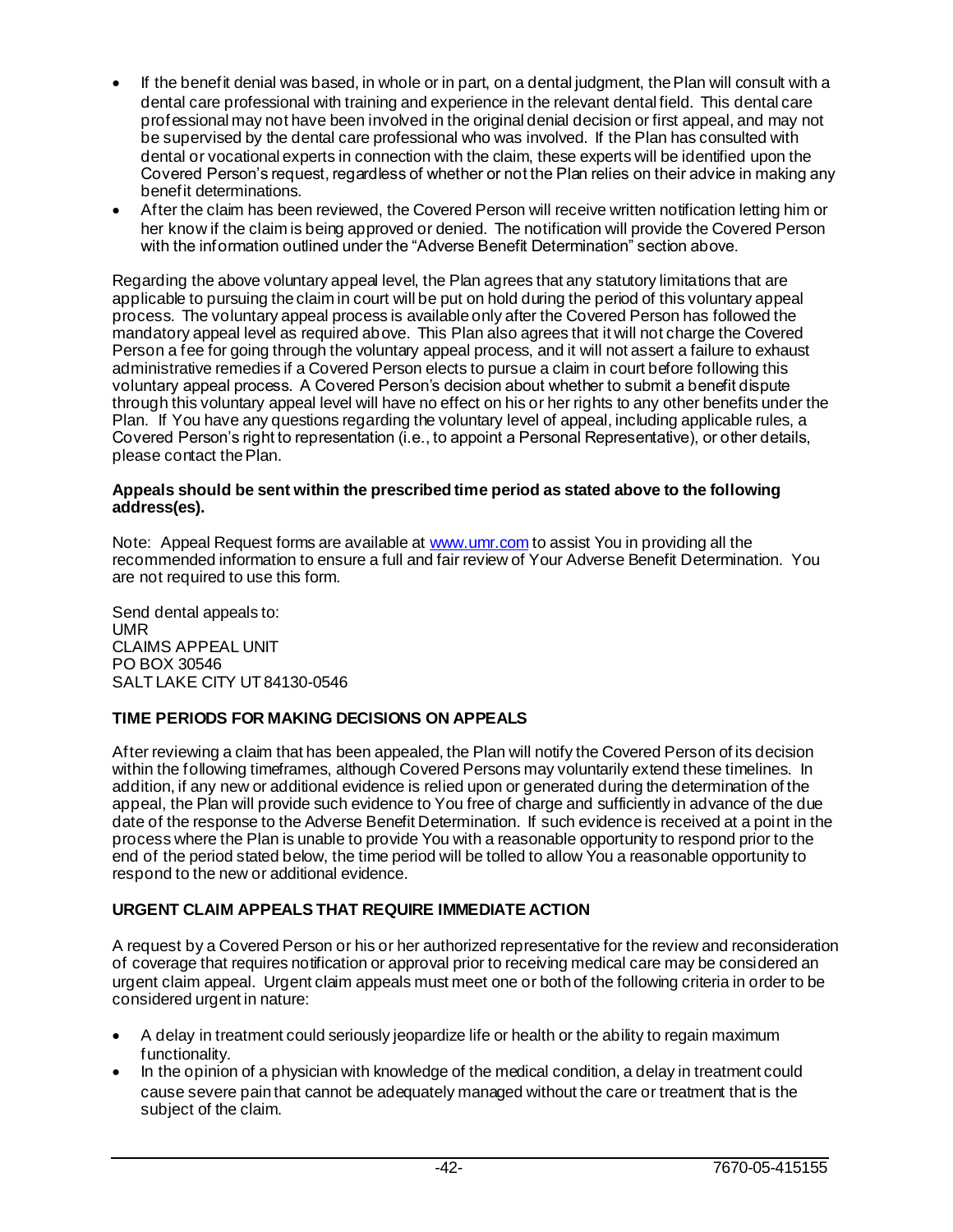- If the benefit denial was based, in whole or in part, on a dental judgment, the Plan will consult with a dental care professional with training and experience in the relevant dental field. This dental care professional may not have been involved in the original denial decision or first appeal, and may not be supervised by the dental care professional who was involved. If the Plan has consulted with dental or vocational experts in connection with the claim, these experts will be identified upon the Covered Person's request, regardless of whether or not the Plan relies on their advice in making any benefit determinations.
- After the claim has been reviewed, the Covered Person will receive written notification letting him or her know if the claim is being approved or denied. The notification will provide the Covered Person with the information outlined under the "Adverse Benefit Determination" section above.

Regarding the above voluntary appeal level, the Plan agrees that any statutory limitations that are applicable to pursuing the claim in court will be put on hold during the period of this voluntary appeal process. The voluntary appeal process is available only after the Covered Person has followed the mandatory appeal level as required above. This Plan also agrees that it will not charge the Covered Person a fee for going through the voluntary appeal process, and it will not assert a failure to exhaust administrative remedies if a Covered Person elects to pursue a claim in court before following this voluntary appeal process. A Covered Person's decision about whether to submit a benefit dispute through this voluntary appeal level will have no effect on his or her rights to any other benefits under the Plan. If You have any questions regarding the voluntary level of appeal, including applicable rules, a Covered Person's right to representation (i.e., to appoint a Personal Representative), or other details, please contact the Plan.

**Appeals should be sent within the prescribed time period as stated above to the following address(es).**

Note: Appeal Request forms are available at [www.umr.com](www.umr.com) to assist You in providing all the recommended information to ensure a full and fair review of Your Adverse Benefit Determination. You are not required to use this form.

Send dental appeals to:
UMR
CLAIMS APPEAL UNIT
PO BOX 30546
SALT LAKE CITY UT 84130-0546

**TIME PERIODS FOR MAKING DECISIONS ON APPEALS**

After reviewing a claim that has been appealed, the Plan will notify the Covered Person of its decision within the following timeframes, although Covered Persons may voluntarily extend these timelines. In addition, if any new or additional evidence is relied upon or generated during the determination of the appeal, the Plan will provide such evidence to You free of charge and sufficiently in advance of the due date of the response to the Adverse Benefit Determination. If such evidence is received at a point in the process where the Plan is unable to provide You with a reasonable opportunity to respond prior to the end of the period stated below, the time period will be tolled to allow You a reasonable opportunity to respond to the new or additional evidence.

**URGENT CLAIM APPEALS THAT REQUIRE IMMEDIATE ACTION**

A request by a Covered Person or his or her authorized representative for the review and reconsideration of coverage that requires notification or approval prior to receiving medical care may be considered an urgent claim appeal. Urgent claim appeals must meet one or both of the following criteria in order to be considered urgent in nature:

- A delay in treatment could seriously jeopardize life or health or the ability to regain maximum functionality.
- In the opinion of a physician with knowledge of the medical condition, a delay in treatment could cause severe pain that cannot be adequately managed without the care or treatment that is the subject of the claim.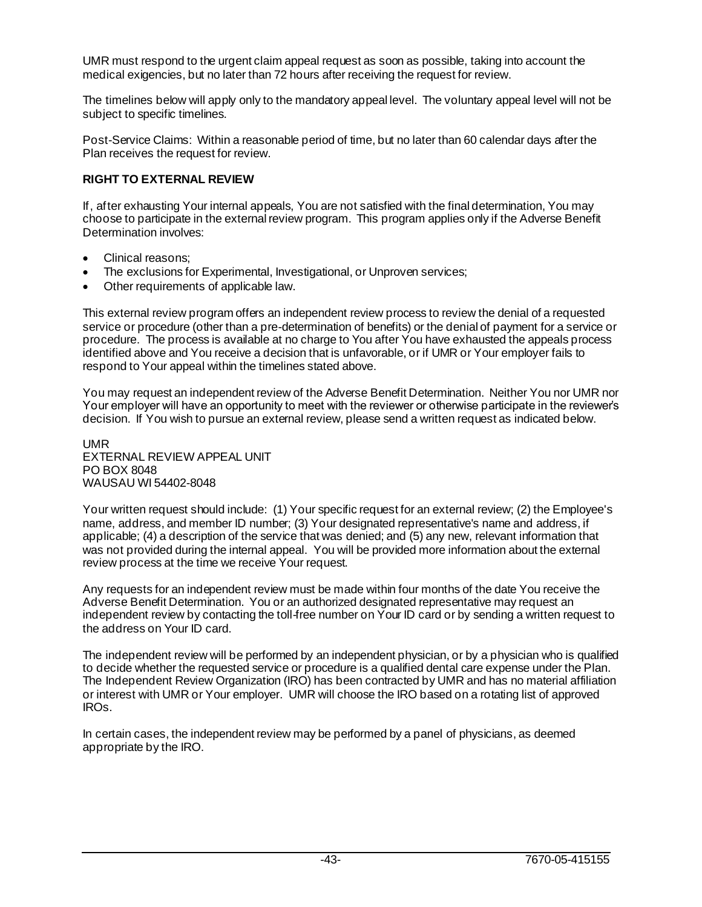UMR must respond to the urgent claim appeal request as soon as possible, taking into account the medical exigencies, but no later than 72 hours after receiving the request for review.

The timelines below will apply only to the mandatory appeal level. The voluntary appeal level will not be subject to specific timelines.

Post-Service Claims: Within a reasonable period of time, but no later than 60 calendar days after the Plan receives the request for review.

**RIGHT TO EXTERNAL REVIEW**

If, after exhausting Your internal appeals, You are not satisfied with the final determination, You may choose to participate in the external review program. This program applies only if the Adverse Benefit Determination involves:

- Clinical reasons;
- The exclusions for Experimental, Investigational, or Unproven services;
- Other requirements of applicable law.

This external review program offers an independent review process to review the denial of a requested service or procedure (other than a pre-determination of benefits) or the denial of payment for a service or procedure. The process is available at no charge to You after You have exhausted the appeals process identified above and You receive a decision that is unfavorable, or if UMR or Your employer fails to respond to Your appeal within the timelines stated above.

You may request an independent review of the Adverse Benefit Determination. Neither You nor UMR nor Your employer will have an opportunity to meet with the reviewer or otherwise participate in the reviewer's decision. If You wish to pursue an external review, please send a written request as indicated below.

UMR
EXTERNAL REVIEW APPEAL UNIT
PO BOX 8048
WAUSAU WI 54402-8048

Your written request should include: (1) Your specific request for an external review; (2) the Employee's name, address, and member ID number; (3) Your designated representative's name and address, if applicable; (4) a description of the service that was denied; and (5) any new, relevant information that was not provided during the internal appeal. You will be provided more information about the external review process at the time we receive Your request.

Any requests for an independent review must be made within four months of the date You receive the Adverse Benefit Determination. You or an authorized designated representative may request an independent review by contacting the toll-free number on Your ID card or by sending a written request to the address on Your ID card.

The independent review will be performed by an independent physician, or by a physician who is qualified to decide whether the requested service or procedure is a qualified dental care expense under the Plan. The Independent Review Organization (IRO) has been contracted by UMR and has no material affiliation or interest with UMR or Your employer. UMR will choose the IRO based on a rotating list of approved IROs.

In certain cases, the independent review may be performed by a panel of physicians, as deemed appropriate by the IRO.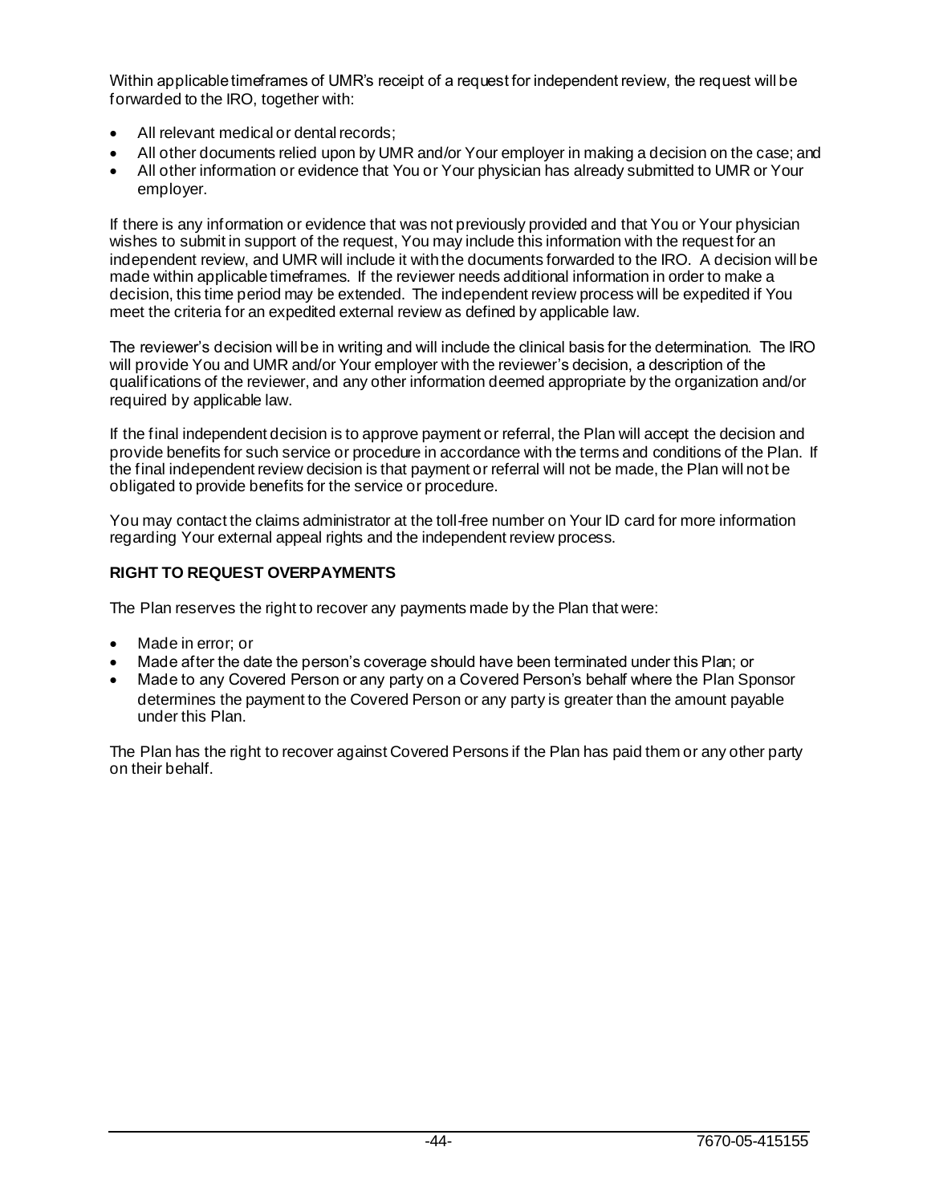Within applicable timeframes of UMR's receipt of a request for independent review, the request will be forwarded to the IRO, together with:

- All relevant medical or dental records;
- All other documents relied upon by UMR and/or Your employer in making a decision on the case; and
- All other information or evidence that You or Your physician has already submitted to UMR or Your employer.

If there is any information or evidence that was not previously provided and that You or Your physician wishes to submit in support of the request, You may include this information with the request for an independent review, and UMR will include it with the documents forwarded to the IRO. A decision will be made within applicable timeframes. If the reviewer needs additional information in order to make a decision, this time period may be extended. The independent review process will be expedited if You meet the criteria for an expedited external review as defined by applicable law.

The reviewer's decision will be in writing and will include the clinical basis for the determination. The IRO will provide You and UMR and/or Your employer with the reviewer's decision, a description of the qualifications of the reviewer, and any other information deemed appropriate by the organization and/or required by applicable law.

If the final independent decision is to approve payment or referral, the Plan will accept the decision and provide benefits for such service or procedure in accordance with the terms and conditions of the Plan. If the final independent review decision is that payment or referral will not be made, the Plan will not be obligated to provide benefits for the service or procedure.

You may contact the claims administrator at the toll-free number on Your ID card for more information regarding Your external appeal rights and the independent review process.

**RIGHT TO REQUEST OVERPAYMENTS**

The Plan reserves the right to recover any payments made by the Plan that were:

- Made in error; or
- Made after the date the person's coverage should have been terminated under this Plan; or
- Made to any Covered Person or any party on a Covered Person's behalf where the Plan Sponsor determines the payment to the Covered Person or any party is greater than the amount payable under this Plan.

The Plan has the right to recover against Covered Persons if the Plan has paid them or any other party on their behalf.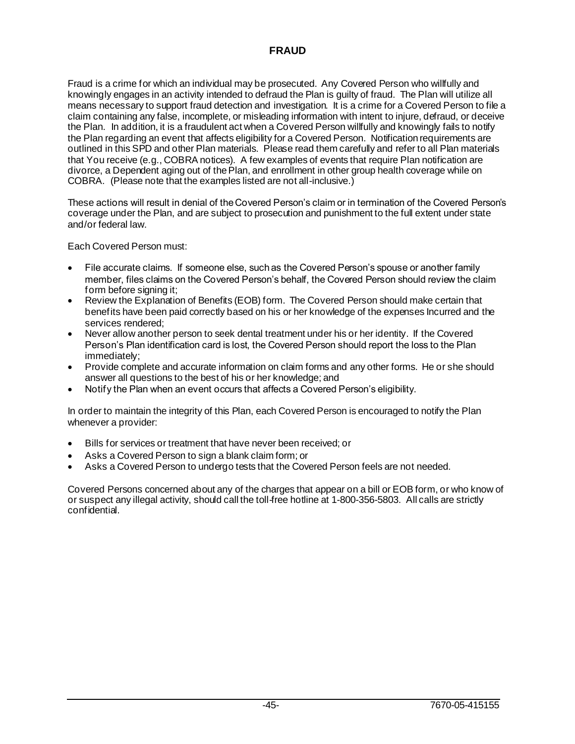# FRAUD

Fraud is a crime for which an individual may be prosecuted. Any Covered Person who willfully and knowingly engages in an activity intended to defraud the Plan is guilty of fraud. The Plan will utilize all means necessary to support fraud detection and investigation. It is a crime for a Covered Person to file a claim containing any false, incomplete, or misleading information with intent to injure, defraud, or deceive the Plan. In addition, it is a fraudulent act when a Covered Person willfully and knowingly fails to notify the Plan regarding an event that affects eligibility for a Covered Person. Notification requirements are outlined in this SPD and other Plan materials. Please read them carefully and refer to all Plan materials that You receive (e.g., COBRA notices). A few examples of events that require Plan notification are divorce, a Dependent aging out of the Plan, and enrollment in other group health coverage while on COBRA. (Please note that the examples listed are not all-inclusive.)

These actions will result in denial of the Covered Person's claim or in termination of the Covered Person's coverage under the Plan, and are subject to prosecution and punishment to the full extent under state and/or federal law.

Each Covered Person must:

- File accurate claims. If someone else, such as the Covered Person's spouse or another family member, files claims on the Covered Person's behalf, the Covered Person should review the claim form before signing it;
- Review the Explanation of Benefits (EOB) form. The Covered Person should make certain that benefits have been paid correctly based on his or her knowledge of the expenses Incurred and the services rendered;
- Never allow another person to seek dental treatment under his or her identity. If the Covered Person's Plan identification card is lost, the Covered Person should report the loss to the Plan immediately;
- Provide complete and accurate information on claim forms and any other forms. He or she should answer all questions to the best of his or her knowledge; and
- Notify the Plan when an event occurs that affects a Covered Person's eligibility.

In order to maintain the integrity of this Plan, each Covered Person is encouraged to notify the Plan whenever a provider:

- Bills for services or treatment that have never been received; or
- Asks a Covered Person to sign a blank claim form; or
- Asks a Covered Person to undergo tests that the Covered Person feels are not needed.

Covered Persons concerned about any of the charges that appear on a bill or EOB form, or who know of or suspect any illegal activity, should call the toll-free hotline at 1-800-356-5803. All calls are strictly confidential.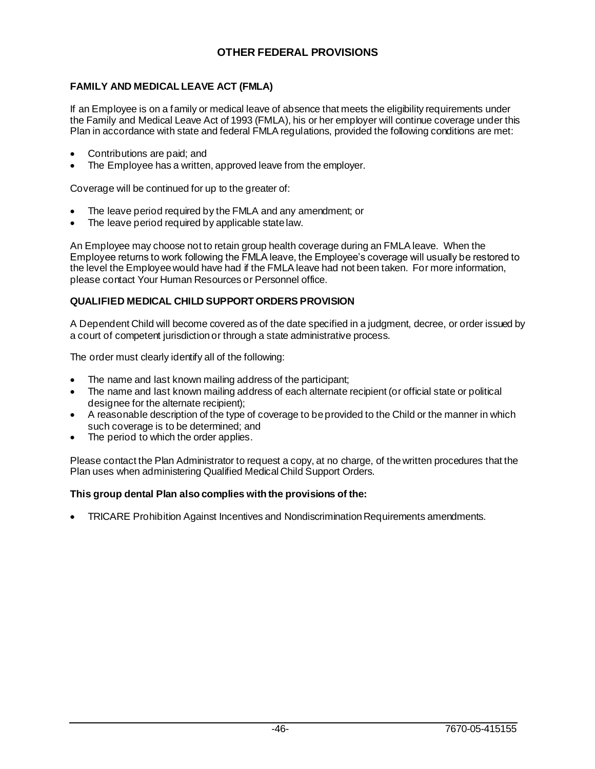## OTHER FEDERAL PROVISIONS

### FAMILY AND MEDICAL LEAVE ACT (FMLA)

If an Employee is on a family or medical leave of absence that meets the eligibility requirements under the Family and Medical Leave Act of 1993 (FMLA), his or her employer will continue coverage under this Plan in accordance with state and federal FMLA regulations, provided the following conditions are met:

- Contributions are paid; and
- The Employee has a written, approved leave from the employer.

Coverage will be continued for up to the greater of:

- The leave period required by the FMLA and any amendment; or
- The leave period required by applicable state law.

An Employee may choose not to retain group health coverage during an FMLA leave. When the Employee returns to work following the FMLA leave, the Employee's coverage will usually be restored to the level the Employee would have had if the FMLA leave had not been taken. For more information, please contact Your Human Resources or Personnel office.

### QUALIFIED MEDICAL CHILD SUPPORT ORDERS PROVISION

A Dependent Child will become covered as of the date specified in a judgment, decree, or order issued by a court of competent jurisdiction or through a state administrative process.

The order must clearly identify all of the following:

- The name and last known mailing address of the participant;
- The name and last known mailing address of each alternate recipient (or official state or political designee for the alternate recipient);
- A reasonable description of the type of coverage to be provided to the Child or the manner in which such coverage is to be determined; and
- The period to which the order applies.

Please contact the Plan Administrator to request a copy, at no charge, of the written procedures that the Plan uses when administering Qualified Medical Child Support Orders.

**This group dental Plan also complies with the provisions of the:**

- TRICARE Prohibition Against Incentives and Nondiscrimination Requirements amendments.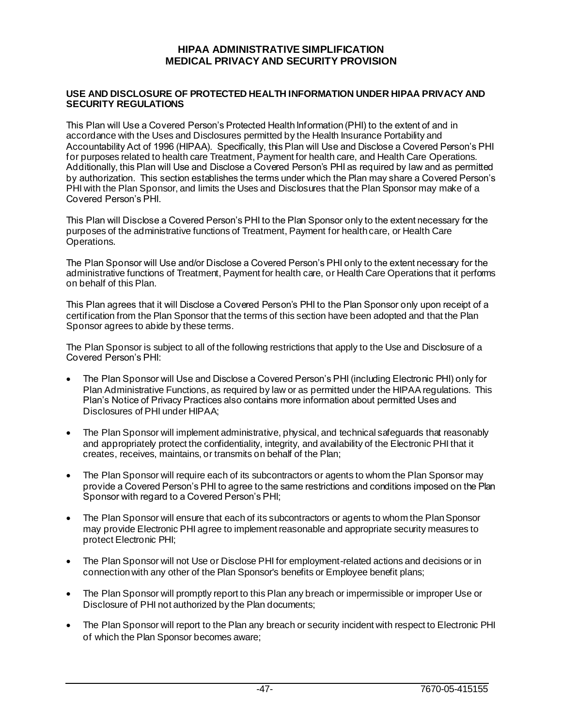# HIPAA ADMINISTRATIVE SIMPLIFICATION
# MEDICAL PRIVACY AND SECURITY PROVISION

**USE AND DISCLOSURE OF PROTECTED HEALTH INFORMATION UNDER HIPAA PRIVACY AND SECURITY REGULATIONS**

This Plan will Use a Covered Person's Protected Health Information (PHI) to the extent of and in accordance with the Uses and Disclosures permitted by the Health Insurance Portability and Accountability Act of 1996 (HIPAA). Specifically, this Plan will Use and Disclose a Covered Person's PHI for purposes related to health care Treatment, Payment for health care, and Health Care Operations. Additionally, this Plan will Use and Disclose a Covered Person's PHI as required by law and as permitted by authorization. This section establishes the terms under which the Plan may share a Covered Person's PHI with the Plan Sponsor, and limits the Uses and Disclosures that the Plan Sponsor may make of a Covered Person's PHI.

This Plan will Disclose a Covered Person's PHI to the Plan Sponsor only to the extent necessary for the purposes of the administrative functions of Treatment, Payment for health care, or Health Care Operations.

The Plan Sponsor will Use and/or Disclose a Covered Person's PHI only to the extent necessary for the administrative functions of Treatment, Payment for health care, or Health Care Operations that it performs on behalf of this Plan.

This Plan agrees that it will Disclose a Covered Person's PHI to the Plan Sponsor only upon receipt of a certification from the Plan Sponsor that the terms of this section have been adopted and that the Plan Sponsor agrees to abide by these terms.

The Plan Sponsor is subject to all of the following restrictions that apply to the Use and Disclosure of a Covered Person's PHI:

- The Plan Sponsor will Use and Disclose a Covered Person's PHI (including Electronic PHI) only for Plan Administrative Functions, as required by law or as permitted under the HIPAA regulations. This Plan's Notice of Privacy Practices also contains more information about permitted Uses and Disclosures of PHI under HIPAA;
- The Plan Sponsor will implement administrative, physical, and technical safeguards that reasonably and appropriately protect the confidentiality, integrity, and availability of the Electronic PHI that it creates, receives, maintains, or transmits on behalf of the Plan;
- The Plan Sponsor will require each of its subcontractors or agents to whom the Plan Sponsor may provide a Covered Person's PHI to agree to the same restrictions and conditions imposed on the Plan Sponsor with regard to a Covered Person's PHI;
- The Plan Sponsor will ensure that each of its subcontractors or agents to whom the Plan Sponsor may provide Electronic PHI agree to implement reasonable and appropriate security measures to protect Electronic PHI;
- The Plan Sponsor will not Use or Disclose PHI for employment-related actions and decisions or in connection with any other of the Plan Sponsor's benefits or Employee benefit plans;
- The Plan Sponsor will promptly report to this Plan any breach or impermissible or improper Use or Disclosure of PHI not authorized by the Plan documents;
- The Plan Sponsor will report to the Plan any breach or security incident with respect to Electronic PHI of which the Plan Sponsor becomes aware;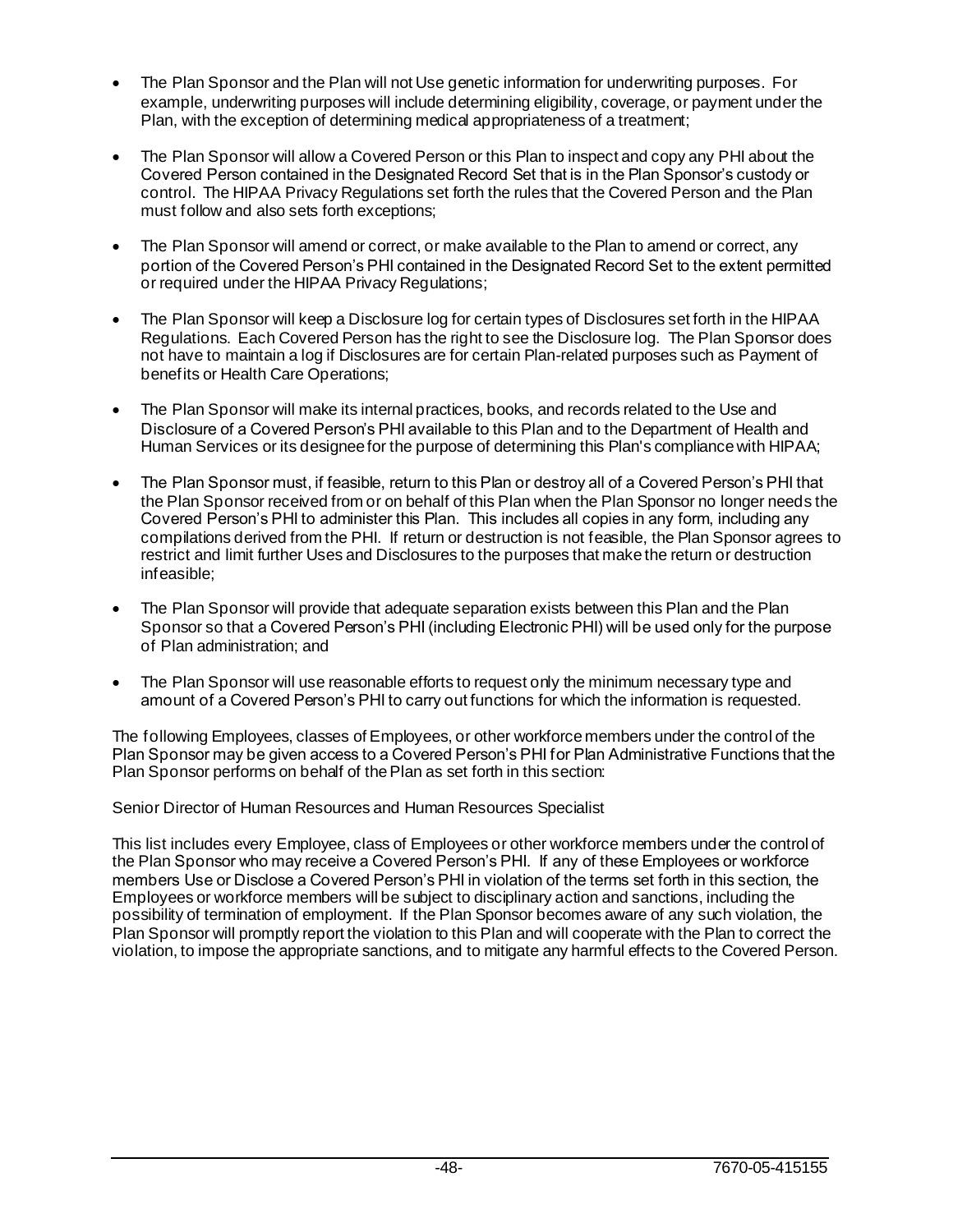- The Plan Sponsor and the Plan will not Use genetic information for underwriting purposes. For example, underwriting purposes will include determining eligibility, coverage, or payment under the Plan, with the exception of determining medical appropriateness of a treatment;

- The Plan Sponsor will allow a Covered Person or this Plan to inspect and copy any PHI about the Covered Person contained in the Designated Record Set that is in the Plan Sponsor's custody or control. The HIPAA Privacy Regulations set forth the rules that the Covered Person and the Plan must follow and also sets forth exceptions;

- The Plan Sponsor will amend or correct, or make available to the Plan to amend or correct, any portion of the Covered Person's PHI contained in the Designated Record Set to the extent permitted or required under the HIPAA Privacy Regulations;

- The Plan Sponsor will keep a Disclosure log for certain types of Disclosures set forth in the HIPAA Regulations. Each Covered Person has the right to see the Disclosure log. The Plan Sponsor does not have to maintain a log if Disclosures are for certain Plan-related purposes such as Payment of benefits or Health Care Operations;

- The Plan Sponsor will make its internal practices, books, and records related to the Use and Disclosure of a Covered Person's PHI available to this Plan and to the Department of Health and Human Services or its designee for the purpose of determining this Plan's compliance with HIPAA;

- The Plan Sponsor must, if feasible, return to this Plan or destroy all of a Covered Person's PHI that the Plan Sponsor received from or on behalf of this Plan when the Plan Sponsor no longer needs the Covered Person's PHI to administer this Plan. This includes all copies in any form, including any compilations derived from the PHI. If return or destruction is not feasible, the Plan Sponsor agrees to restrict and limit further Uses and Disclosures to the purposes that make the return or destruction infeasible;

- The Plan Sponsor will provide that adequate separation exists between this Plan and the Plan Sponsor so that a Covered Person's PHI (including Electronic PHI) will be used only for the purpose of Plan administration; and

- The Plan Sponsor will use reasonable efforts to request only the minimum necessary type and amount of a Covered Person's PHI to carry out functions for which the information is requested.

The following Employees, classes of Employees, or other workforce members under the control of the Plan Sponsor may be given access to a Covered Person's PHI for Plan Administrative Functions that the Plan Sponsor performs on behalf of the Plan as set forth in this section:

Senior Director of Human Resources and Human Resources Specialist

This list includes every Employee, class of Employees or other workforce members under the control of the Plan Sponsor who may receive a Covered Person's PHI. If any of these Employees or workforce members Use or Disclose a Covered Person's PHI in violation of the terms set forth in this section, the Employees or workforce members will be subject to disciplinary action and sanctions, including the possibility of termination of employment. If the Plan Sponsor becomes aware of any such violation, the Plan Sponsor will promptly report the violation to this Plan and will cooperate with the Plan to correct the violation, to impose the appropriate sanctions, and to mitigate any harmful effects to the Covered Person.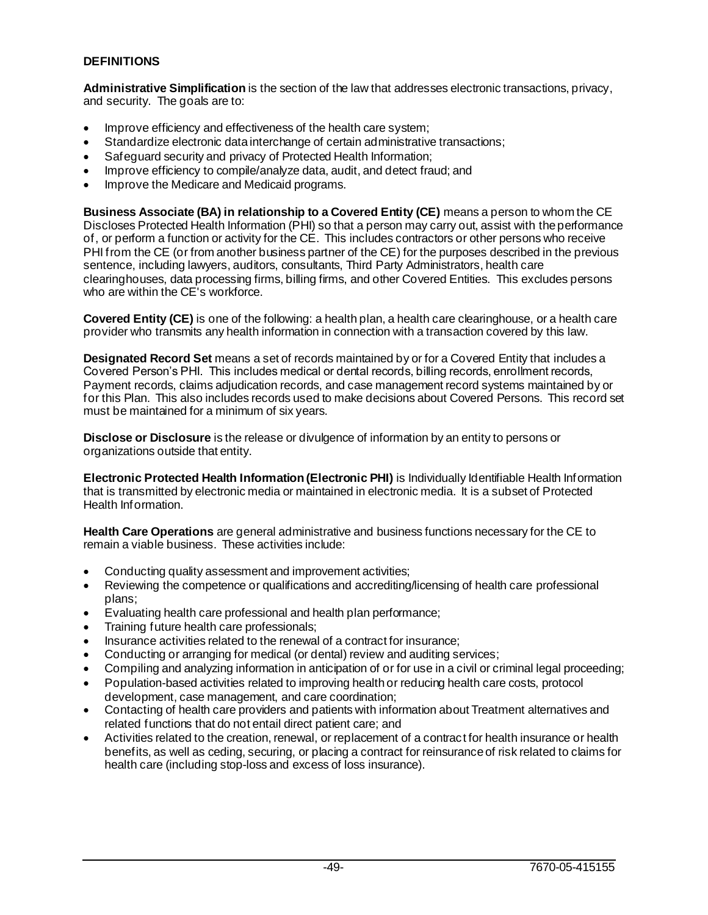## DEFINITIONS

**Administrative Simplification** is the section of the law that addresses electronic transactions, privacy, and security. The goals are to:

- Improve efficiency and effectiveness of the health care system;
- Standardize electronic data interchange of certain administrative transactions;
- Safeguard security and privacy of Protected Health Information;
- Improve efficiency to compile/analyze data, audit, and detect fraud; and
- Improve the Medicare and Medicaid programs.

**Business Associate (BA) in relationship to a Covered Entity (CE)** means a person to whom the CE Discloses Protected Health Information (PHI) so that a person may carry out, assist with the performance of, or perform a function or activity for the CE. This includes contractors or other persons who receive PHI from the CE (or from another business partner of the CE) for the purposes described in the previous sentence, including lawyers, auditors, consultants, Third Party Administrators, health care clearinghouses, data processing firms, billing firms, and other Covered Entities. This excludes persons who are within the CE's workforce.

**Covered Entity (CE)** is one of the following: a health plan, a health care clearinghouse, or a health care provider who transmits any health information in connection with a transaction covered by this law.

**Designated Record Set** means a set of records maintained by or for a Covered Entity that includes a Covered Person's PHI. This includes medical or dental records, billing records, enrollment records, Payment records, claims adjudication records, and case management record systems maintained by or for this Plan. This also includes records used to make decisions about Covered Persons. This record set must be maintained for a minimum of six years.

**Disclose or Disclosure** is the release or divulgence of information by an entity to persons or organizations outside that entity.

**Electronic Protected Health Information (Electronic PHI)** is Individually Identifiable Health Information that is transmitted by electronic media or maintained in electronic media. It is a subset of Protected Health Information.

**Health Care Operations** are general administrative and business functions necessary for the CE to remain a viable business. These activities include:

- Conducting quality assessment and improvement activities;
- Reviewing the competence or qualifications and accrediting/licensing of health care professional plans;
- Evaluating health care professional and health plan performance;
- Training future health care professionals;
- Insurance activities related to the renewal of a contract for insurance;
- Conducting or arranging for medical (or dental) review and auditing services;
- Compiling and analyzing information in anticipation of or for use in a civil or criminal legal proceeding;
- Population-based activities related to improving health or reducing health care costs, protocol development, case management, and care coordination;
- Contacting of health care providers and patients with information about Treatment alternatives and related functions that do not entail direct patient care; and
- Activities related to the creation, renewal, or replacement of a contract for health insurance or health benefits, as well as ceding, securing, or placing a contract for reinsurance of risk related to claims for health care (including stop-loss and excess of loss insurance).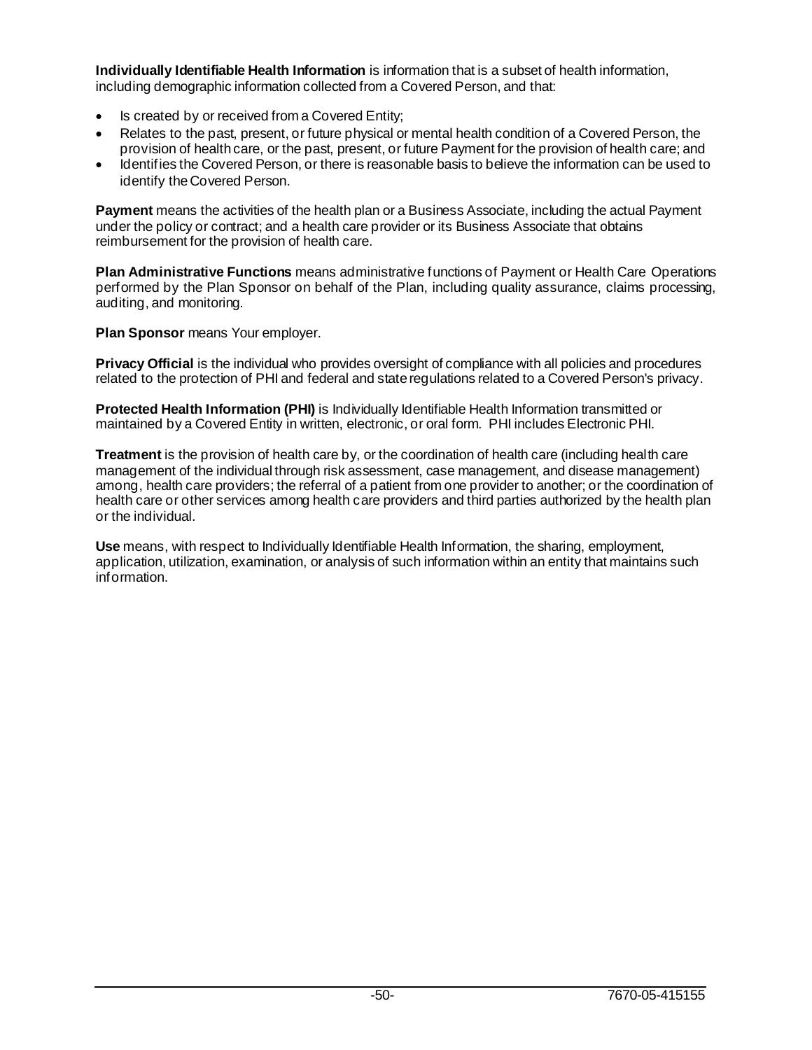**Individually Identifiable Health Information** is information that is a subset of health information, including demographic information collected from a Covered Person, and that:

- Is created by or received from a Covered Entity;
- Relates to the past, present, or future physical or mental health condition of a Covered Person, the provision of health care, or the past, present, or future Payment for the provision of health care; and
- Identifies the Covered Person, or there is reasonable basis to believe the information can be used to identify the Covered Person.

**Payment** means the activities of the health plan or a Business Associate, including the actual Payment under the policy or contract; and a health care provider or its Business Associate that obtains reimbursement for the provision of health care.

**Plan Administrative Functions** means administrative functions of Payment or Health Care Operations performed by the Plan Sponsor on behalf of the Plan, including quality assurance, claims processing, auditing, and monitoring.

**Plan Sponsor** means Your employer.

**Privacy Official** is the individual who provides oversight of compliance with all policies and procedures related to the protection of PHI and federal and state regulations related to a Covered Person's privacy.

**Protected Health Information (PHI)** is Individually Identifiable Health Information transmitted or maintained by a Covered Entity in written, electronic, or oral form. PHI includes Electronic PHI.

**Treatment** is the provision of health care by, or the coordination of health care (including health care management of the individual through risk assessment, case management, and disease management) among, health care providers; the referral of a patient from one provider to another; or the coordination of health care or other services among health care providers and third parties authorized by the health plan or the individual.

**Use** means, with respect to Individually Identifiable Health Information, the sharing, employment, application, utilization, examination, or analysis of such information within an entity that maintains such information.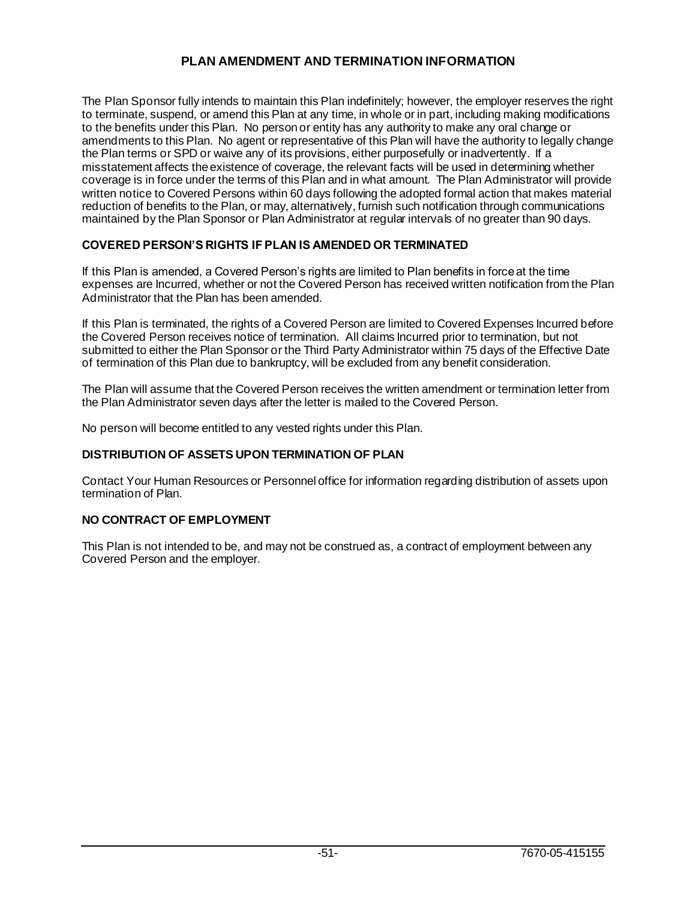# PLAN AMENDMENT AND TERMINATION INFORMATION

The Plan Sponsor fully intends to maintain this Plan indefinitely; however, the employer reserves the right to terminate, suspend, or amend this Plan at any time, in whole or in part, including making modifications to the benefits under this Plan. No person or entity has any authority to make any oral change or amendments to this Plan. No agent or representative of this Plan will have the authority to legally change the Plan terms or SPD or waive any of its provisions, either purposefully or inadvertently. If a misstatement affects the existence of coverage, the relevant facts will be used in determining whether coverage is in force under the terms of this Plan and in what amount. The Plan Administrator will provide written notice to Covered Persons within 60 days following the adopted formal action that makes material reduction of benefits to the Plan, or may, alternatively, furnish such notification through communications maintained by the Plan Sponsor or Plan Administrator at regular intervals of no greater than 90 days.

## COVERED PERSON'S RIGHTS IF PLAN IS AMENDED OR TERMINATED

If this Plan is amended, a Covered Person's rights are limited to Plan benefits in force at the time expenses are Incurred, whether or not the Covered Person has received written notification from the Plan Administrator that the Plan has been amended.

If this Plan is terminated, the rights of a Covered Person are limited to Covered Expenses Incurred before the Covered Person receives notice of termination. All claims Incurred prior to termination, but not submitted to either the Plan Sponsor or the Third Party Administrator within 75 days of the Effective Date of termination of this Plan due to bankruptcy, will be excluded from any benefit consideration.

The Plan will assume that the Covered Person receives the written amendment or termination letter from the Plan Administrator seven days after the letter is mailed to the Covered Person.

No person will become entitled to any vested rights under this Plan.

## DISTRIBUTION OF ASSETS UPON TERMINATION OF PLAN

Contact Your Human Resources or Personnel office for information regarding distribution of assets upon termination of Plan.

## NO CONTRACT OF EMPLOYMENT

This Plan is not intended to be, and may not be construed as, a contract of employment between any Covered Person and the employer.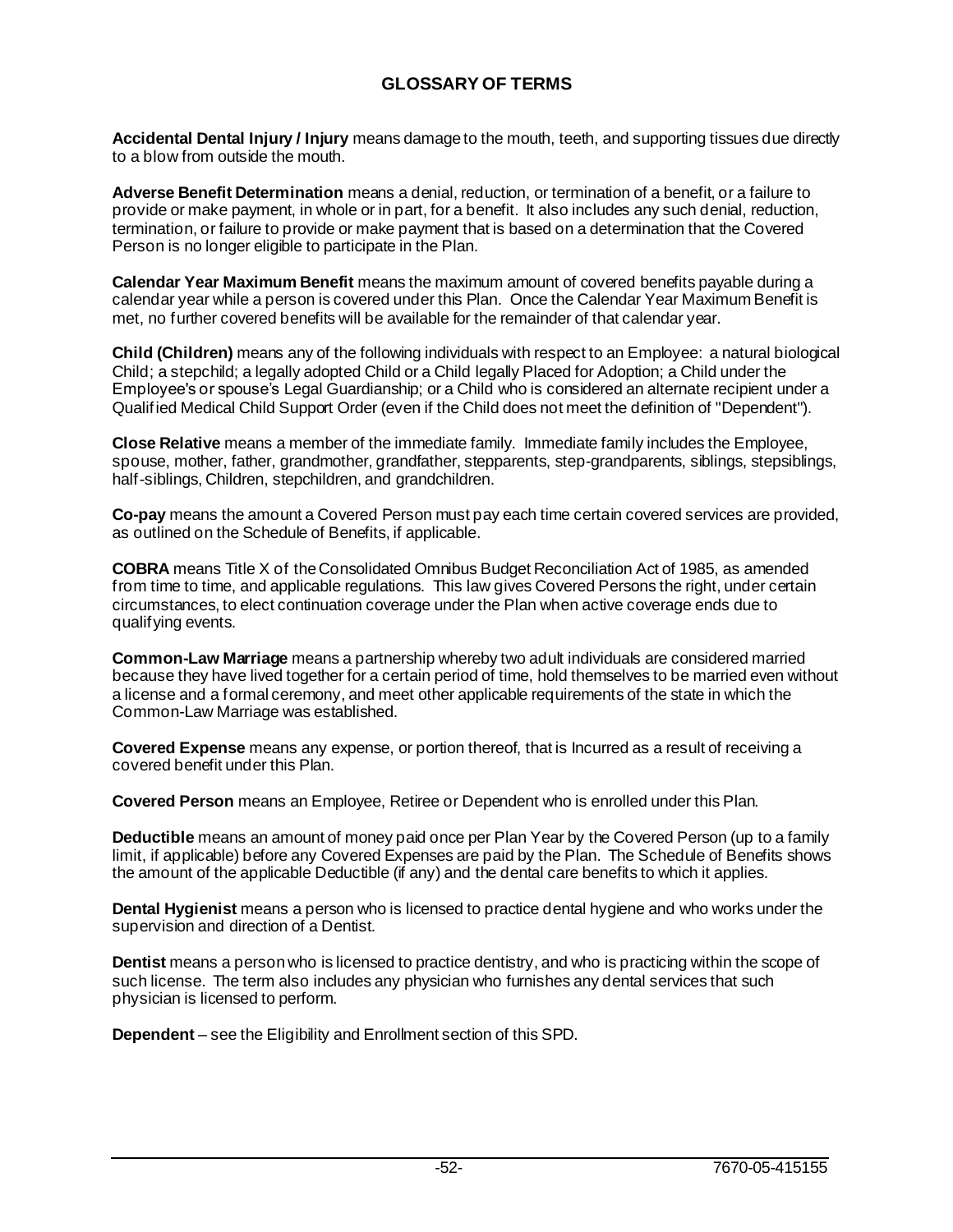# GLOSSARY OF TERMS

**Accidental Dental Injury / Injury** means damage to the mouth, teeth, and supporting tissues due directly to a blow from outside the mouth.

**Adverse Benefit Determination** means a denial, reduction, or termination of a benefit, or a failure to provide or make payment, in whole or in part, for a benefit. It also includes any such denial, reduction, termination, or failure to provide or make payment that is based on a determination that the Covered Person is no longer eligible to participate in the Plan.

**Calendar Year Maximum Benefit** means the maximum amount of covered benefits payable during a calendar year while a person is covered under this Plan. Once the Calendar Year Maximum Benefit is met, no further covered benefits will be available for the remainder of that calendar year.

**Child (Children)** means any of the following individuals with respect to an Employee: a natural biological Child; a stepchild; a legally adopted Child or a Child legally Placed for Adoption; a Child under the Employee's or spouse's Legal Guardianship; or a Child who is considered an alternate recipient under a Qualified Medical Child Support Order (even if the Child does not meet the definition of "Dependent").

**Close Relative** means a member of the immediate family. Immediate family includes the Employee, spouse, mother, father, grandmother, grandfather, stepparents, step-grandparents, siblings, stepsiblings, half-siblings, Children, stepchildren, and grandchildren.

**Co-pay** means the amount a Covered Person must pay each time certain covered services are provided, as outlined on the Schedule of Benefits, if applicable.

**COBRA** means Title X of the Consolidated Omnibus Budget Reconciliation Act of 1985, as amended from time to time, and applicable regulations. This law gives Covered Persons the right, under certain circumstances, to elect continuation coverage under the Plan when active coverage ends due to qualifying events.

**Common-Law Marriage** means a partnership whereby two adult individuals are considered married because they have lived together for a certain period of time, hold themselves to be married even without a license and a formal ceremony, and meet other applicable requirements of the state in which the Common-Law Marriage was established.

**Covered Expense** means any expense, or portion thereof, that is Incurred as a result of receiving a covered benefit under this Plan.

**Covered Person** means an Employee, Retiree or Dependent who is enrolled under this Plan.

**Deductible** means an amount of money paid once per Plan Year by the Covered Person (up to a family limit, if applicable) before any Covered Expenses are paid by the Plan. The Schedule of Benefits shows the amount of the applicable Deductible (if any) and the dental care benefits to which it applies.

**Dental Hygienist** means a person who is licensed to practice dental hygiene and who works under the supervision and direction of a Dentist.

**Dentist** means a person who is licensed to practice dentistry, and who is practicing within the scope of such license. The term also includes any physician who furnishes any dental services that such physician is licensed to perform.

**Dependent** – see the Eligibility and Enrollment section of this SPD.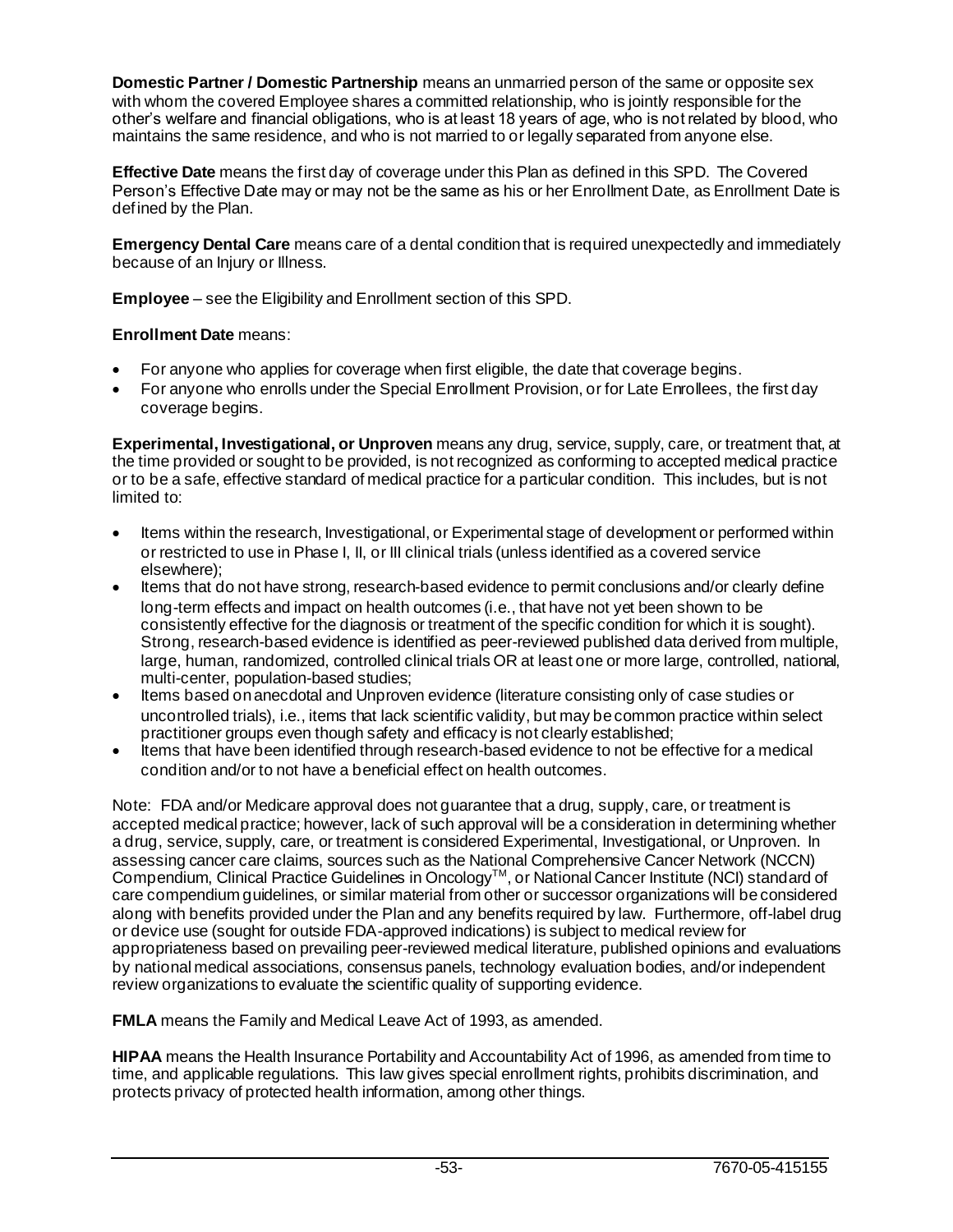**Domestic Partner / Domestic Partnership** means an unmarried person of the same or opposite sex with whom the covered Employee shares a committed relationship, who is jointly responsible for the other's welfare and financial obligations, who is at least 18 years of age, who is not related by blood, who maintains the same residence, and who is not married to or legally separated from anyone else.

**Effective Date** means the first day of coverage under this Plan as defined in this SPD. The Covered Person's Effective Date may or may not be the same as his or her Enrollment Date, as Enrollment Date is defined by the Plan.

**Emergency Dental Care** means care of a dental condition that is required unexpectedly and immediately because of an Injury or Illness.

**Employee** – see the Eligibility and Enrollment section of this SPD.

**Enrollment Date** means:

- For anyone who applies for coverage when first eligible, the date that coverage begins.
- For anyone who enrolls under the Special Enrollment Provision, or for Late Enrollees, the first day coverage begins.

**Experimental, Investigational, or Unproven** means any drug, service, supply, care, or treatment that, at the time provided or sought to be provided, is not recognized as conforming to accepted medical practice or to be a safe, effective standard of medical practice for a particular condition. This includes, but is not limited to:

- Items within the research, Investigational, or Experimental stage of development or performed within or restricted to use in Phase I, II, or III clinical trials (unless identified as a covered service elsewhere);
- Items that do not have strong, research-based evidence to permit conclusions and/or clearly define long-term effects and impact on health outcomes (i.e., that have not yet been shown to be consistently effective for the diagnosis or treatment of the specific condition for which it is sought). Strong, research-based evidence is identified as peer-reviewed published data derived from multiple, large, human, randomized, controlled clinical trials OR at least one or more large, controlled, national, multi-center, population-based studies;
- Items based on anecdotal and Unproven evidence (literature consisting only of case studies or uncontrolled trials), i.e., items that lack scientific validity, but may be common practice within select practitioner groups even though safety and efficacy is not clearly established;
- Items that have been identified through research-based evidence to not be effective for a medical condition and/or to not have a beneficial effect on health outcomes.

Note: FDA and/or Medicare approval does not guarantee that a drug, supply, care, or treatment is accepted medical practice; however, lack of such approval will be a consideration in determining whether a drug, service, supply, care, or treatment is considered Experimental, Investigational, or Unproven. In assessing cancer care claims, sources such as the National Comprehensive Cancer Network (NCCN) Compendium, Clinical Practice Guidelines in Oncology™, or National Cancer Institute (NCI) standard of care compendium guidelines, or similar material from other or successor organizations will be considered along with benefits provided under the Plan and any benefits required by law. Furthermore, off-label drug or device use (sought for outside FDA-approved indications) is subject to medical review for appropriateness based on prevailing peer-reviewed medical literature, published opinions and evaluations by national medical associations, consensus panels, technology evaluation bodies, and/or independent review organizations to evaluate the scientific quality of supporting evidence.

**FMLA** means the Family and Medical Leave Act of 1993, as amended.

**HIPAA** means the Health Insurance Portability and Accountability Act of 1996, as amended from time to time, and applicable regulations. This law gives special enrollment rights, prohibits discrimination, and protects privacy of protected health information, among other things.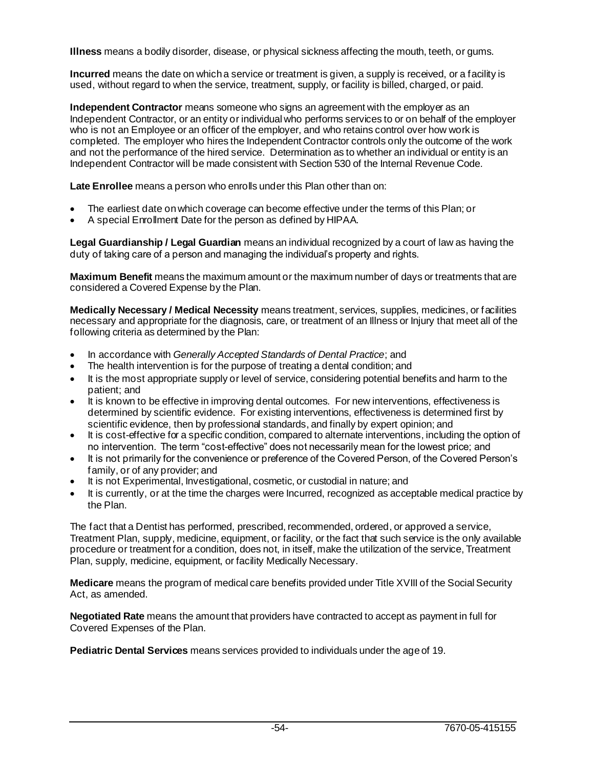**Illness** means a bodily disorder, disease, or physical sickness affecting the mouth, teeth, or gums.

**Incurred** means the date on which a service or treatment is given, a supply is received, or a facility is used, without regard to when the service, treatment, supply, or facility is billed, charged, or paid.

**Independent Contractor** means someone who signs an agreement with the employer as an Independent Contractor, or an entity or individual who performs services to or on behalf of the employer who is not an Employee or an officer of the employer, and who retains control over how work is completed. The employer who hires the Independent Contractor controls only the outcome of the work and not the performance of the hired service. Determination as to whether an individual or entity is an Independent Contractor will be made consistent with Section 530 of the Internal Revenue Code.

**Late Enrollee** means a person who enrolls under this Plan other than on:

- The earliest date on which coverage can become effective under the terms of this Plan; or
- A special Enrollment Date for the person as defined by HIPAA.

**Legal Guardianship / Legal Guardian** means an individual recognized by a court of law as having the duty of taking care of a person and managing the individual's property and rights.

**Maximum Benefit** means the maximum amount or the maximum number of days or treatments that are considered a Covered Expense by the Plan.

**Medically Necessary / Medical Necessity** means treatment, services, supplies, medicines, or facilities necessary and appropriate for the diagnosis, care, or treatment of an Illness or Injury that meet all of the following criteria as determined by the Plan:

- In accordance with *Generally Accepted Standards of Dental Practice*; and
- The health intervention is for the purpose of treating a dental condition; and
- It is the most appropriate supply or level of service, considering potential benefits and harm to the patient; and
- It is known to be effective in improving dental outcomes. For new interventions, effectiveness is determined by scientific evidence. For existing interventions, effectiveness is determined first by scientific evidence, then by professional standards, and finally by expert opinion; and
- It is cost-effective for a specific condition, compared to alternate interventions, including the option of no intervention. The term "cost-effective" does not necessarily mean for the lowest price; and
- It is not primarily for the convenience or preference of the Covered Person, of the Covered Person's family, or of any provider; and
- It is not Experimental, Investigational, cosmetic, or custodial in nature; and
- It is currently, or at the time the charges were Incurred, recognized as acceptable medical practice by the Plan.

The fact that a Dentist has performed, prescribed, recommended, ordered, or approved a service, Treatment Plan, supply, medicine, equipment, or facility, or the fact that such service is the only available procedure or treatment for a condition, does not, in itself, make the utilization of the service, Treatment Plan, supply, medicine, equipment, or facility Medically Necessary.

**Medicare** means the program of medical care benefits provided under Title XVIII of the Social Security Act, as amended.

**Negotiated Rate** means the amount that providers have contracted to accept as payment in full for Covered Expenses of the Plan.

**Pediatric Dental Services** means services provided to individuals under the age of 19.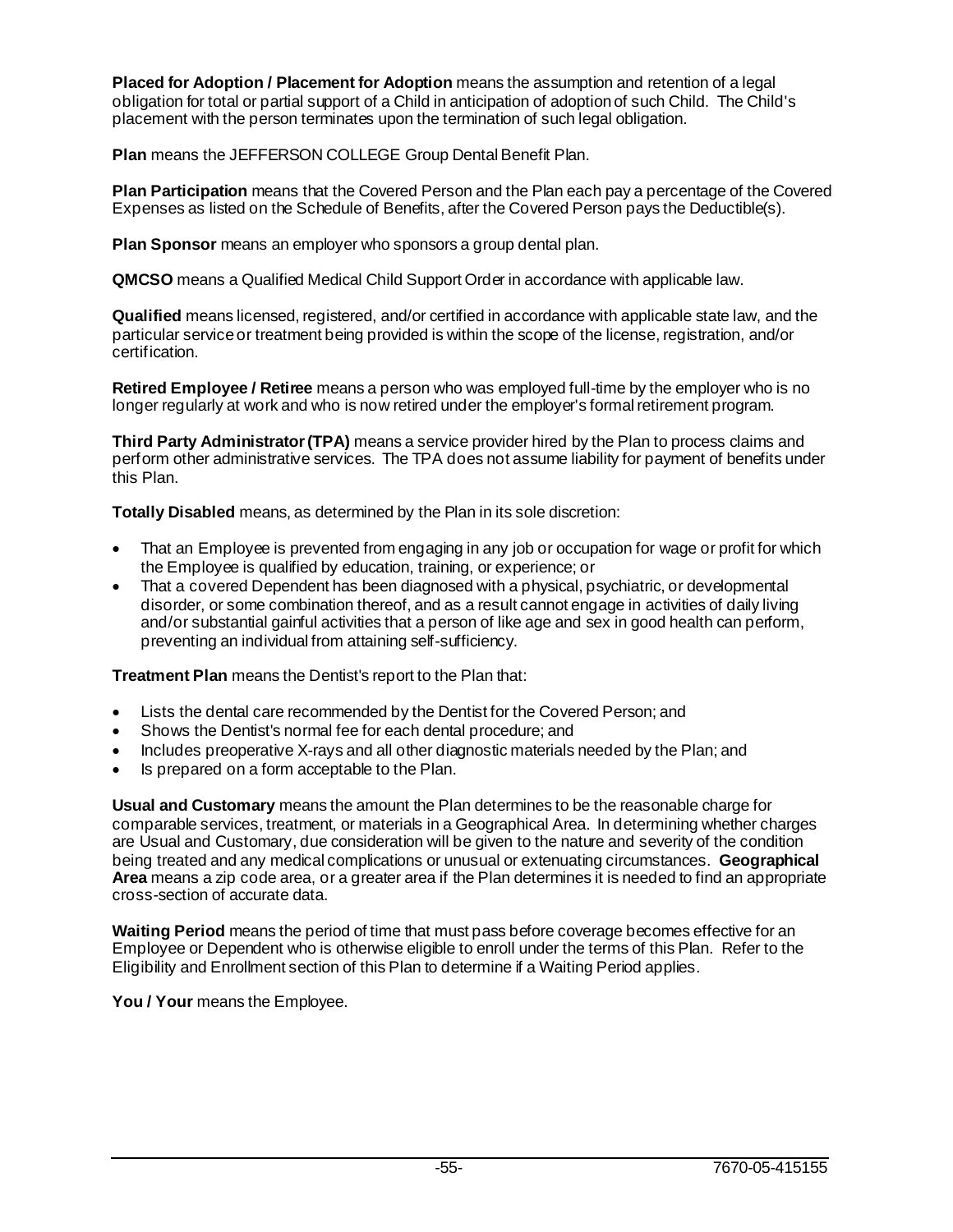**Placed for Adoption / Placement for Adoption** means the assumption and retention of a legal obligation for total or partial support of a Child in anticipation of adoption of such Child. The Child's placement with the person terminates upon the termination of such legal obligation.

**Plan** means the JEFFERSON COLLEGE Group Dental Benefit Plan.

**Plan Participation** means that the Covered Person and the Plan each pay a percentage of the Covered Expenses as listed on the Schedule of Benefits, after the Covered Person pays the Deductible(s).

**Plan Sponsor** means an employer who sponsors a group dental plan.

**QMCSO** means a Qualified Medical Child Support Order in accordance with applicable law.

**Qualified** means licensed, registered, and/or certified in accordance with applicable state law, and the particular service or treatment being provided is within the scope of the license, registration, and/or certification.

**Retired Employee / Retiree** means a person who was employed full-time by the employer who is no longer regularly at work and who is now retired under the employer's formal retirement program.

**Third Party Administrator (TPA)** means a service provider hired by the Plan to process claims and perform other administrative services. The TPA does not assume liability for payment of benefits under this Plan.

**Totally Disabled** means, as determined by the Plan in its sole discretion:

- That an Employee is prevented from engaging in any job or occupation for wage or profit for which the Employee is qualified by education, training, or experience; or
- That a covered Dependent has been diagnosed with a physical, psychiatric, or developmental disorder, or some combination thereof, and as a result cannot engage in activities of daily living and/or substantial gainful activities that a person of like age and sex in good health can perform, preventing an individual from attaining self-sufficiency.

**Treatment Plan** means the Dentist's report to the Plan that:

- Lists the dental care recommended by the Dentist for the Covered Person; and
- Shows the Dentist's normal fee for each dental procedure; and
- Includes preoperative X-rays and all other diagnostic materials needed by the Plan; and
- Is prepared on a form acceptable to the Plan.

**Usual and Customary** means the amount the Plan determines to be the reasonable charge for comparable services, treatment, or materials in a Geographical Area. In determining whether charges are Usual and Customary, due consideration will be given to the nature and severity of the condition being treated and any medical complications or unusual or extenuating circumstances. **Geographical Area** means a zip code area, or a greater area if the Plan determines it is needed to find an appropriate cross-section of accurate data.

**Waiting Period** means the period of time that must pass before coverage becomes effective for an Employee or Dependent who is otherwise eligible to enroll under the terms of this Plan. Refer to the Eligibility and Enrollment section of this Plan to determine if a Waiting Period applies.

**You / Your** means the Employee.